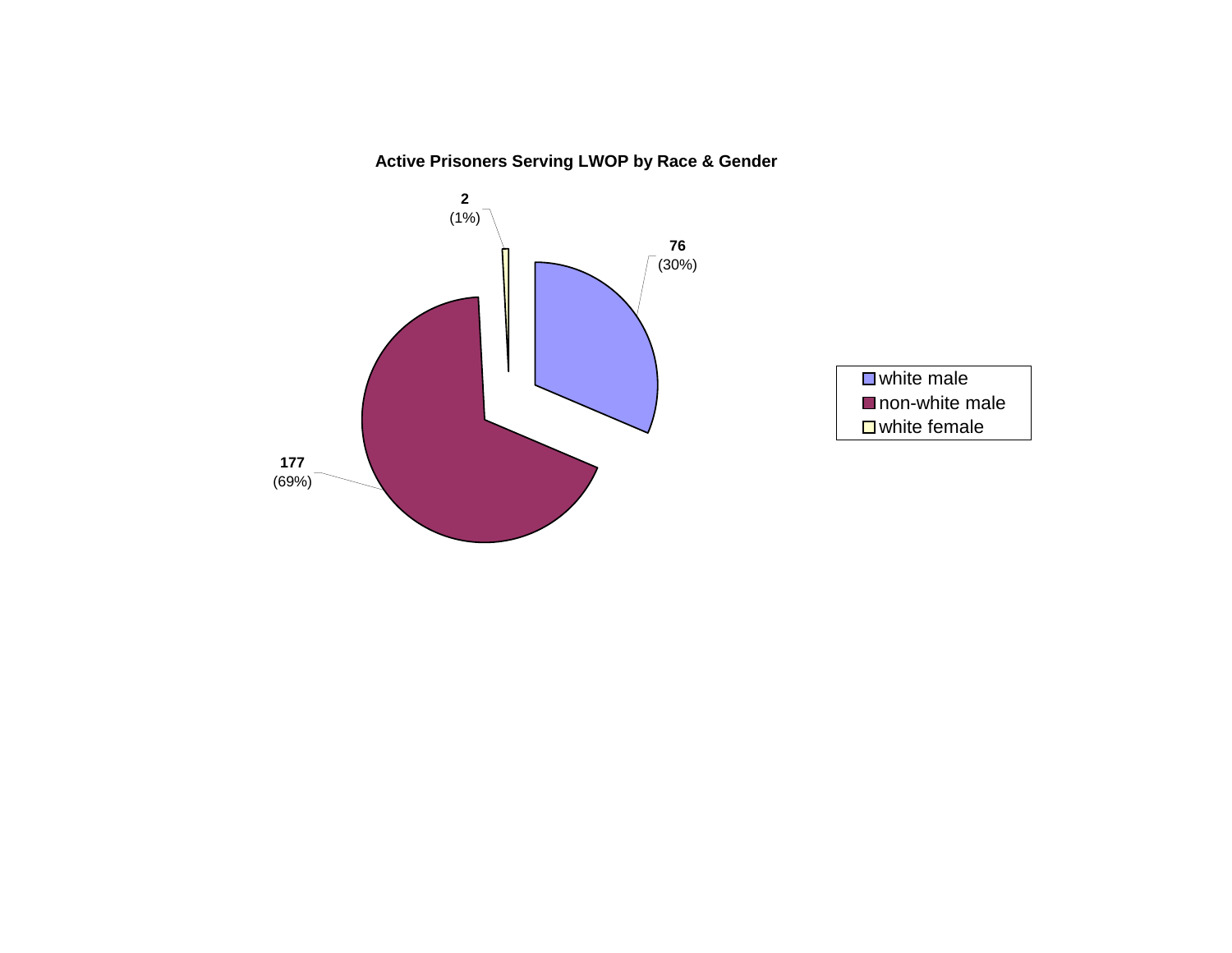**Active Prisoners Serving LWOP by Race & Gender**

| Category | Count | Percent |
| --- | --- | --- |
| white male | 76 | (30%) |
| non-white male | 177 | (69%) |
| white female | 2 | (1%) |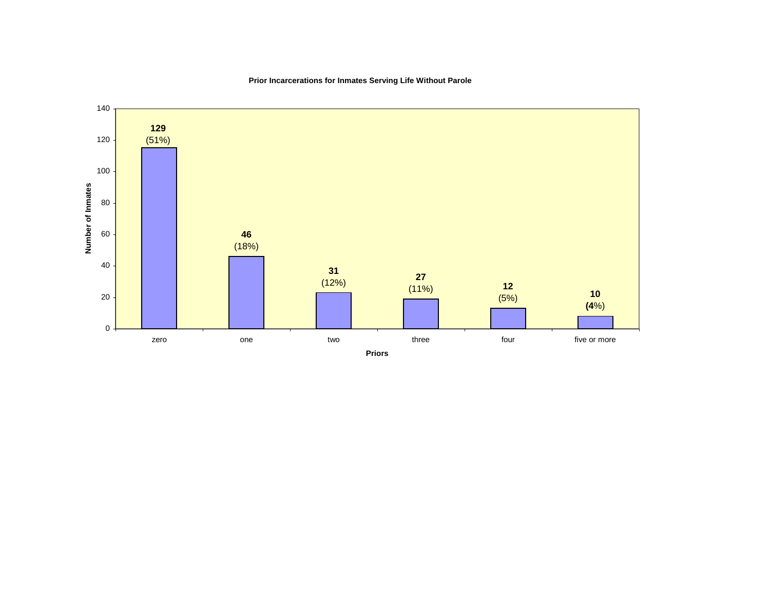**Prior Incarcerations for Inmates Serving Life Without Parole**

| Priors | Number of Inmates |
|---|---|
| zero | **129** (51%) |
| one | **46** (18%) |
| two | **31** (12%) |
| three | **27** (11%) |
| four | **12** (5%) |
| five or more | **10** (**4**%) |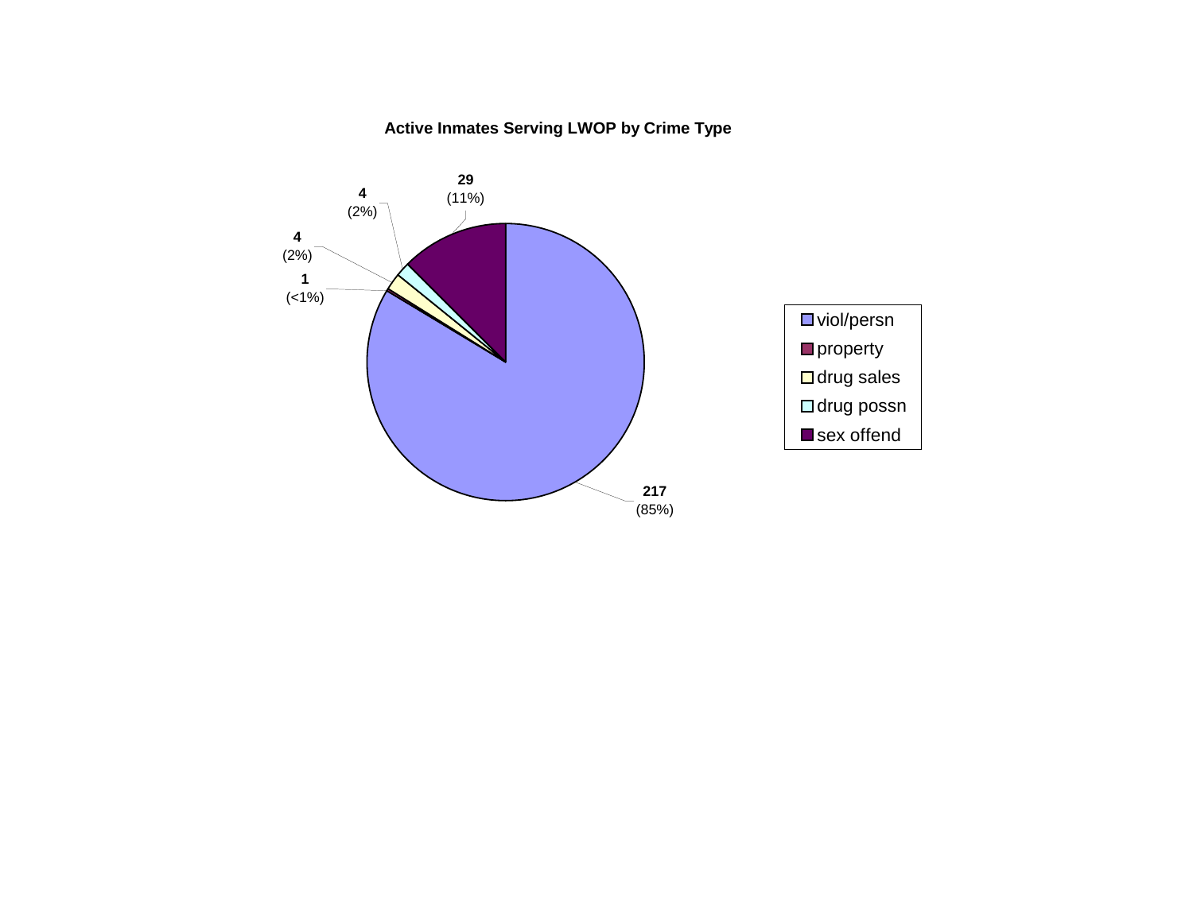**Active Inmates Serving LWOP by Crime Type**

| Crime Type | Count | Percent |
| --- | --- | --- |
| viol/persn | 217 | (85%) |
| property | 1 | (<1%) |
| drug sales | 4 | (2%) |
| drug possn | 4 | (2%) |
| sex offend | 29 | (11%) |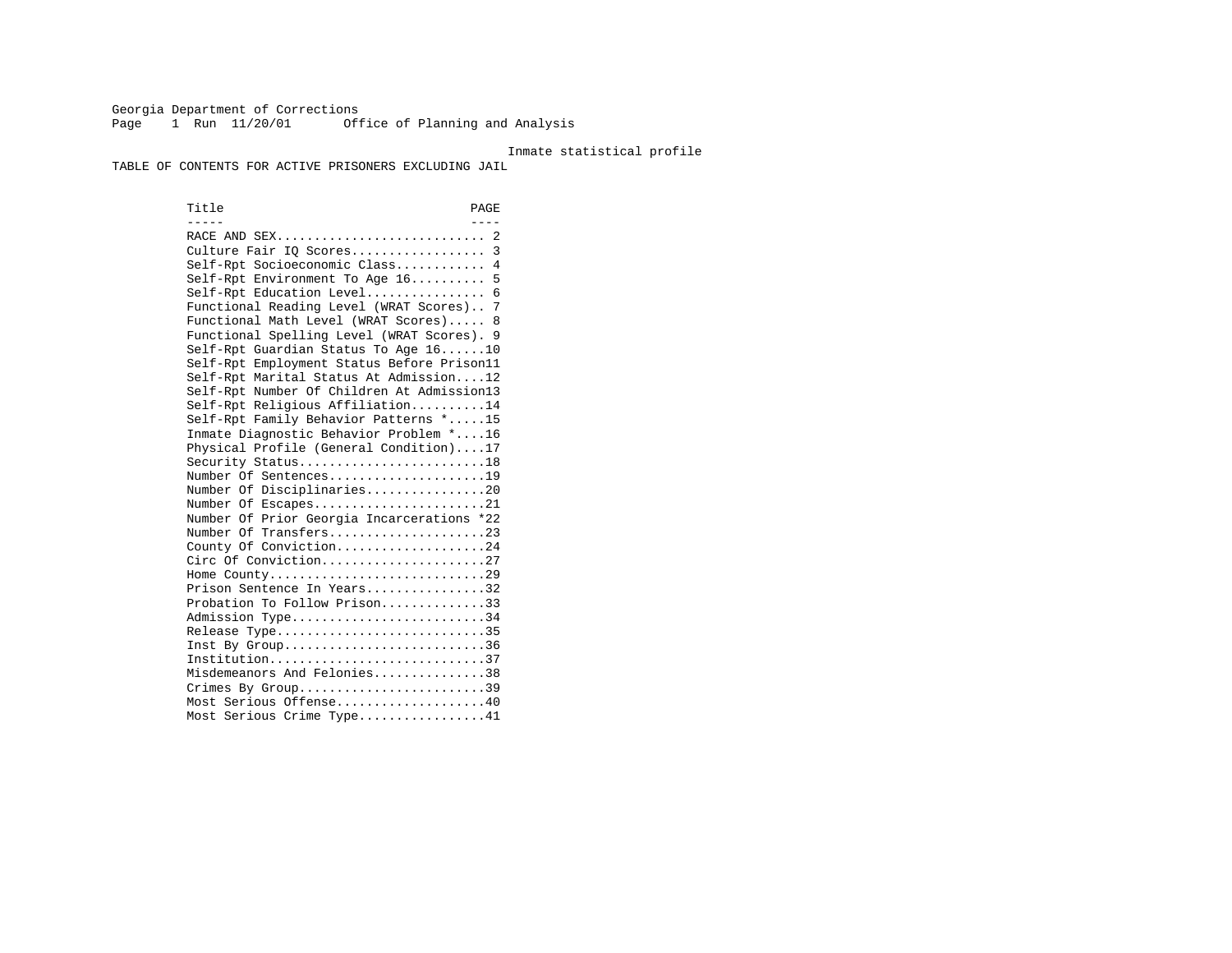Georgia Department of Corrections
Office of Planning and Analysis

Inmate statistical profile

TABLE OF CONTENTS FOR ACTIVE PRISONERS EXCLUDING JAIL

| Title | PAGE |
|---|---|
| RACE AND SEX | 2 |
| Culture Fair IQ Scores | 3 |
| Self-Rpt Socioeconomic Class | 4 |
| Self-Rpt Environment To Age 16 | 5 |
| Self-Rpt Education Level | 6 |
| Functional Reading Level (WRAT Scores) | 7 |
| Functional Math Level (WRAT Scores) | 8 |
| Functional Spelling Level (WRAT Scores) | 9 |
| Self-Rpt Guardian Status To Age 16 | 10 |
| Self-Rpt Employment Status Before Prison | 11 |
| Self-Rpt Marital Status At Admission | 12 |
| Self-Rpt Number Of Children At Admission | 13 |
| Self-Rpt Religious Affiliation | 14 |
| Self-Rpt Family Behavior Patterns * | 15 |
| Inmate Diagnostic Behavior Problem * | 16 |
| Physical Profile (General Condition) | 17 |
| Security Status | 18 |
| Number Of Sentences | 19 |
| Number Of Disciplinaries | 20 |
| Number Of Escapes | 21 |
| Number Of Prior Georgia Incarcerations * | 22 |
| Number Of Transfers | 23 |
| County Of Conviction | 24 |
| Circ Of Conviction | 27 |
| Home County | 29 |
| Prison Sentence In Years | 32 |
| Probation To Follow Prison | 33 |
| Admission Type | 34 |
| Release Type | 35 |
| Inst By Group | 36 |
| Institution | 37 |
| Misdemeanors And Felonies | 38 |
| Crimes By Group | 39 |
| Most Serious Offense | 40 |
| Most Serious Crime Type | 41 |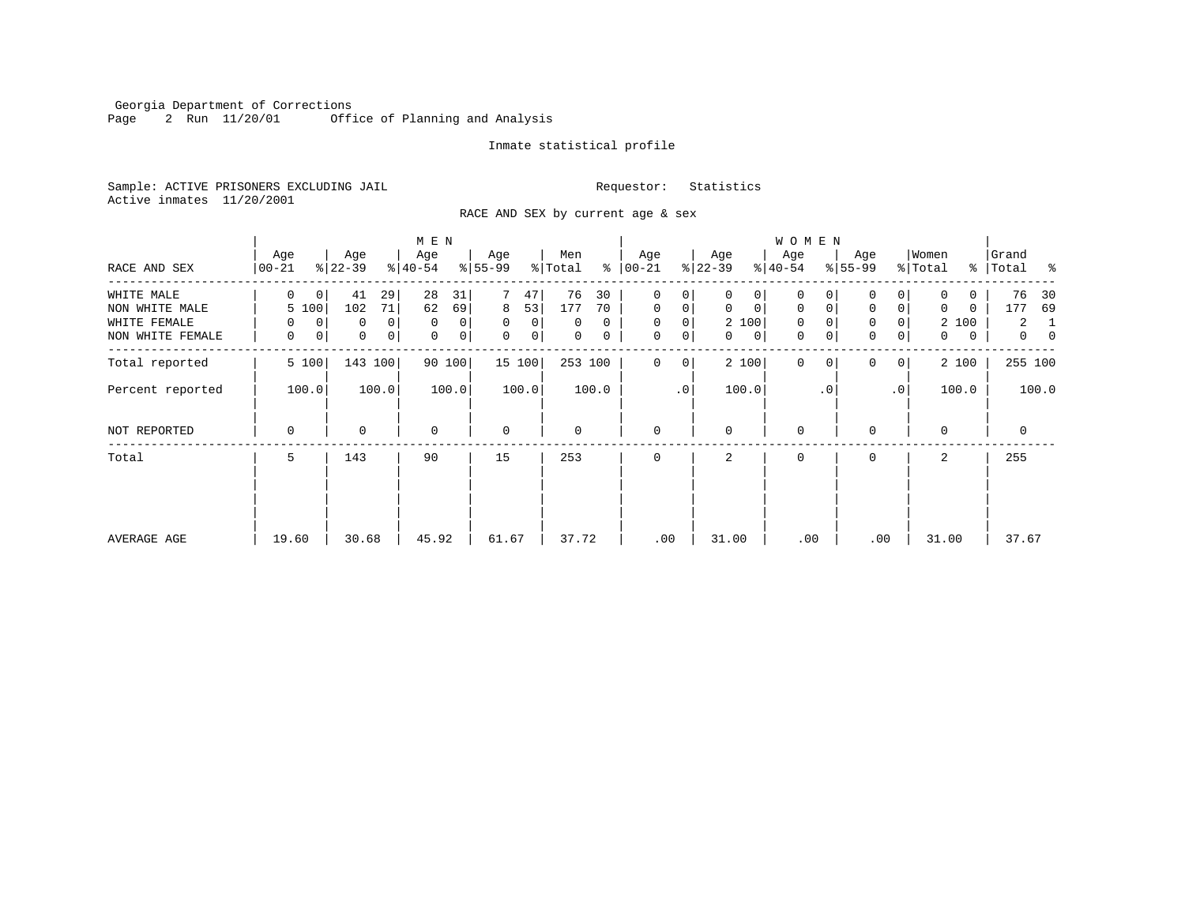Georgia Department of Corrections
Run 11/20/01 Office of Planning and Analysis

Inmate statistical profile

Sample: ACTIVE PRISONERS EXCLUDING JAIL                Requestor: Statistics
Active inmates 11/20/2001

RACE AND SEX by current age & sex

| RACE AND SEX | MEN Age 00-21 | % | Age 22-39 | % | Age 40-54 | % | Age 55-99 | % | Men Total | % | WOMEN Age 00-21 | % | Age 22-39 | % | Age 40-54 | % | Age 55-99 | % | Women Total | % | Grand Total | % |
|---|---|---|---|---|---|---|---|---|---|---|---|---|---|---|---|---|---|---|---|---|---|---|
| WHITE MALE | 0 | 0 | 41 | 29 | 28 | 31 | 7 | 47 | 76 | 30 | 0 | 0 | 0 | 0 | 0 | 0 | 0 | 0 | 0 | 0 | 76 | 30 |
| NON WHITE MALE | 5 | 100 | 102 | 71 | 62 | 69 | 8 | 53 | 177 | 70 | 0 | 0 | 0 | 0 | 0 | 0 | 0 | 0 | 0 | 0 | 177 | 69 |
| WHITE FEMALE | 0 | 0 | 0 | 0 | 0 | 0 | 0 | 0 | 0 | 0 | 0 | 0 | 2 | 100 | 0 | 0 | 0 | 0 | 2 | 100 | 2 | 1 |
| NON WHITE FEMALE | 0 | 0 | 0 | 0 | 0 | 0 | 0 | 0 | 0 | 0 | 0 | 0 | 0 | 0 | 0 | 0 | 0 | 0 | 0 | 0 | 0 | 0 |
| Total reported | 5 | 100 | 143 | 100 | 90 | 100 | 15 | 100 | 253 | 100 | 0 | 0 | 2 | 100 | 0 | 0 | 0 | 0 | 2 | 100 | 255 | 100 |
| Percent reported | | 100.0 | | 100.0 | | 100.0 | | 100.0 | | 100.0 | | .0 | | 100.0 | | .0 | | .0 | | 100.0 | | 100.0 |
| NOT REPORTED | 0 | | 0 | | 0 | | 0 | | 0 | | 0 | | 0 | | 0 | | 0 | | 0 | | 0 | |
| Total | 5 | | 143 | | 90 | | 15 | | 253 | | 0 | | 2 | | 0 | | 0 | | 2 | | 255 | |
| AVERAGE AGE | 19.60 | | 30.68 | | 45.92 | | 61.67 | | 37.72 | | .00 | | 31.00 | | .00 | | .00 | | 31.00 | | 37.67 | |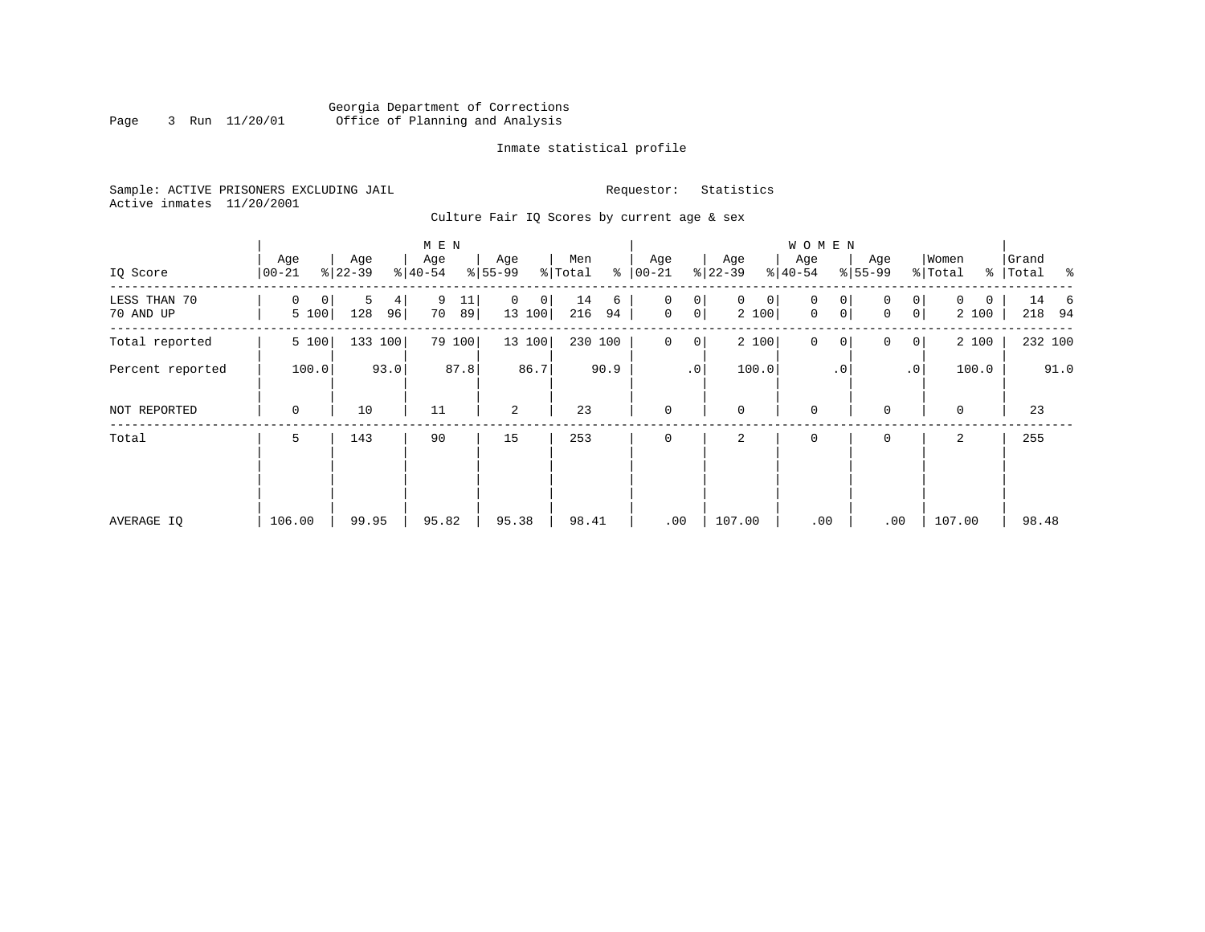Georgia Department of Corrections
Office of Planning and Analysis

Inmate statistical profile

Sample: ACTIVE PRISONERS EXCLUDING JAIL  Requestor: Statistics
Active inmates 11/20/2001

Culture Fair IQ Scores by current age & sex

| IQ Score | MEN Age 00-21 | % | Age 22-39 | % | Age 40-54 | % | Age 55-99 | % | Men Total | % | WOMEN Age 00-21 | % | Age 22-39 | % | Age 40-54 | % | Age 55-99 | % | Women Total | % | Grand Total | % |
|---|---|---|---|---|---|---|---|---|---|---|---|---|---|---|---|---|---|---|---|---|---|---|
| LESS THAN 70 | 0 | 0 | 5 | 4 | 9 | 11 | 0 | 0 | 14 | 6 | 0 | 0 | 0 | 0 | 0 | 0 | 0 | 0 | 0 | 0 | 14 | 6 |
| 70 AND UP | 5 | 100 | 128 | 96 | 70 | 89 | 13 | 100 | 216 | 94 | 0 | 0 | 2 | 100 | 0 | 0 | 0 | 0 | 2 | 100 | 218 | 94 |
| Total reported | 5 | 100 | 133 | 100 | 79 | 100 | 13 | 100 | 230 | 100 | 0 | 0 | 2 | 100 | 0 | 0 | 0 | 0 | 2 | 100 | 232 | 100 |
| Percent reported | | 100.0 | | 93.0 | | 87.8 | | 86.7 | | 90.9 | | .0 | | 100.0 | | .0 | | .0 | | 100.0 | | 91.0 |
| NOT REPORTED | 0 | | 10 | | 11 | | 2 | | 23 | | 0 | | 0 | | 0 | | 0 | | 0 | | 23 | |
| Total | 5 | | 143 | | 90 | | 15 | | 253 | | 0 | | 2 | | 0 | | 0 | | 2 | | 255 | |
| AVERAGE IQ | 106.00 | | 99.95 | | 95.82 | | 95.38 | | 98.41 | | .00 | | 107.00 | | .00 | | .00 | | 107.00 | | 98.48 | |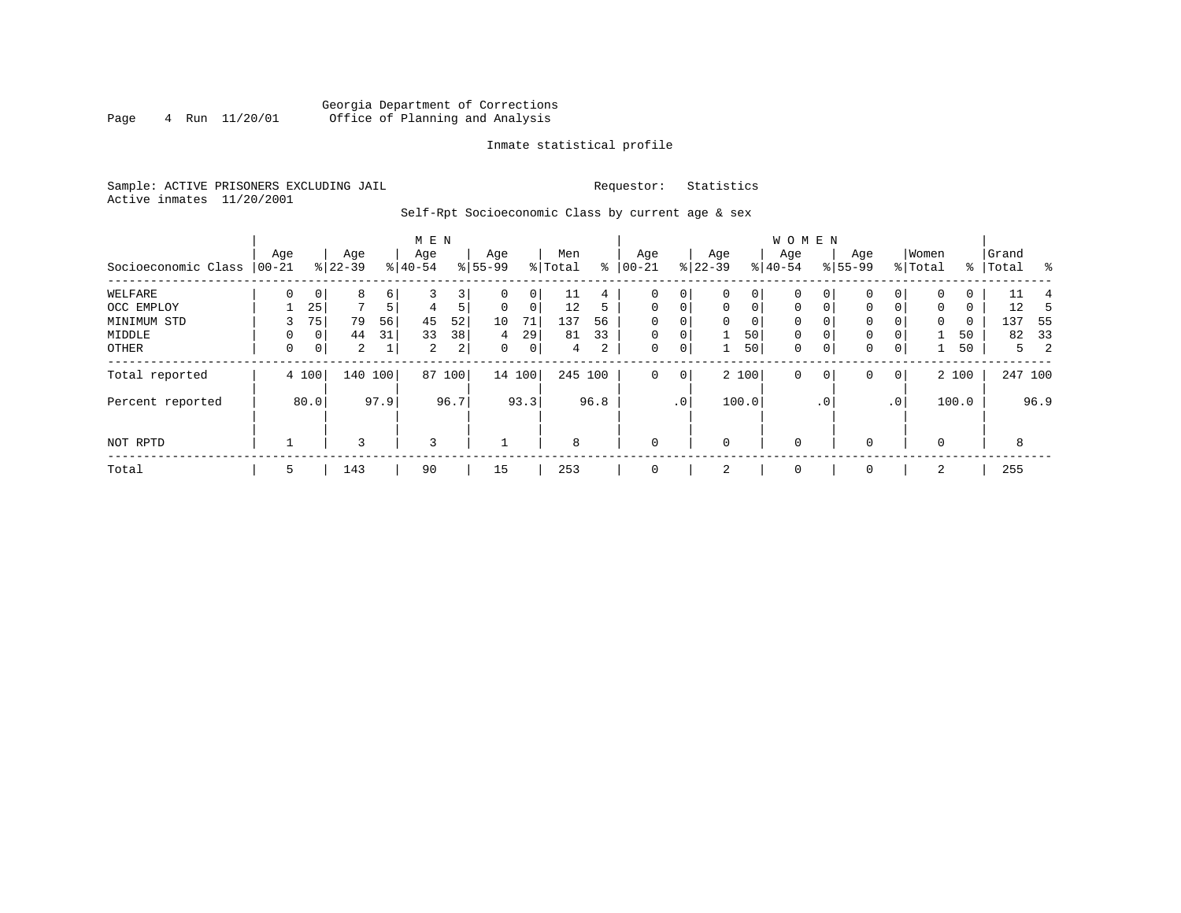Georgia Department of Corrections
Office of Planning and Analysis

Inmate statistical profile

Sample: ACTIVE PRISONERS EXCLUDING JAIL    Requestor: Statistics
Active inmates 11/20/2001

Self-Rpt Socioeconomic Class by current age & sex

| Socioeconomic Class | MEN Age 00-21 | % | Age 22-39 | % | Age 40-54 | % | Age 55-99 | % | Men Total | % | WOMEN Age 00-21 | % | Age 22-39 | % | Age 40-54 | % | Age 55-99 | % | Women Total | % | Grand Total | % |
|---|---|---|---|---|---|---|---|---|---|---|---|---|---|---|---|---|---|---|---|---|---|---|
| WELFARE | 0 | 0 | 8 | 6 | 3 | 3 | 0 | 0 | 11 | 4 | 0 | 0 | 0 | 0 | 0 | 0 | 0 | 0 | 0 | 0 | 11 | 4 |
| OCC EMPLOY | 1 | 25 | 7 | 5 | 4 | 5 | 0 | 0 | 12 | 5 | 0 | 0 | 0 | 0 | 0 | 0 | 0 | 0 | 0 | 0 | 12 | 5 |
| MINIMUM STD | 3 | 75 | 79 | 56 | 45 | 52 | 10 | 71 | 137 | 56 | 0 | 0 | 0 | 0 | 0 | 0 | 0 | 0 | 0 | 0 | 137 | 55 |
| MIDDLE | 0 | 0 | 44 | 31 | 33 | 38 | 4 | 29 | 81 | 33 | 0 | 0 | 1 | 50 | 0 | 0 | 0 | 0 | 1 | 50 | 82 | 33 |
| OTHER | 0 | 0 | 2 | 1 | 2 | 2 | 0 | 0 | 4 | 2 | 0 | 0 | 1 | 50 | 0 | 0 | 0 | 0 | 1 | 50 | 5 | 2 |
| Total reported | 4 | 100 | 140 | 100 | 87 | 100 | 14 | 100 | 245 | 100 | 0 | 0 | 2 | 100 | 0 | 0 | 0 | 0 | 2 | 100 | 247 | 100 |
| Percent reported | | 80.0 | | 97.9 | | 96.7 | | 93.3 | | 96.8 | | .0 | | 100.0 | | .0 | | .0 | | 100.0 | | 96.9 |
| NOT RPTD | 1 | | 3 | | 3 | | 1 | | 8 | | 0 | | 0 | | 0 | | 0 | | 0 | | 8 | |
| Total | 5 | | 143 | | 90 | | 15 | | 253 | | 0 | | 2 | | 0 | | 0 | | 2 | | 255 | |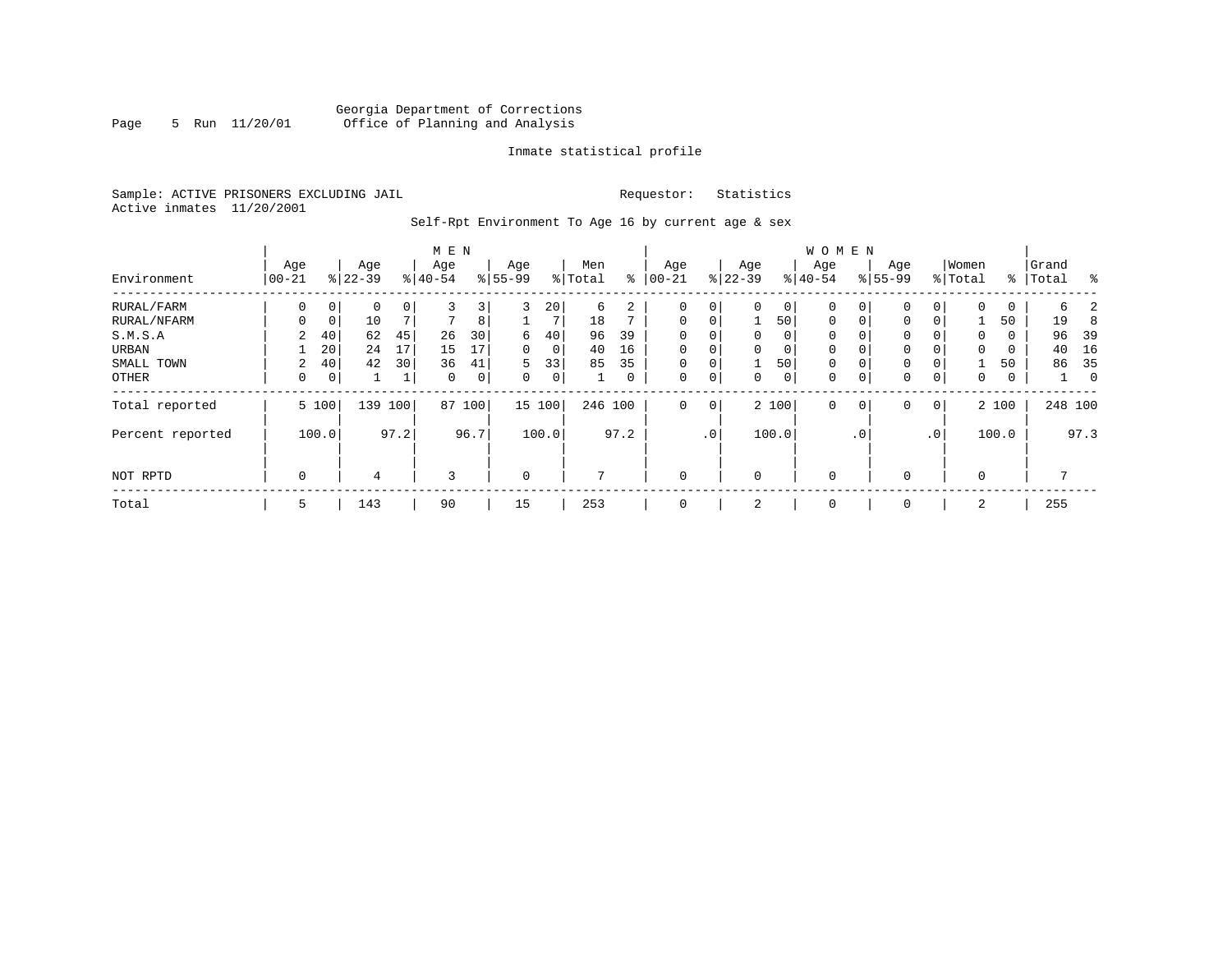Georgia Department of Corrections
Office of Planning and Analysis

Inmate statistical profile

Sample: ACTIVE PRISONERS EXCLUDING JAIL

Active inmates 11/20/2001

Requestor: Statistics

Self-Rpt Environment To Age 16 by current age & sex

| Environment | MEN Age 00-21 | % | Age 22-39 | % | Age 40-54 | % | Age 55-99 | % | Men Total | % | WOMEN Age 00-21 | % | Age 22-39 | % | Age 40-54 | % | Age 55-99 | % | Women Total | % | Grand Total | % |
|---|---|---|---|---|---|---|---|---|---|---|---|---|---|---|---|---|---|---|---|---|---|---|
| RURAL/FARM | 0 | 0 | 0 | 0 | 3 | 3 | 3 | 20 | 6 | 2 | 0 | 0 | 0 | 0 | 0 | 0 | 0 | 0 | 0 | 0 | 6 | 2 |
| RURAL/NFARM | 0 | 0 | 10 | 7 | 7 | 8 | 1 | 7 | 18 | 7 | 0 | 0 | 1 | 50 | 0 | 0 | 0 | 0 | 1 | 50 | 19 | 8 |
| S.M.S.A | 2 | 40 | 62 | 45 | 26 | 30 | 6 | 40 | 96 | 39 | 0 | 0 | 0 | 0 | 0 | 0 | 0 | 0 | 0 | 0 | 96 | 39 |
| URBAN | 1 | 20 | 24 | 17 | 15 | 17 | 0 | 0 | 40 | 16 | 0 | 0 | 0 | 0 | 0 | 0 | 0 | 0 | 0 | 0 | 40 | 16 |
| SMALL TOWN | 2 | 40 | 42 | 30 | 36 | 41 | 5 | 33 | 85 | 35 | 0 | 0 | 1 | 50 | 0 | 0 | 0 | 0 | 1 | 50 | 86 | 35 |
| OTHER | 0 | 0 | 1 | 1 | 0 | 0 | 0 | 0 | 1 | 0 | 0 | 0 | 0 | 0 | 0 | 0 | 0 | 0 | 0 | 0 | 1 | 0 |
| Total reported | 5 | 100 | 139 | 100 | 87 | 100 | 15 | 100 | 246 | 100 | 0 | 0 | 2 | 100 | 0 | 0 | 0 | 0 | 2 | 100 | 248 | 100 |
| Percent reported | | 100.0 | | 97.2 | | 96.7 | | 100.0 | | 97.2 | | .0 | | 100.0 | | .0 | | .0 | | 100.0 | | 97.3 |
| NOT RPTD | 0 | | 4 | | 3 | | 0 | | 7 | | 0 | | 0 | | 0 | | 0 | | 0 | | 7 | |
| Total | 5 | | 143 | | 90 | | 15 | | 253 | | 0 | | 2 | | 0 | | 0 | | 2 | | 255 | |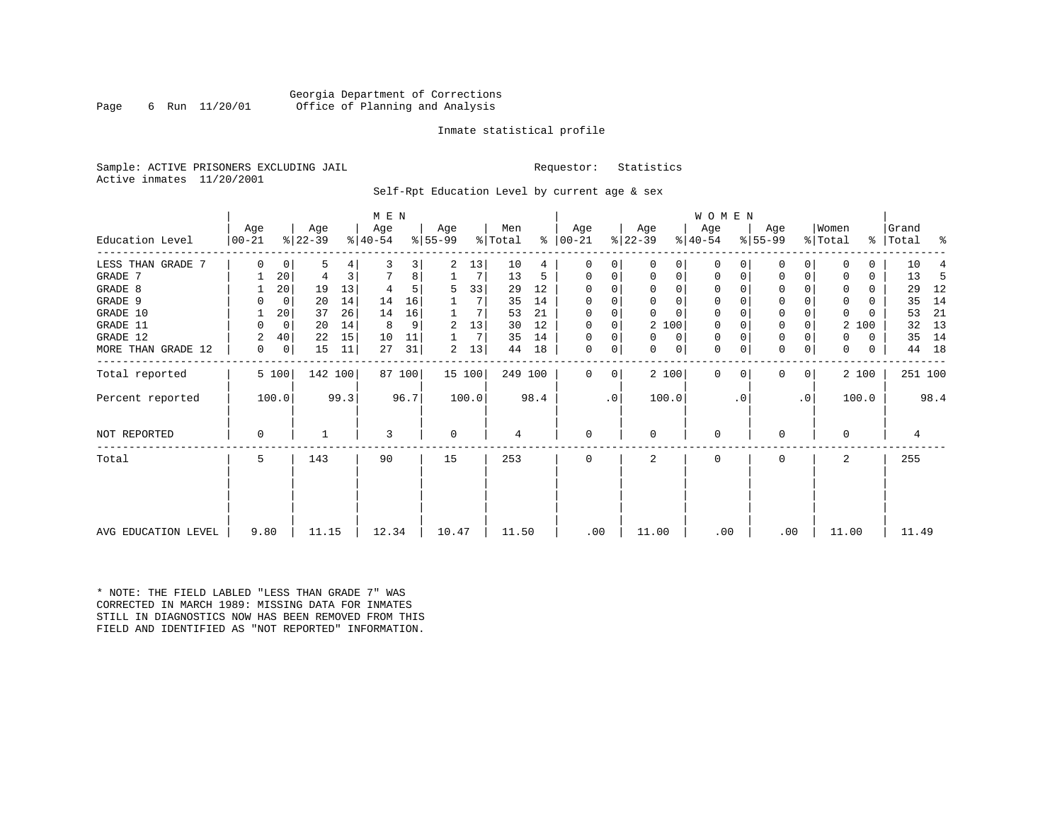Georgia Department of Corrections
Office of Planning and Analysis

Inmate statistical profile

Sample: ACTIVE PRISONERS EXCLUDING JAIL

Requestor: Statistics

Active inmates 11/20/2001

Self-Rpt Education Level by current age & sex

| Education Level | MEN Age 00-21 | % | Age 22-39 | % | Age 40-54 | % | Age 55-99 | % | Men Total | % | WOMEN Age 00-21 | % | Age 22-39 | % | Age 40-54 | % | Age 55-99 | % | Women Total | % | Grand Total | % |
|---|---|---|---|---|---|---|---|---|---|---|---|---|---|---|---|---|---|---|---|---|---|---|
| LESS THAN GRADE 7 | 0 | 0 | 5 | 4 | 3 | 3 | 2 | 13 | 10 | 4 | 0 | 0 | 0 | 0 | 0 | 0 | 0 | 0 | 0 | 0 | 10 | 4 |
| GRADE 7 | 1 | 20 | 4 | 3 | 7 | 8 | 1 | 7 | 13 | 5 | 0 | 0 | 0 | 0 | 0 | 0 | 0 | 0 | 0 | 0 | 13 | 5 |
| GRADE 8 | 1 | 20 | 19 | 13 | 4 | 5 | 5 | 33 | 29 | 12 | 0 | 0 | 0 | 0 | 0 | 0 | 0 | 0 | 0 | 0 | 29 | 12 |
| GRADE 9 | 0 | 0 | 20 | 14 | 14 | 16 | 1 | 7 | 35 | 14 | 0 | 0 | 0 | 0 | 0 | 0 | 0 | 0 | 0 | 0 | 35 | 14 |
| GRADE 10 | 1 | 20 | 37 | 26 | 14 | 16 | 1 | 7 | 53 | 21 | 0 | 0 | 0 | 0 | 0 | 0 | 0 | 0 | 0 | 0 | 53 | 21 |
| GRADE 11 | 0 | 0 | 20 | 14 | 8 | 9 | 2 | 13 | 30 | 12 | 0 | 0 | 2 | 100 | 0 | 0 | 0 | 0 | 2 | 100 | 32 | 13 |
| GRADE 12 | 2 | 40 | 22 | 15 | 10 | 11 | 1 | 7 | 35 | 14 | 0 | 0 | 0 | 0 | 0 | 0 | 0 | 0 | 0 | 0 | 35 | 14 |
| MORE THAN GRADE 12 | 0 | 0 | 15 | 11 | 27 | 31 | 2 | 13 | 44 | 18 | 0 | 0 | 0 | 0 | 0 | 0 | 0 | 0 | 0 | 0 | 44 | 18 |
| Total reported | 5 | 100 | 142 | 100 | 87 | 100 | 15 | 100 | 249 | 100 | 0 | 0 | 2 | 100 | 0 | 0 | 0 | 0 | 2 | 100 | 251 | 100 |
| Percent reported | | 100.0 | | 99.3 | | 96.7 | | 100.0 | | 98.4 | | .0 | | 100.0 | | .0 | | .0 | | 100.0 | | 98.4 |
| NOT REPORTED | 0 | | 1 | | 3 | | 0 | | 4 | | 0 | | 0 | | 0 | | 0 | | 0 | | 4 | |
| Total | 5 | | 143 | | 90 | | 15 | | 253 | | 0 | | 2 | | 0 | | 0 | | 2 | | 255 | |
| AVG EDUCATION LEVEL | 9.80 | | 11.15 | | 12.34 | | 10.47 | | 11.50 | | .00 | | 11.00 | | .00 | | .00 | | 11.00 | | 11.49 | |

* NOTE: THE FIELD LABLED "LESS THAN GRADE 7" WAS CORRECTED IN MARCH 1989: MISSING DATA FOR INMATES STILL IN DIAGNOSTICS NOW HAS BEEN REMOVED FROM THIS FIELD AND IDENTIFIED AS "NOT REPORTED" INFORMATION.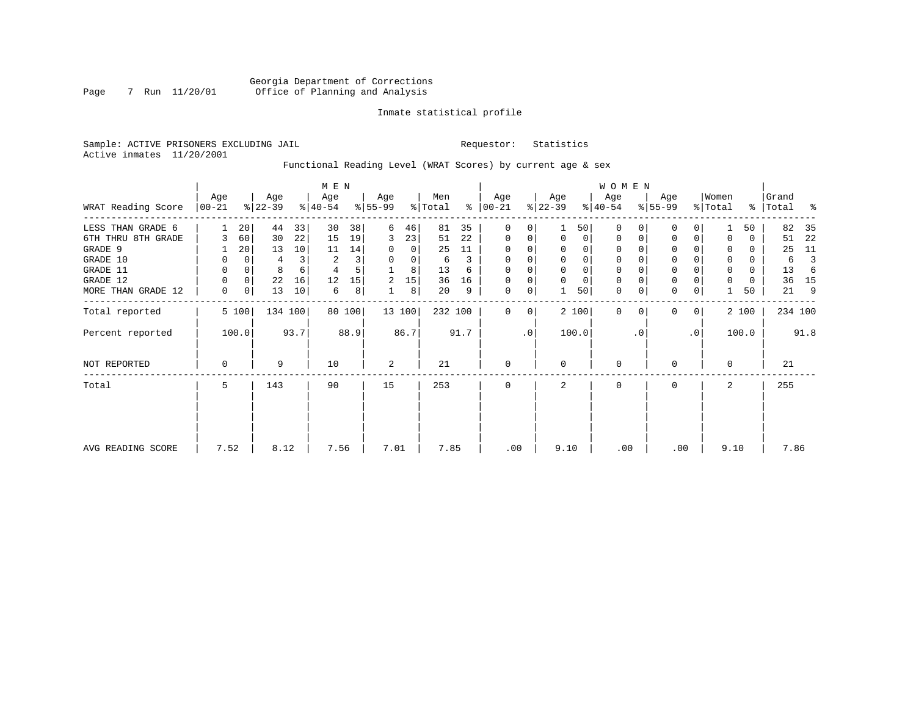Georgia Department of Corrections
Office of Planning and Analysis

Inmate statistical profile

Sample: ACTIVE PRISONERS EXCLUDING JAIL

Requestor: Statistics

Active inmates 11/20/2001

Functional Reading Level (WRAT Scores) by current age & sex

| WRAT Reading Score | MEN Age 00-21 | % | Age 22-39 | % | Age 40-54 | % | Age 55-99 | % | Men Total | % | WOMEN Age 00-21 | % | Age 22-39 | % | Age 40-54 | % | Age 55-99 | % | Women Total | % | Grand Total | % |
|---|---|---|---|---|---|---|---|---|---|---|---|---|---|---|---|---|---|---|---|---|---|---|
| LESS THAN GRADE 6 | 1 | 20 | 44 | 33 | 30 | 38 | 6 | 46 | 81 | 35 | 0 | 0 | 1 | 50 | 0 | 0 | 0 | 0 | 1 | 50 | 82 | 35 |
| 6TH THRU 8TH GRADE | 3 | 60 | 30 | 22 | 15 | 19 | 3 | 23 | 51 | 22 | 0 | 0 | 0 | 0 | 0 | 0 | 0 | 0 | 0 | 0 | 51 | 22 |
| GRADE 9 | 1 | 20 | 13 | 10 | 11 | 14 | 0 | 0 | 25 | 11 | 0 | 0 | 0 | 0 | 0 | 0 | 0 | 0 | 0 | 0 | 25 | 11 |
| GRADE 10 | 0 | 0 | 4 | 3 | 2 | 3 | 0 | 0 | 6 | 3 | 0 | 0 | 0 | 0 | 0 | 0 | 0 | 0 | 0 | 0 | 6 | 3 |
| GRADE 11 | 0 | 0 | 8 | 6 | 4 | 5 | 1 | 8 | 13 | 6 | 0 | 0 | 0 | 0 | 0 | 0 | 0 | 0 | 0 | 0 | 13 | 6 |
| GRADE 12 | 0 | 0 | 22 | 16 | 12 | 15 | 2 | 15 | 36 | 16 | 0 | 0 | 0 | 0 | 0 | 0 | 0 | 0 | 0 | 0 | 36 | 15 |
| MORE THAN GRADE 12 | 0 | 0 | 13 | 10 | 6 | 8 | 1 | 8 | 20 | 9 | 0 | 0 | 1 | 50 | 0 | 0 | 0 | 0 | 1 | 50 | 21 | 9 |
| Total reported | 5 | 100 | 134 | 100 | 80 | 100 | 13 | 100 | 232 | 100 | 0 | 0 | 2 | 100 | 0 | 0 | 0 | 0 | 2 | 100 | 234 | 100 |
| Percent reported | 100.0 | | 93.7 | | 88.9 | | 86.7 | | 91.7 | | .0 | | 100.0 | | .0 | | .0 | | 100.0 | | 91.8 | |
| NOT REPORTED | 0 | | 9 | | 10 | | 2 | | 21 | | 0 | | 0 | | 0 | | 0 | | 0 | | 21 | |
| Total | 5 | | 143 | | 90 | | 15 | | 253 | | 0 | | 2 | | 0 | | 0 | | 2 | | 255 | |
| AVG READING SCORE | 7.52 | | 8.12 | | 7.56 | | 7.01 | | 7.85 | | .00 | | 9.10 | | .00 | | .00 | | 9.10 | | 7.86 | |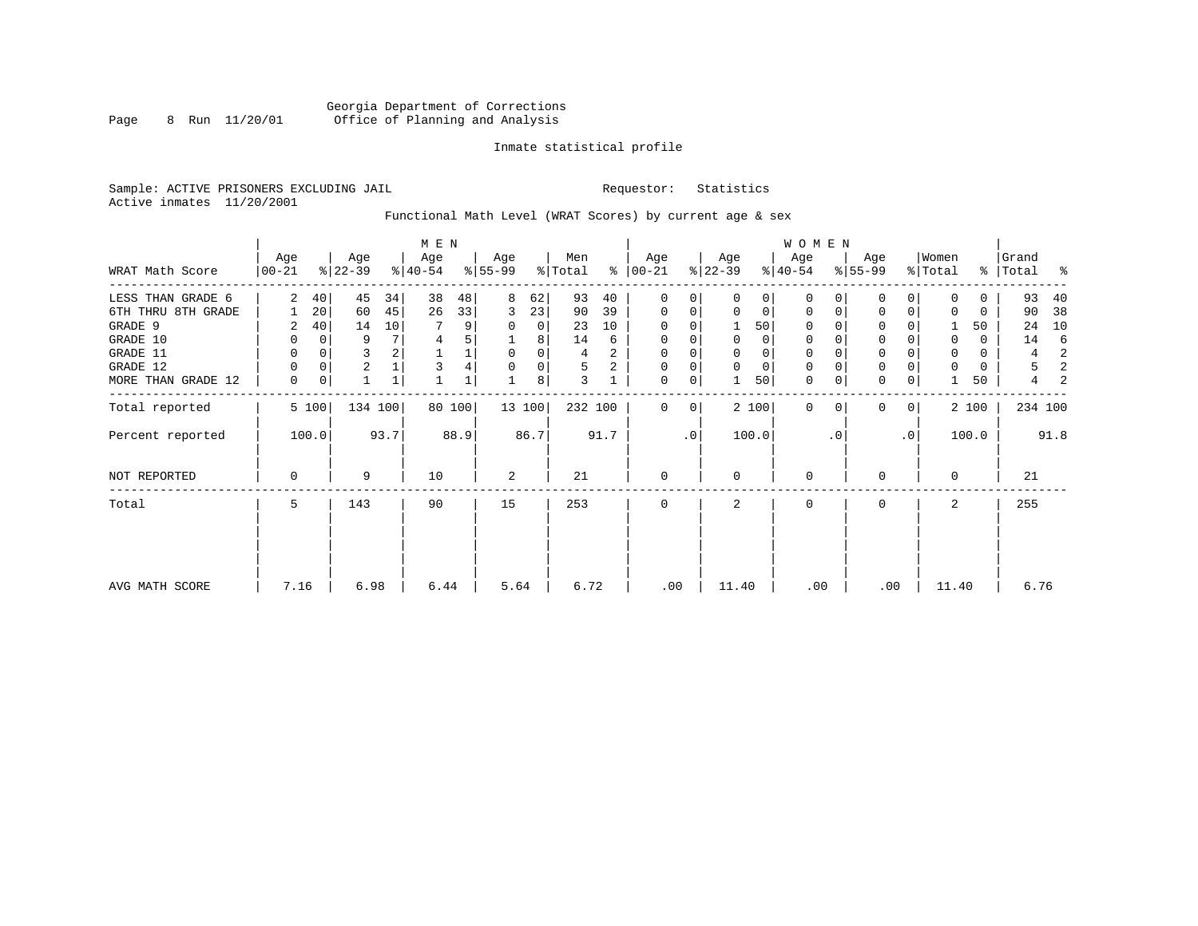Georgia Department of Corrections
Office of Planning and Analysis

Inmate statistical profile

Sample: ACTIVE PRISONERS EXCLUDING JAIL                Requestor: Statistics
Active inmates 11/20/2001

Functional Math Level (WRAT Scores) by current age & sex

| WRAT Math Score | MEN Age 00-21 | % | MEN Age 22-39 | % | MEN Age 40-54 | % | MEN Age 55-99 | % | Men Total | % | WOMEN Age 00-21 | % | WOMEN Age 22-39 | % | WOMEN Age 40-54 | % | WOMEN Age 55-99 | % | Women Total | % | Grand Total | % |
|---|---|---|---|---|---|---|---|---|---|---|---|---|---|---|---|---|---|---|---|---|---|---|
| LESS THAN GRADE 6 | 2 | 40 | 45 | 34 | 38 | 48 | 8 | 62 | 93 | 40 | 0 | 0 | 0 | 0 | 0 | 0 | 0 | 0 | 0 | 0 | 93 | 40 |
| 6TH THRU 8TH GRADE | 1 | 20 | 60 | 45 | 26 | 33 | 3 | 23 | 90 | 39 | 0 | 0 | 0 | 0 | 0 | 0 | 0 | 0 | 0 | 0 | 90 | 38 |
| GRADE 9 | 2 | 40 | 14 | 10 | 7 | 9 | 0 | 0 | 23 | 10 | 0 | 0 | 1 | 50 | 0 | 0 | 0 | 0 | 1 | 50 | 24 | 10 |
| GRADE 10 | 0 | 0 | 9 | 7 | 4 | 5 | 1 | 8 | 14 | 6 | 0 | 0 | 0 | 0 | 0 | 0 | 0 | 0 | 0 | 0 | 14 | 6 |
| GRADE 11 | 0 | 0 | 3 | 2 | 1 | 1 | 0 | 0 | 4 | 2 | 0 | 0 | 0 | 0 | 0 | 0 | 0 | 0 | 0 | 0 | 4 | 2 |
| GRADE 12 | 0 | 0 | 2 | 1 | 3 | 4 | 0 | 0 | 5 | 2 | 0 | 0 | 0 | 0 | 0 | 0 | 0 | 0 | 0 | 0 | 5 | 2 |
| MORE THAN GRADE 12 | 0 | 0 | 1 | 1 | 1 | 1 | 1 | 8 | 3 | 1 | 0 | 0 | 1 | 50 | 0 | 0 | 0 | 0 | 1 | 50 | 4 | 2 |
| Total reported | 5 | 100 | 134 | 100 | 80 | 100 | 13 | 100 | 232 | 100 | 0 | 0 | 2 | 100 | 0 | 0 | 0 | 0 | 2 | 100 | 234 | 100 |
| Percent reported | | 100.0 | | 93.7 | | 88.9 | | 86.7 | | 91.7 | | .0 | | 100.0 | | .0 | | .0 | | 100.0 | | 91.8 |
| NOT REPORTED | 0 | | 9 | | 10 | | 2 | | 21 | | 0 | | 0 | | 0 | | 0 | | 0 | | 21 | |
| Total | 5 | | 143 | | 90 | | 15 | | 253 | | 0 | | 2 | | 0 | | 0 | | 2 | | 255 | |
| AVG MATH SCORE | 7.16 | | 6.98 | | 6.44 | | 5.64 | | 6.72 | | .00 | | 11.40 | | .00 | | .00 | | 11.40 | | 6.76 | |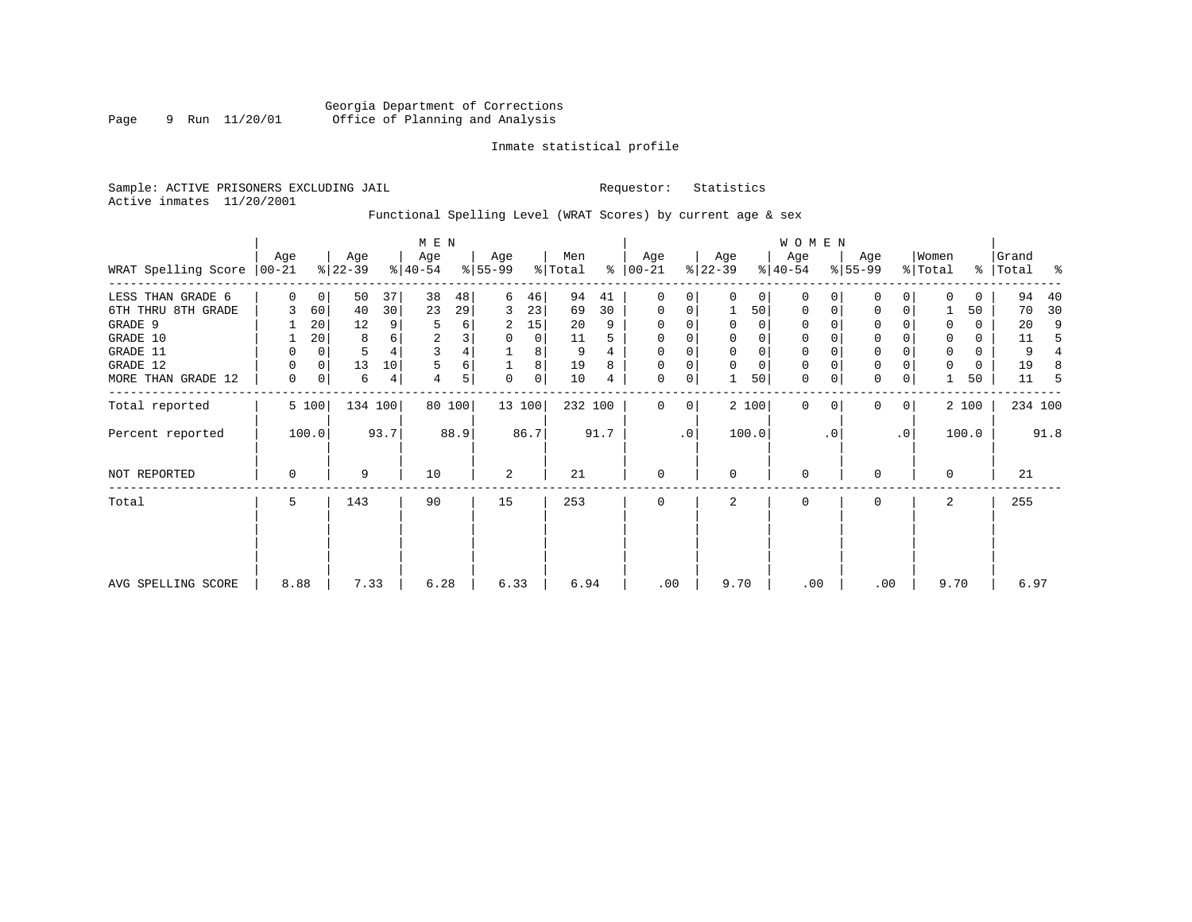Georgia Department of Corrections
Office of Planning and Analysis

Inmate statistical profile

Sample: ACTIVE PRISONERS EXCLUDING JAIL

Requestor: Statistics

Active inmates 11/20/2001

Functional Spelling Level (WRAT Scores) by current age & sex

| WRAT Spelling Score | MEN Age 00-21 | % | Age 22-39 | % | Age 40-54 | % | Age 55-99 | % | Men Total | % | WOMEN Age 00-21 | % | Age 22-39 | % | Age 40-54 | % | Age 55-99 | % | Women Total | % | Grand Total | % |
|---|---|---|---|---|---|---|---|---|---|---|---|---|---|---|---|---|---|---|---|---|---|---|
| LESS THAN GRADE 6 | 0 | 0 | 50 | 37 | 38 | 48 | 6 | 46 | 94 | 41 | 0 | 0 | 0 | 0 | 0 | 0 | 0 | 0 | 0 | 0 | 94 | 40 |
| 6TH THRU 8TH GRADE | 3 | 60 | 40 | 30 | 23 | 29 | 3 | 23 | 69 | 30 | 0 | 0 | 1 | 50 | 0 | 0 | 0 | 0 | 1 | 50 | 70 | 30 |
| GRADE 9 | 1 | 20 | 12 | 9 | 5 | 6 | 2 | 15 | 20 | 9 | 0 | 0 | 0 | 0 | 0 | 0 | 0 | 0 | 0 | 0 | 20 | 9 |
| GRADE 10 | 1 | 20 | 8 | 6 | 2 | 3 | 0 | 0 | 11 | 5 | 0 | 0 | 0 | 0 | 0 | 0 | 0 | 0 | 0 | 0 | 11 | 5 |
| GRADE 11 | 0 | 0 | 5 | 4 | 3 | 4 | 1 | 8 | 9 | 4 | 0 | 0 | 0 | 0 | 0 | 0 | 0 | 0 | 0 | 0 | 9 | 4 |
| GRADE 12 | 0 | 0 | 13 | 10 | 5 | 6 | 1 | 8 | 19 | 8 | 0 | 0 | 0 | 0 | 0 | 0 | 0 | 0 | 0 | 0 | 19 | 8 |
| MORE THAN GRADE 12 | 0 | 0 | 6 | 4 | 4 | 5 | 0 | 0 | 10 | 4 | 0 | 0 | 1 | 50 | 0 | 0 | 0 | 0 | 1 | 50 | 11 | 5 |
| Total reported | 5 | 100 | 134 | 100 | 80 | 100 | 13 | 100 | 232 | 100 | 0 | 0 | 2 | 100 | 0 | 0 | 0 | 0 | 2 | 100 | 234 | 100 |
| Percent reported | 100.0 | | 93.7 | | 88.9 | | 86.7 | | 91.7 | | .0 | | 100.0 | | .0 | | .0 | | 100.0 | | 91.8 | |
| NOT REPORTED | 0 | | 9 | | 10 | | 2 | | 21 | | 0 | | 0 | | 0 | | 0 | | 0 | | 21 | |
| Total | 5 | | 143 | | 90 | | 15 | | 253 | | 0 | | 2 | | 0 | | 0 | | 2 | | 255 | |
| AVG SPELLING SCORE | 8.88 | | 7.33 | | 6.28 | | 6.33 | | 6.94 | | .00 | | 9.70 | | .00 | | .00 | | 9.70 | | 6.97 | |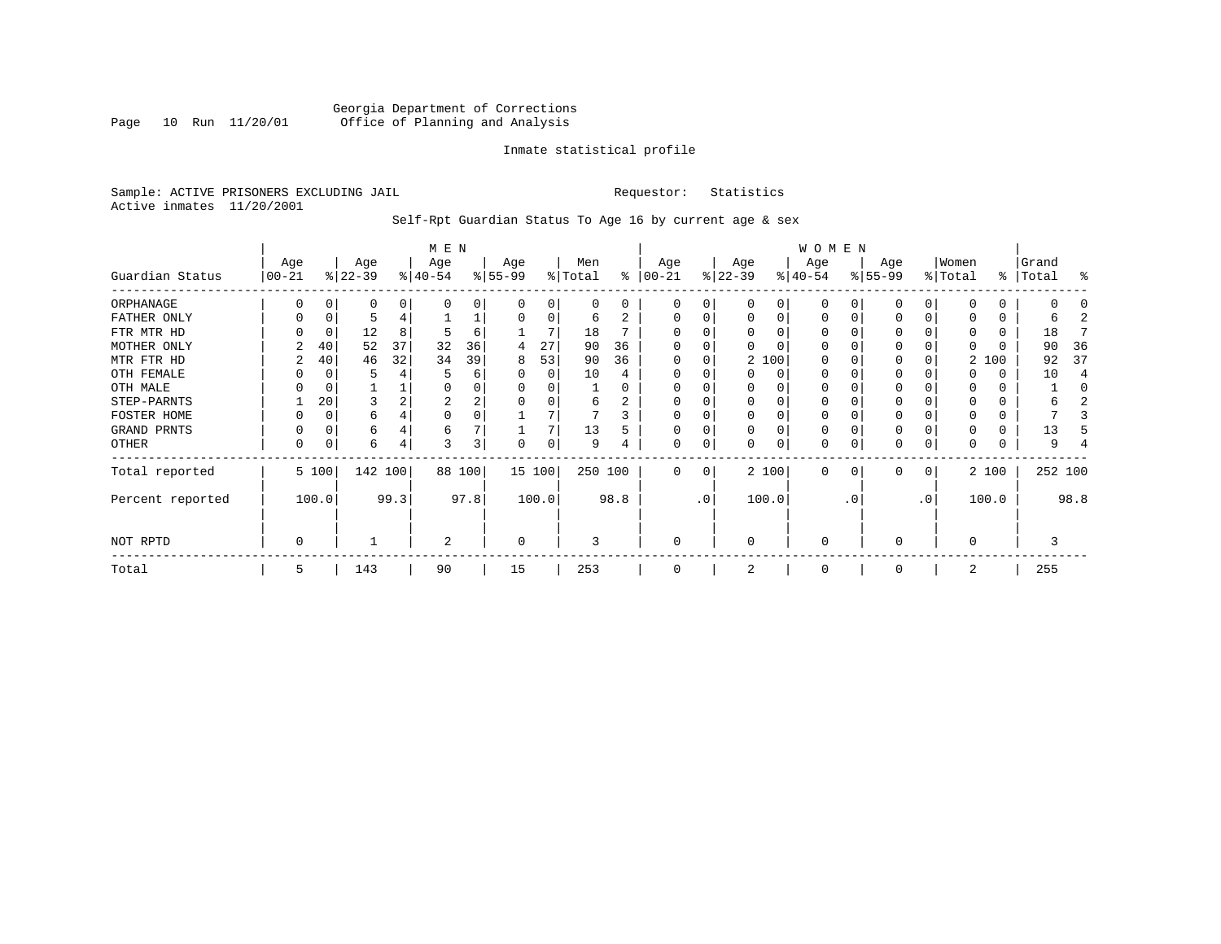Georgia Department of Corrections
Office of Planning and Analysis

Inmate statistical profile

Sample: ACTIVE PRISONERS EXCLUDING JAIL    Requestor: Statistics
Active inmates 11/20/2001

Self-Rpt Guardian Status To Age 16 by current age & sex

| Guardian Status | MEN Age 00-21 | % | Age 22-39 | % | Age 40-54 | % | Age 55-99 | % | Men Total | % | WOMEN Age 00-21 | % | Age 22-39 | % | Age 40-54 | % | Age 55-99 | % | Women Total | % | Grand Total | % |
|---|---|---|---|---|---|---|---|---|---|---|---|---|---|---|---|---|---|---|---|---|---|---|
| ORPHANAGE | 0 | 0 | 0 | 0 | 0 | 0 | 0 | 0 | 0 | 0 | 0 | 0 | 0 | 0 | 0 | 0 | 0 | 0 | 0 | 0 | 0 | 0 |
| FATHER ONLY | 0 | 0 | 5 | 4 | 1 | 1 | 0 | 0 | 6 | 2 | 0 | 0 | 0 | 0 | 0 | 0 | 0 | 0 | 0 | 0 | 6 | 2 |
| FTR MTR HD | 0 | 0 | 12 | 8 | 5 | 6 | 1 | 7 | 18 | 7 | 0 | 0 | 0 | 0 | 0 | 0 | 0 | 0 | 0 | 0 | 18 | 7 |
| MOTHER ONLY | 2 | 40 | 52 | 37 | 32 | 36 | 4 | 27 | 90 | 36 | 0 | 0 | 0 | 0 | 0 | 0 | 0 | 0 | 0 | 0 | 90 | 36 |
| MTR FTR HD | 2 | 40 | 46 | 32 | 34 | 39 | 8 | 53 | 90 | 36 | 0 | 0 | 2 | 100 | 0 | 0 | 0 | 0 | 2 | 100 | 92 | 37 |
| OTH FEMALE | 0 | 0 | 5 | 4 | 5 | 6 | 0 | 0 | 10 | 4 | 0 | 0 | 0 | 0 | 0 | 0 | 0 | 0 | 0 | 0 | 10 | 4 |
| OTH MALE | 0 | 0 | 1 | 1 | 0 | 0 | 0 | 0 | 1 | 0 | 0 | 0 | 0 | 0 | 0 | 0 | 0 | 0 | 0 | 0 | 1 | 0 |
| STEP-PARNTS | 1 | 20 | 3 | 2 | 2 | 2 | 0 | 0 | 6 | 2 | 0 | 0 | 0 | 0 | 0 | 0 | 0 | 0 | 0 | 0 | 6 | 2 |
| FOSTER HOME | 0 | 0 | 6 | 4 | 0 | 0 | 1 | 7 | 7 | 3 | 0 | 0 | 0 | 0 | 0 | 0 | 0 | 0 | 0 | 0 | 7 | 3 |
| GRAND PRNTS | 0 | 0 | 6 | 4 | 6 | 7 | 1 | 7 | 13 | 5 | 0 | 0 | 0 | 0 | 0 | 0 | 0 | 0 | 0 | 0 | 13 | 5 |
| OTHER | 0 | 0 | 6 | 4 | 3 | 3 | 0 | 0 | 9 | 4 | 0 | 0 | 0 | 0 | 0 | 0 | 0 | 0 | 0 | 0 | 9 | 4 |
| Total reported | 5 | 100 | 142 | 100 | 88 | 100 | 15 | 100 | 250 | 100 | 0 | 0 | 2 | 100 | 0 | 0 | 0 | 0 | 2 | 100 | 252 | 100 |
| Percent reported | | 100.0 | | 99.3 | | 97.8 | | 100.0 | | 98.8 | | .0 | | 100.0 | | .0 | | .0 | | 100.0 | | 98.8 |
| NOT RPTD | 0 | | 1 | | 2 | | 0 | | 3 | | 0 | | 0 | | 0 | | 0 | | 0 | | 3 | |
| Total | 5 | | 143 | | 90 | | 15 | | 253 | | 0 | | 2 | | 0 | | 0 | | 2 | | 255 | |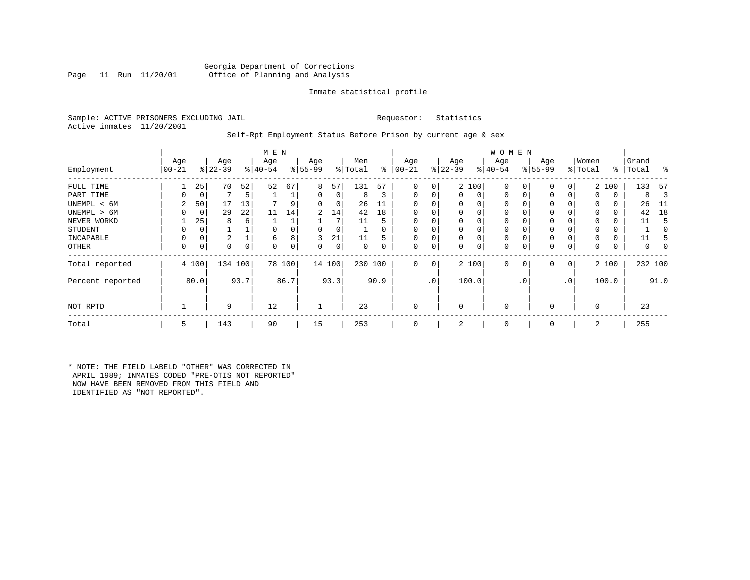Georgia Department of Corrections
Office of Planning and Analysis

Inmate statistical profile

Sample: ACTIVE PRISONERS EXCLUDING JAIL    Requestor: Statistics
Active inmates 11/20/2001

Self-Rpt Employment Status Before Prison by current age & sex

| Employment | MEN Age 00-21 | % | Age 22-39 | % | Age 40-54 | % | Age 55-99 | % | Men Total | % | WOMEN Age 00-21 | % | Age 22-39 | % | Age 40-54 | % | Age 55-99 | % | Women Total | % | Grand Total | % |
|---|---|---|---|---|---|---|---|---|---|---|---|---|---|---|---|---|---|---|---|---|---|---|
| FULL TIME | 1 | 25 | 70 | 52 | 52 | 67 | 8 | 57 | 131 | 57 | 0 | 0 | 2 | 100 | 0 | 0 | 0 | 0 | 2 | 100 | 133 | 57 |
| PART TIME | 0 | 0 | 7 | 5 | 1 | 1 | 0 | 0 | 8 | 3 | 0 | 0 | 0 | 0 | 0 | 0 | 0 | 0 | 0 | 0 | 8 | 3 |
| UNEMPL < 6M | 2 | 50 | 17 | 13 | 7 | 9 | 0 | 0 | 26 | 11 | 0 | 0 | 0 | 0 | 0 | 0 | 0 | 0 | 0 | 0 | 26 | 11 |
| UNEMPL > 6M | 0 | 0 | 29 | 22 | 11 | 14 | 2 | 14 | 42 | 18 | 0 | 0 | 0 | 0 | 0 | 0 | 0 | 0 | 0 | 0 | 42 | 18 |
| NEVER WORKD | 1 | 25 | 8 | 6 | 1 | 1 | 1 | 7 | 11 | 5 | 0 | 0 | 0 | 0 | 0 | 0 | 0 | 0 | 0 | 0 | 11 | 5 |
| STUDENT | 0 | 0 | 1 | 1 | 0 | 0 | 0 | 0 | 1 | 0 | 0 | 0 | 0 | 0 | 0 | 0 | 0 | 0 | 0 | 0 | 1 | 0 |
| INCAPABLE | 0 | 0 | 2 | 1 | 6 | 8 | 3 | 21 | 11 | 5 | 0 | 0 | 0 | 0 | 0 | 0 | 0 | 0 | 0 | 0 | 11 | 5 |
| OTHER | 0 | 0 | 0 | 0 | 0 | 0 | 0 | 0 | 0 | 0 | 0 | 0 | 0 | 0 | 0 | 0 | 0 | 0 | 0 | 0 | 0 | 0 |
| Total reported | 4 | 100 | 134 | 100 | 78 | 100 | 14 | 100 | 230 | 100 | 0 | 0 | 2 | 100 | 0 | 0 | 0 | 0 | 2 | 100 | 232 | 100 |
| Percent reported | | 80.0 | | 93.7 | | 86.7 | | 93.3 | | 90.9 | | .0 | | 100.0 | | .0 | | .0 | | 100.0 | | 91.0 |
| NOT RPTD | 1 | | 9 | | 12 | | 1 | | 23 | | 0 | | 0 | | 0 | | 0 | | 0 | | 23 | |
| Total | 5 | | 143 | | 90 | | 15 | | 253 | | 0 | | 2 | | 0 | | 0 | | 2 | | 255 | |

* NOTE: THE FIELD LABELD "OTHER" WAS CORRECTED IN APRIL 1989; INMATES CODED "PRE-OTIS NOT REPORTED" NOW HAVE BEEN REMOVED FROM THIS FIELD AND IDENTIFIED AS "NOT REPORTED".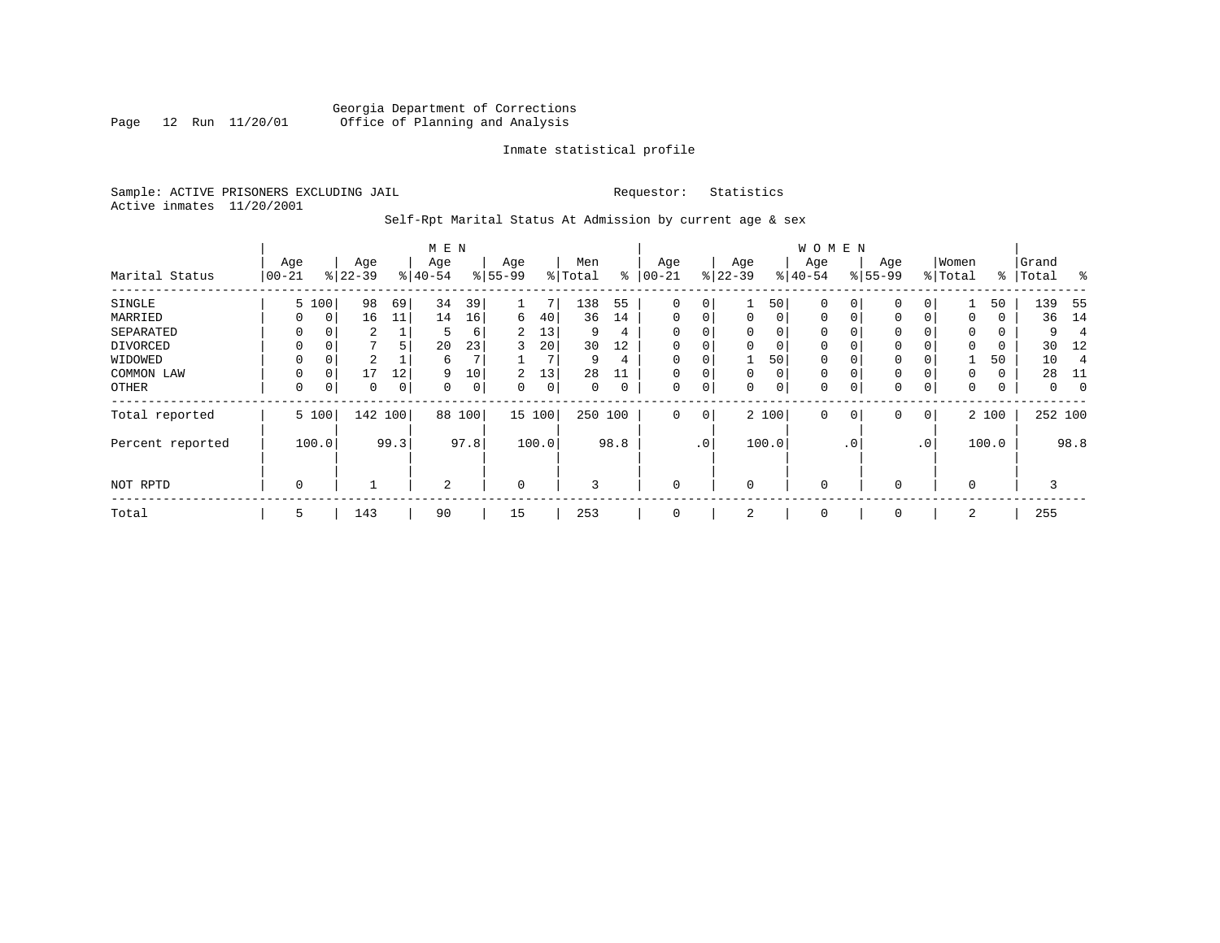Georgia Department of Corrections
Office of Planning and Analysis

Inmate statistical profile

Sample: ACTIVE PRISONERS EXCLUDING JAIL    Requestor: Statistics
Active inmates 11/20/2001

Self-Rpt Marital Status At Admission by current age & sex

| Marital Status | MEN Age 00-21 | % | Age 22-39 | % | Age 40-54 | % | Age 55-99 | % | Men Total | % | WOMEN Age 00-21 | % | Age 22-39 | % | Age 40-54 | % | Age 55-99 | % | Women Total | % | Grand Total | % |
|---|---|---|---|---|---|---|---|---|---|---|---|---|---|---|---|---|---|---|---|---|---|---|
| SINGLE | 5 | 100 | 98 | 69 | 34 | 39 | 1 | 7 | 138 | 55 | 0 | 0 | 1 | 50 | 0 | 0 | 0 | 0 | 1 | 50 | 139 | 55 |
| MARRIED | 0 | 0 | 16 | 11 | 14 | 16 | 6 | 40 | 36 | 14 | 0 | 0 | 0 | 0 | 0 | 0 | 0 | 0 | 0 | 0 | 36 | 14 |
| SEPARATED | 0 | 0 | 2 | 1 | 5 | 6 | 2 | 13 | 9 | 4 | 0 | 0 | 0 | 0 | 0 | 0 | 0 | 0 | 0 | 0 | 9 | 4 |
| DIVORCED | 0 | 0 | 7 | 5 | 20 | 23 | 3 | 20 | 30 | 12 | 0 | 0 | 0 | 0 | 0 | 0 | 0 | 0 | 0 | 0 | 30 | 12 |
| WIDOWED | 0 | 0 | 2 | 1 | 6 | 7 | 1 | 7 | 9 | 4 | 0 | 0 | 1 | 50 | 0 | 0 | 0 | 0 | 1 | 50 | 10 | 4 |
| COMMON LAW | 0 | 0 | 17 | 12 | 9 | 10 | 2 | 13 | 28 | 11 | 0 | 0 | 0 | 0 | 0 | 0 | 0 | 0 | 0 | 0 | 28 | 11 |
| OTHER | 0 | 0 | 0 | 0 | 0 | 0 | 0 | 0 | 0 | 0 | 0 | 0 | 0 | 0 | 0 | 0 | 0 | 0 | 0 | 0 | 0 | 0 |
| Total reported | 5 | 100 | 142 | 100 | 88 | 100 | 15 | 100 | 250 | 100 | 0 | 0 | 2 | 100 | 0 | 0 | 0 | 0 | 2 | 100 | 252 | 100 |
| Percent reported | 100.0 | | 99.3 | | 97.8 | | 100.0 | | 98.8 | | .0 | | 100.0 | | .0 | | .0 | | 100.0 | | 98.8 | |
| NOT RPTD | 0 | | 1 | | 2 | | 0 | | 3 | | 0 | | 0 | | 0 | | 0 | | 0 | | 3 | |
| Total | 5 | | 143 | | 90 | | 15 | | 253 | | 0 | | 2 | | 0 | | 0 | | 2 | | 255 | |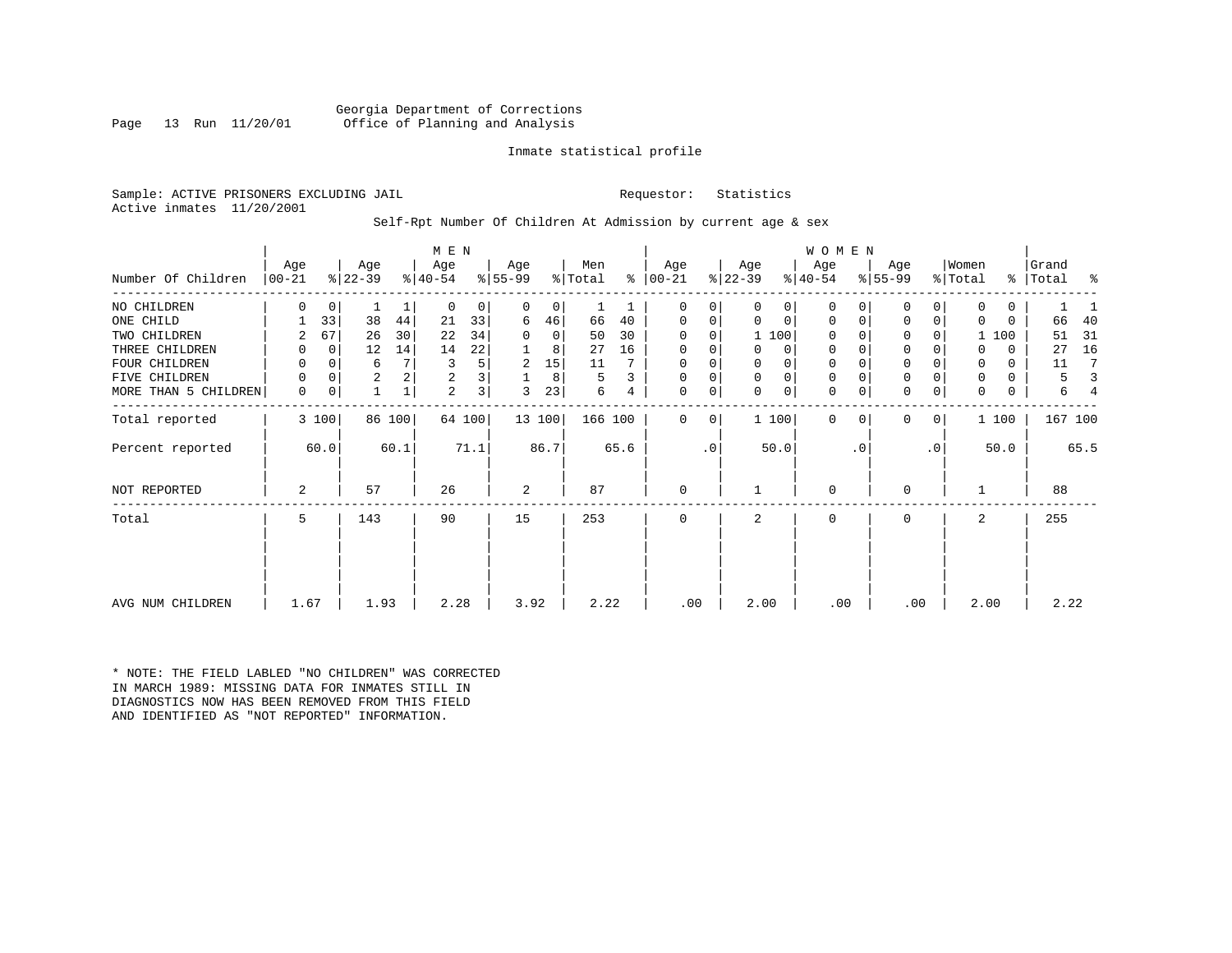Georgia Department of Corrections
Office of Planning and Analysis

Inmate statistical profile

Sample: ACTIVE PRISONERS EXCLUDING JAIL    Requestor: Statistics
Active inmates 11/20/2001

Self-Rpt Number Of Children At Admission by current age & sex

| Number Of Children | MEN Age 00-21 | % | Age 22-39 | % | Age 40-54 | % | Age 55-99 | % | Men Total | % | WOMEN Age 00-21 | % | Age 22-39 | % | Age 40-54 | % | Age 55-99 | % | Women Total | % | Grand Total | % |
|---|---|---|---|---|---|---|---|---|---|---|---|---|---|---|---|---|---|---|---|---|---|---|
| NO CHILDREN | 0 | 0 | 1 | 1 | 0 | 0 | 0 | 0 | 1 | 1 | 0 | 0 | 0 | 0 | 0 | 0 | 0 | 0 | 0 | 0 | 1 | 1 |
| ONE CHILD | 1 | 33 | 38 | 44 | 21 | 33 | 6 | 46 | 66 | 40 | 0 | 0 | 0 | 0 | 0 | 0 | 0 | 0 | 0 | 0 | 66 | 40 |
| TWO CHILDREN | 2 | 67 | 26 | 30 | 22 | 34 | 0 | 0 | 50 | 30 | 0 | 0 | 1 | 100 | 0 | 0 | 0 | 0 | 1 | 100 | 51 | 31 |
| THREE CHILDREN | 0 | 0 | 12 | 14 | 14 | 22 | 1 | 8 | 27 | 16 | 0 | 0 | 0 | 0 | 0 | 0 | 0 | 0 | 0 | 0 | 27 | 16 |
| FOUR CHILDREN | 0 | 0 | 6 | 7 | 3 | 5 | 2 | 15 | 11 | 7 | 0 | 0 | 0 | 0 | 0 | 0 | 0 | 0 | 0 | 0 | 11 | 7 |
| FIVE CHILDREN | 0 | 0 | 2 | 2 | 2 | 3 | 1 | 8 | 5 | 3 | 0 | 0 | 0 | 0 | 0 | 0 | 0 | 0 | 0 | 0 | 5 | 3 |
| MORE THAN 5 CHILDREN | 0 | 0 | 1 | 1 | 2 | 3 | 3 | 23 | 6 | 4 | 0 | 0 | 0 | 0 | 0 | 0 | 0 | 0 | 0 | 0 | 6 | 4 |
| Total reported | 3 | 100 | 86 | 100 | 64 | 100 | 13 | 100 | 166 | 100 | 0 | 0 | 1 | 100 | 0 | 0 | 0 | 0 | 1 | 100 | 167 | 100 |
| Percent reported | | 60.0 | | 60.1 | | 71.1 | | 86.7 | | 65.6 | | .0 | | 50.0 | | .0 | | .0 | | 50.0 | | 65.5 |
| NOT REPORTED | 2 | | 57 | | 26 | | 2 | | 87 | | 0 | | 1 | | 0 | | 0 | | 1 | | 88 | |
| Total | 5 | | 143 | | 90 | | 15 | | 253 | | 0 | | 2 | | 0 | | 0 | | 2 | | 255 | |
| AVG NUM CHILDREN | 1.67 | | 1.93 | | 2.28 | | 3.92 | | 2.22 | | .00 | | 2.00 | | .00 | | .00 | | 2.00 | | 2.22 | |

* NOTE: THE FIELD LABLED "NO CHILDREN" WAS CORRECTED IN MARCH 1989: MISSING DATA FOR INMATES STILL IN DIAGNOSTICS NOW HAS BEEN REMOVED FROM THIS FIELD AND IDENTIFIED AS "NOT REPORTED" INFORMATION.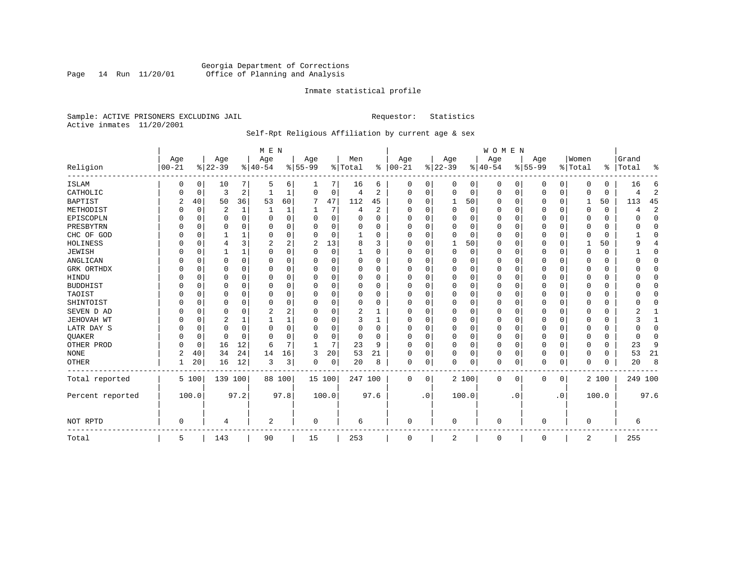Georgia Department of Corrections
Office of Planning and Analysis

Inmate statistical profile

Sample: ACTIVE PRISONERS EXCLUDING JAIL    Requestor: Statistics
Active inmates 11/20/2001

Self-Rpt Religious Affiliation by current age & sex

| Religion | MEN Age 00-21 | % | Age 22-39 | % | Age 40-54 | % | Age 55-99 | % | Men Total | % | WOMEN Age 00-21 | % | Age 22-39 | % | Age 40-54 | % | Age 55-99 | % | Women Total | % | Grand Total | % |
|---|---|---|---|---|---|---|---|---|---|---|---|---|---|---|---|---|---|---|---|---|---|---|
| ISLAM | 0 | 0 | 10 | 7 | 5 | 6 | 1 | 7 | 16 | 6 | 0 | 0 | 0 | 0 | 0 | 0 | 0 | 0 | 0 | 0 | 16 | 6 |
| CATHOLIC | 0 | 0 | 3 | 2 | 1 | 1 | 0 | 0 | 4 | 2 | 0 | 0 | 0 | 0 | 0 | 0 | 0 | 0 | 0 | 0 | 4 | 2 |
| BAPTIST | 2 | 40 | 50 | 36 | 53 | 60 | 7 | 47 | 112 | 45 | 0 | 0 | 1 | 50 | 0 | 0 | 0 | 0 | 1 | 50 | 113 | 45 |
| METHODIST | 0 | 0 | 2 | 1 | 1 | 1 | 1 | 7 | 4 | 2 | 0 | 0 | 0 | 0 | 0 | 0 | 0 | 0 | 0 | 0 | 4 | 2 |
| EPISCOPLN | 0 | 0 | 0 | 0 | 0 | 0 | 0 | 0 | 0 | 0 | 0 | 0 | 0 | 0 | 0 | 0 | 0 | 0 | 0 | 0 | 0 | 0 |
| PRESBYTRN | 0 | 0 | 0 | 0 | 0 | 0 | 0 | 0 | 0 | 0 | 0 | 0 | 0 | 0 | 0 | 0 | 0 | 0 | 0 | 0 | 0 | 0 |
| CHC OF GOD | 0 | 0 | 1 | 1 | 0 | 0 | 0 | 0 | 1 | 0 | 0 | 0 | 0 | 0 | 0 | 0 | 0 | 0 | 0 | 0 | 1 | 0 |
| HOLINESS | 0 | 0 | 4 | 3 | 2 | 2 | 2 | 13 | 8 | 3 | 0 | 0 | 1 | 50 | 0 | 0 | 0 | 0 | 1 | 50 | 9 | 4 |
| JEWISH | 0 | 0 | 1 | 1 | 0 | 0 | 0 | 0 | 1 | 0 | 0 | 0 | 0 | 0 | 0 | 0 | 0 | 0 | 0 | 0 | 1 | 0 |
| ANGLICAN | 0 | 0 | 0 | 0 | 0 | 0 | 0 | 0 | 0 | 0 | 0 | 0 | 0 | 0 | 0 | 0 | 0 | 0 | 0 | 0 | 0 | 0 |
| GRK ORTHDX | 0 | 0 | 0 | 0 | 0 | 0 | 0 | 0 | 0 | 0 | 0 | 0 | 0 | 0 | 0 | 0 | 0 | 0 | 0 | 0 | 0 | 0 |
| HINDU | 0 | 0 | 0 | 0 | 0 | 0 | 0 | 0 | 0 | 0 | 0 | 0 | 0 | 0 | 0 | 0 | 0 | 0 | 0 | 0 | 0 | 0 |
| BUDDHIST | 0 | 0 | 0 | 0 | 0 | 0 | 0 | 0 | 0 | 0 | 0 | 0 | 0 | 0 | 0 | 0 | 0 | 0 | 0 | 0 | 0 | 0 |
| TAOIST | 0 | 0 | 0 | 0 | 0 | 0 | 0 | 0 | 0 | 0 | 0 | 0 | 0 | 0 | 0 | 0 | 0 | 0 | 0 | 0 | 0 | 0 |
| SHINTOIST | 0 | 0 | 0 | 0 | 0 | 0 | 0 | 0 | 0 | 0 | 0 | 0 | 0 | 0 | 0 | 0 | 0 | 0 | 0 | 0 | 0 | 0 |
| SEVEN D AD | 0 | 0 | 0 | 0 | 2 | 2 | 0 | 0 | 2 | 1 | 0 | 0 | 0 | 0 | 0 | 0 | 0 | 0 | 0 | 0 | 2 | 1 |
| JEHOVAH WT | 0 | 0 | 2 | 1 | 1 | 1 | 0 | 0 | 3 | 1 | 0 | 0 | 0 | 0 | 0 | 0 | 0 | 0 | 0 | 0 | 3 | 1 |
| LATR DAY S | 0 | 0 | 0 | 0 | 0 | 0 | 0 | 0 | 0 | 0 | 0 | 0 | 0 | 0 | 0 | 0 | 0 | 0 | 0 | 0 | 0 | 0 |
| QUAKER | 0 | 0 | 0 | 0 | 0 | 0 | 0 | 0 | 0 | 0 | 0 | 0 | 0 | 0 | 0 | 0 | 0 | 0 | 0 | 0 | 0 | 0 |
| OTHER PROD | 0 | 0 | 16 | 12 | 6 | 7 | 1 | 7 | 23 | 9 | 0 | 0 | 0 | 0 | 0 | 0 | 0 | 0 | 0 | 0 | 23 | 9 |
| NONE | 2 | 40 | 34 | 24 | 14 | 16 | 3 | 20 | 53 | 21 | 0 | 0 | 0 | 0 | 0 | 0 | 0 | 0 | 0 | 0 | 53 | 21 |
| OTHER | 1 | 20 | 16 | 12 | 3 | 3 | 0 | 0 | 20 | 8 | 0 | 0 | 0 | 0 | 0 | 0 | 0 | 0 | 0 | 0 | 20 | 8 |
| Total reported | 5 | 100 | 139 | 100 | 88 | 100 | 15 | 100 | 247 | 100 | 0 | 0 | 2 | 100 | 0 | 0 | 0 | 0 | 2 | 100 | 249 | 100 |
| Percent reported | | 100.0 | | 97.2 | | 97.8 | | 100.0 | | 97.6 | | .0 | | 100.0 | | .0 | | .0 | | 100.0 | | 97.6 |
| NOT RPTD | 0 | | 4 | | 2 | | 0 | | 6 | | 0 | | 0 | | 0 | | 0 | | 0 | | 6 | |
| Total | 5 | | 143 | | 90 | | 15 | | 253 | | 0 | | 2 | | 0 | | 0 | | 2 | | 255 | |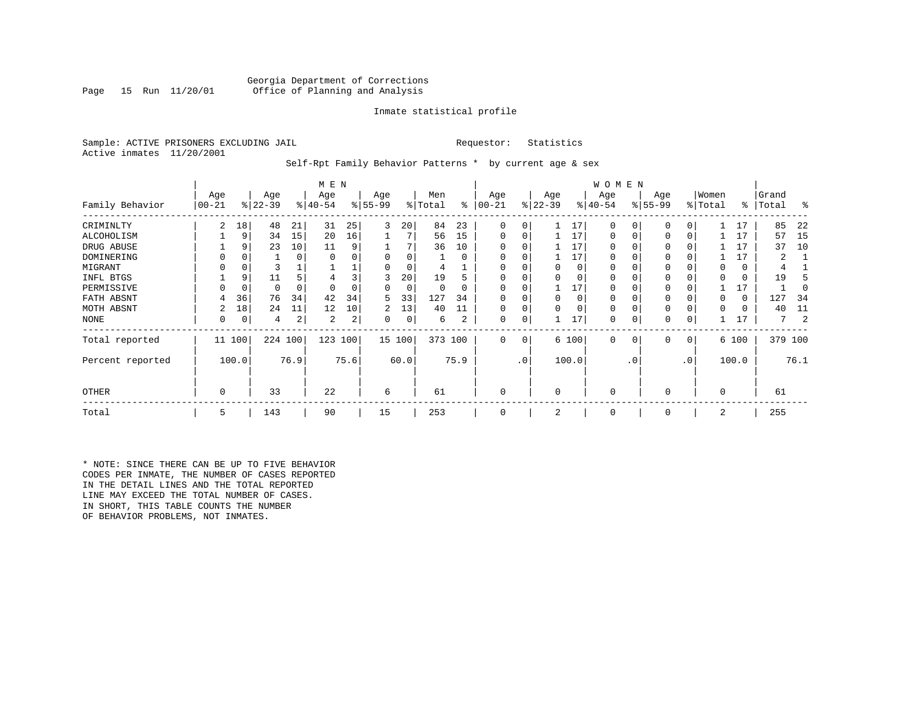Georgia Department of Corrections
Office of Planning and Analysis

Inmate statistical profile

Sample: ACTIVE PRISONERS EXCLUDING JAIL    Requestor: Statistics
Active inmates 11/20/2001

Self-Rpt Family Behavior Patterns * by current age & sex

| Family Behavior | MEN Age 00-21 | % | Age 22-39 | % | Age 40-54 | % | Age 55-99 | % | Men Total | % | WOMEN Age 00-21 | % | Age 22-39 | % | Age 40-54 | % | Age 55-99 | % | Women Total | % | Grand Total | % |
|---|---|---|---|---|---|---|---|---|---|---|---|---|---|---|---|---|---|---|---|---|---|---|
| CRIMINLTY | 2 | 18 | 48 | 21 | 31 | 25 | 3 | 20 | 84 | 23 | 0 | 0 | 1 | 17 | 0 | 0 | 0 | 0 | 1 | 17 | 85 | 22 |
| ALCOHOLISM | 1 | 9 | 34 | 15 | 20 | 16 | 1 | 7 | 56 | 15 | 0 | 0 | 1 | 17 | 0 | 0 | 0 | 0 | 1 | 17 | 57 | 15 |
| DRUG ABUSE | 1 | 9 | 23 | 10 | 11 | 9 | 1 | 7 | 36 | 10 | 0 | 0 | 1 | 17 | 0 | 0 | 0 | 0 | 1 | 17 | 37 | 10 |
| DOMINERING | 0 | 0 | 1 | 0 | 0 | 0 | 0 | 0 | 1 | 0 | 0 | 0 | 1 | 17 | 0 | 0 | 0 | 0 | 1 | 17 | 2 | 1 |
| MIGRANT | 0 | 0 | 3 | 1 | 1 | 1 | 0 | 0 | 4 | 1 | 0 | 0 | 0 | 0 | 0 | 0 | 0 | 0 | 0 | 0 | 4 | 1 |
| INFL BTGS | 1 | 9 | 11 | 5 | 4 | 3 | 3 | 20 | 19 | 5 | 0 | 0 | 0 | 0 | 0 | 0 | 0 | 0 | 0 | 0 | 19 | 5 |
| PERMISSIVE | 0 | 0 | 0 | 0 | 0 | 0 | 0 | 0 | 0 | 0 | 0 | 0 | 1 | 17 | 0 | 0 | 0 | 0 | 1 | 17 | 1 | 0 |
| FATH ABSNT | 4 | 36 | 76 | 34 | 42 | 34 | 5 | 33 | 127 | 34 | 0 | 0 | 0 | 0 | 0 | 0 | 0 | 0 | 0 | 0 | 127 | 34 |
| MOTH ABSNT | 2 | 18 | 24 | 11 | 12 | 10 | 2 | 13 | 40 | 11 | 0 | 0 | 0 | 0 | 0 | 0 | 0 | 0 | 0 | 0 | 40 | 11 |
| NONE | 0 | 0 | 4 | 2 | 2 | 2 | 0 | 0 | 6 | 2 | 0 | 0 | 1 | 17 | 0 | 0 | 0 | 0 | 1 | 17 | 7 | 2 |
| Total reported | 11 | 100 | 224 | 100 | 123 | 100 | 15 | 100 | 373 | 100 | 0 | 0 | 6 | 100 | 0 | 0 | 0 | 0 | 6 | 100 | 379 | 100 |
| Percent reported | | 100.0 | | 76.9 | | 75.6 | | 60.0 | | 75.9 | | .0 | | 100.0 | | .0 | | .0 | | 100.0 | | 76.1 |
| OTHER | 0 | | 33 | | 22 | | 6 | | 61 | | 0 | | 0 | | 0 | | 0 | | 0 | | 61 | |
| Total | 5 | | 143 | | 90 | | 15 | | 253 | | 0 | | 2 | | 0 | | 0 | | 2 | | 255 | |

* NOTE: SINCE THERE CAN BE UP TO FIVE BEHAVIOR CODES PER INMATE, THE NUMBER OF CASES REPORTED IN THE DETAIL LINES AND THE TOTAL REPORTED LINE MAY EXCEED THE TOTAL NUMBER OF CASES. IN SHORT, THIS TABLE COUNTS THE NUMBER OF BEHAVIOR PROBLEMS, NOT INMATES.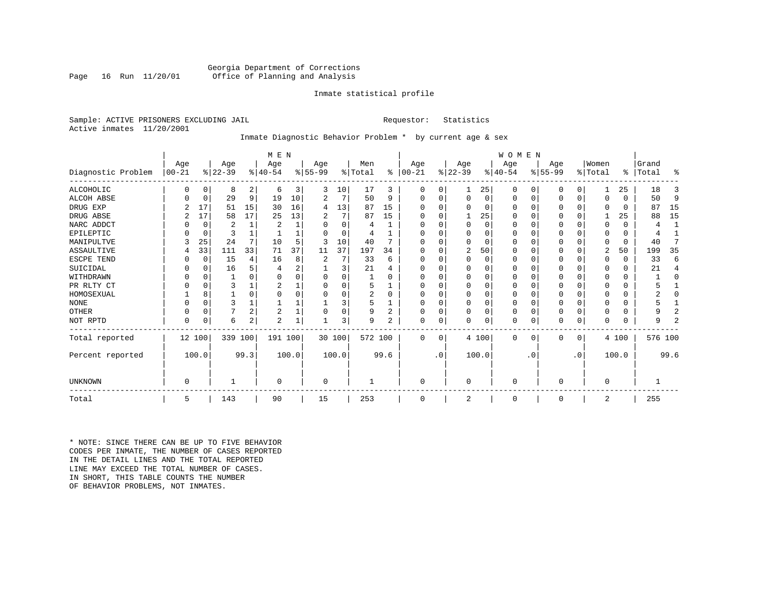Georgia Department of Corrections
Office of Planning and Analysis

Inmate statistical profile

Sample: ACTIVE PRISONERS EXCLUDING JAIL    Requestor: Statistics
Active inmates 11/20/2001

Inmate Diagnostic Behavior Problem * by current age & sex

| Diagnostic Problem | MEN Age 00-21 | % | Age 22-39 | % | Age 40-54 | % | Age 55-99 | % | Men Total | % | WOMEN Age 00-21 | % | Age 22-39 | % | Age 40-54 | % | Age 55-99 | % | Women Total | % | Grand Total | % |
|---|---|---|---|---|---|---|---|---|---|---|---|---|---|---|---|---|---|---|---|---|---|---|
| ALCOHOLIC | 0 | 0 | 8 | 2 | 6 | 3 | 3 | 10 | 17 | 3 | 0 | 0 | 1 | 25 | 0 | 0 | 0 | 0 | 1 | 25 | 18 | 3 |
| ALCOH ABSE | 0 | 0 | 29 | 9 | 19 | 10 | 2 | 7 | 50 | 9 | 0 | 0 | 0 | 0 | 0 | 0 | 0 | 0 | 0 | 0 | 50 | 9 |
| DRUG EXP | 2 | 17 | 51 | 15 | 30 | 16 | 4 | 13 | 87 | 15 | 0 | 0 | 0 | 0 | 0 | 0 | 0 | 0 | 0 | 0 | 87 | 15 |
| DRUG ABSE | 2 | 17 | 58 | 17 | 25 | 13 | 2 | 7 | 87 | 15 | 0 | 0 | 1 | 25 | 0 | 0 | 0 | 0 | 1 | 25 | 88 | 15 |
| NARC ADDCT | 0 | 0 | 2 | 1 | 2 | 1 | 0 | 0 | 4 | 1 | 0 | 0 | 0 | 0 | 0 | 0 | 0 | 0 | 0 | 0 | 4 | 1 |
| EPILEPTIC | 0 | 0 | 3 | 1 | 1 | 1 | 0 | 0 | 4 | 1 | 0 | 0 | 0 | 0 | 0 | 0 | 0 | 0 | 0 | 0 | 4 | 1 |
| MANIPULTVE | 3 | 25 | 24 | 7 | 10 | 5 | 3 | 10 | 40 | 7 | 0 | 0 | 0 | 0 | 0 | 0 | 0 | 0 | 0 | 0 | 40 | 7 |
| ASSAULTIVE | 4 | 33 | 111 | 33 | 71 | 37 | 11 | 37 | 197 | 34 | 0 | 0 | 2 | 50 | 0 | 0 | 0 | 0 | 2 | 50 | 199 | 35 |
| ESCPE TEND | 0 | 0 | 15 | 4 | 16 | 8 | 2 | 7 | 33 | 6 | 0 | 0 | 0 | 0 | 0 | 0 | 0 | 0 | 0 | 0 | 33 | 6 |
| SUICIDAL | 0 | 0 | 16 | 5 | 4 | 2 | 1 | 3 | 21 | 4 | 0 | 0 | 0 | 0 | 0 | 0 | 0 | 0 | 0 | 0 | 21 | 4 |
| WITHDRAWN | 0 | 0 | 1 | 0 | 0 | 0 | 0 | 0 | 1 | 0 | 0 | 0 | 0 | 0 | 0 | 0 | 0 | 0 | 0 | 0 | 1 | 0 |
| PR RLTY CT | 0 | 0 | 3 | 1 | 2 | 1 | 0 | 0 | 5 | 1 | 0 | 0 | 0 | 0 | 0 | 0 | 0 | 0 | 0 | 0 | 5 | 1 |
| HOMOSEXUAL | 1 | 8 | 1 | 0 | 0 | 0 | 0 | 0 | 2 | 0 | 0 | 0 | 0 | 0 | 0 | 0 | 0 | 0 | 0 | 0 | 2 | 0 |
| NONE | 0 | 0 | 3 | 1 | 1 | 1 | 1 | 3 | 5 | 1 | 0 | 0 | 0 | 0 | 0 | 0 | 0 | 0 | 0 | 0 | 5 | 1 |
| OTHER | 0 | 0 | 7 | 2 | 2 | 1 | 0 | 0 | 9 | 2 | 0 | 0 | 0 | 0 | 0 | 0 | 0 | 0 | 0 | 0 | 9 | 2 |
| NOT RPTD | 0 | 0 | 6 | 2 | 2 | 1 | 1 | 3 | 9 | 2 | 0 | 0 | 0 | 0 | 0 | 0 | 0 | 0 | 0 | 0 | 9 | 2 |
| Total reported | 12 | 100 | 339 | 100 | 191 | 100 | 30 | 100 | 572 | 100 | 0 | 0 | 4 | 100 | 0 | 0 | 0 | 0 | 4 | 100 | 576 | 100 |
| Percent reported | | 100.0 | | 99.3 | | 100.0 | | 100.0 | | 99.6 | | .0 | | 100.0 | | .0 | | .0 | | 100.0 | | 99.6 |
| UNKNOWN | 0 | | 1 | | 0 | | 0 | | 1 | | 0 | | 0 | | 0 | | 0 | | 0 | | 1 | |
| Total | 5 | | 143 | | 90 | | 15 | | 253 | | 0 | | 2 | | 0 | | 0 | | 2 | | 255 | |

* NOTE: SINCE THERE CAN BE UP TO FIVE BEHAVIOR CODES PER INMATE, THE NUMBER OF CASES REPORTED IN THE DETAIL LINES AND THE TOTAL REPORTED LINE MAY EXCEED THE TOTAL NUMBER OF CASES. IN SHORT, THIS TABLE COUNTS THE NUMBER OF BEHAVIOR PROBLEMS, NOT INMATES.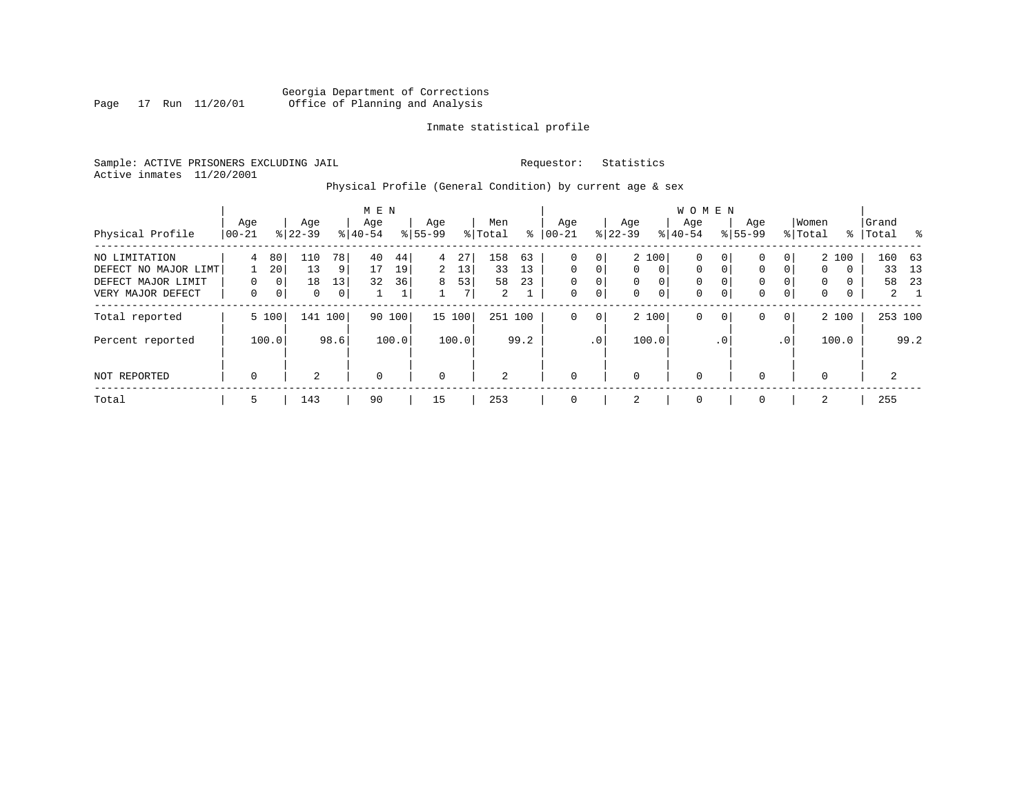Georgia Department of Corrections
Office of Planning and Analysis

Inmate statistical profile

Sample: ACTIVE PRISONERS EXCLUDING JAIL　　　　Requestor: Statistics
Active inmates 11/20/2001

Physical Profile (General Condition) by current age & sex

| Physical Profile | MEN Age 00-21 | % | Age 22-39 | % | Age 40-54 | % | Age 55-99 | % | Men Total | % | WOMEN Age 00-21 | % | Age 22-39 | % | Age 40-54 | % | Age 55-99 | % | Women Total | % | Grand Total | % |
|---|---|---|---|---|---|---|---|---|---|---|---|---|---|---|---|---|---|---|---|---|---|---|
| NO LIMITATION | 4 | 80 | 110 | 78 | 40 | 44 | 4 | 27 | 158 | 63 | 0 | 0 | 2 | 100 | 0 | 0 | 0 | 0 | 2 | 100 | 160 | 63 |
| DEFECT NO MAJOR LIMT | 1 | 20 | 13 | 9 | 17 | 19 | 2 | 13 | 33 | 13 | 0 | 0 | 0 | 0 | 0 | 0 | 0 | 0 | 0 | 0 | 33 | 13 |
| DEFECT MAJOR LIMIT | 0 | 0 | 18 | 13 | 32 | 36 | 8 | 53 | 58 | 23 | 0 | 0 | 0 | 0 | 0 | 0 | 0 | 0 | 0 | 0 | 58 | 23 |
| VERY MAJOR DEFECT | 0 | 0 | 0 | 0 | 1 | 1 | 1 | 7 | 2 | 1 | 0 | 0 | 0 | 0 | 0 | 0 | 0 | 0 | 0 | 0 | 2 | 1 |
| Total reported | 5 | 100 | 141 | 100 | 90 | 100 | 15 | 100 | 251 | 100 | 0 | 0 | 2 | 100 | 0 | 0 | 0 | 0 | 2 | 100 | 253 | 100 |
| Percent reported | | 100.0 | | 98.6 | | 100.0 | | 100.0 | | 99.2 | | .0 | | 100.0 | | .0 | | .0 | | 100.0 | | 99.2 |
| NOT REPORTED | 0 | | 2 | | 0 | | 0 | | 2 | | 0 | | 0 | | 0 | | 0 | | 0 | | 2 | |
| Total | 5 | | 143 | | 90 | | 15 | | 253 | | 0 | | 2 | | 0 | | 0 | | 2 | | 255 | |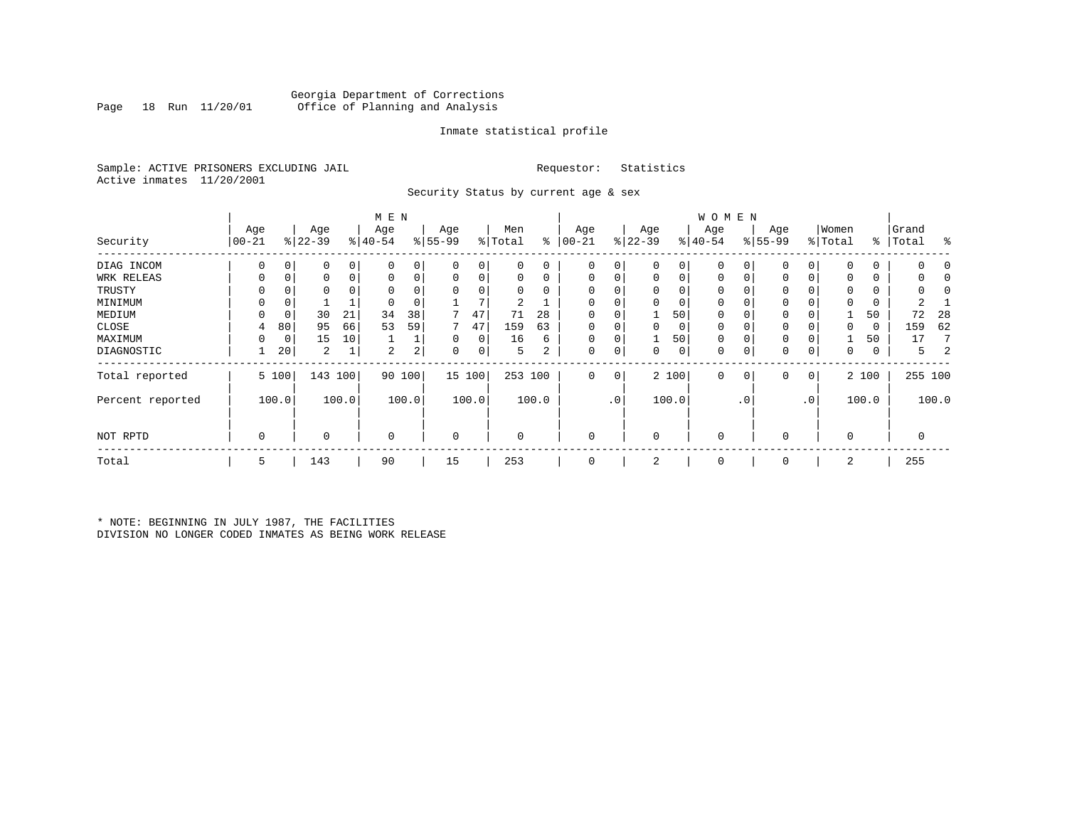Georgia Department of Corrections
Office of Planning and Analysis

Inmate statistical profile

Sample: ACTIVE PRISONERS EXCLUDING JAIL    Requestor: Statistics
Active inmates 11/20/2001

Security Status by current age & sex

| Security | MEN Age 00-21 | % | Age 22-39 | % | Age 40-54 | % | Age 55-99 | % | Men Total | % | WOMEN Age 00-21 | % | Age 22-39 | % | Age 40-54 | % | Age 55-99 | % | Women Total | % | Grand Total | % |
|---|---|---|---|---|---|---|---|---|---|---|---|---|---|---|---|---|---|---|---|---|---|---|
| DIAG INCOM | 0 | 0 | 0 | 0 | 0 | 0 | 0 | 0 | 0 | 0 | 0 | 0 | 0 | 0 | 0 | 0 | 0 | 0 | 0 | 0 | 0 | 0 |
| WRK RELEAS | 0 | 0 | 0 | 0 | 0 | 0 | 0 | 0 | 0 | 0 | 0 | 0 | 0 | 0 | 0 | 0 | 0 | 0 | 0 | 0 | 0 | 0 |
| TRUSTY | 0 | 0 | 0 | 0 | 0 | 0 | 0 | 0 | 0 | 0 | 0 | 0 | 0 | 0 | 0 | 0 | 0 | 0 | 0 | 0 | 0 | 0 |
| MINIMUM | 0 | 0 | 1 | 1 | 0 | 0 | 1 | 7 | 2 | 1 | 0 | 0 | 0 | 0 | 0 | 0 | 0 | 0 | 0 | 0 | 2 | 1 |
| MEDIUM | 0 | 0 | 30 | 21 | 34 | 38 | 7 | 47 | 71 | 28 | 0 | 0 | 1 | 50 | 0 | 0 | 0 | 0 | 1 | 50 | 72 | 28 |
| CLOSE | 4 | 80 | 95 | 66 | 53 | 59 | 7 | 47 | 159 | 63 | 0 | 0 | 0 | 0 | 0 | 0 | 0 | 0 | 0 | 0 | 159 | 62 |
| MAXIMUM | 0 | 0 | 15 | 10 | 1 | 1 | 0 | 0 | 16 | 6 | 0 | 0 | 1 | 50 | 0 | 0 | 0 | 0 | 1 | 50 | 17 | 7 |
| DIAGNOSTIC | 1 | 20 | 2 | 1 | 2 | 2 | 0 | 0 | 5 | 2 | 0 | 0 | 0 | 0 | 0 | 0 | 0 | 0 | 0 | 0 | 5 | 2 |
| Total reported | 5 | 100 | 143 | 100 | 90 | 100 | 15 | 100 | 253 | 100 | 0 | 0 | 2 | 100 | 0 | 0 | 0 | 0 | 2 | 100 | 255 | 100 |
| Percent reported | | 100.0 | | 100.0 | | 100.0 | | 100.0 | | 100.0 | | .0 | | 100.0 | | .0 | | .0 | | 100.0 | | 100.0 |
| NOT RPTD | 0 | | 0 | | 0 | | 0 | | 0 | | 0 | | 0 | | 0 | | 0 | | 0 | | 0 | |
| Total | 5 | | 143 | | 90 | | 15 | | 253 | | 0 | | 2 | | 0 | | 0 | | 2 | | 255 | |

* NOTE: BEGINNING IN JULY 1987, THE FACILITIES DIVISION NO LONGER CODED INMATES AS BEING WORK RELEASE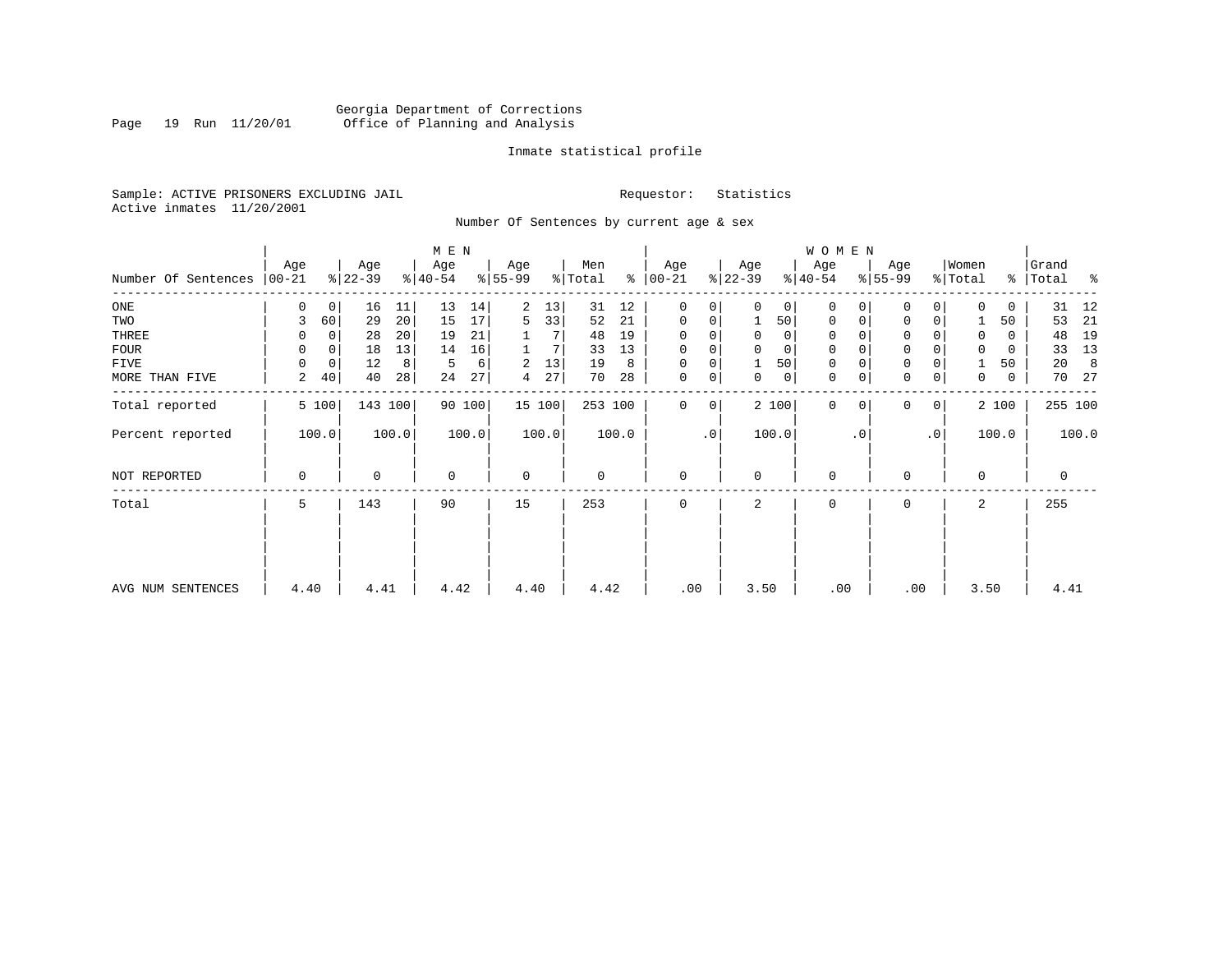Georgia Department of Corrections
Office of Planning and Analysis

Inmate statistical profile

Sample: ACTIVE PRISONERS EXCLUDING JAIL    Requestor: Statistics
Active inmates 11/20/2001

Number Of Sentences by current age & sex

| | MEN | | | | | | | | | | WOMEN | | | | | | | | | | | |
|---|---|---|---|---|---|---|---|---|---|---|---|---|---|---|---|---|---|---|---|---|---|---|
| Number Of Sentences | Age 00-21 | % | Age 22-39 | % | Age 40-54 | % | Age 55-99 | % | Men Total | % | Age 00-21 | % | Age 22-39 | % | Age 40-54 | % | Age 55-99 | % | Women Total | % | Grand Total | % |
| ONE | 0 | 0 | 16 | 11 | 13 | 14 | 2 | 13 | 31 | 12 | 0 | 0 | 0 | 0 | 0 | 0 | 0 | 0 | 0 | 0 | 31 | 12 |
| TWO | 3 | 60 | 29 | 20 | 15 | 17 | 5 | 33 | 52 | 21 | 0 | 0 | 1 | 50 | 0 | 0 | 0 | 0 | 1 | 50 | 53 | 21 |
| THREE | 0 | 0 | 28 | 20 | 19 | 21 | 1 | 7 | 48 | 19 | 0 | 0 | 0 | 0 | 0 | 0 | 0 | 0 | 0 | 0 | 48 | 19 |
| FOUR | 0 | 0 | 18 | 13 | 14 | 16 | 1 | 7 | 33 | 13 | 0 | 0 | 0 | 0 | 0 | 0 | 0 | 0 | 0 | 0 | 33 | 13 |
| FIVE | 0 | 0 | 12 | 8 | 5 | 6 | 2 | 13 | 19 | 8 | 0 | 0 | 1 | 50 | 0 | 0 | 0 | 0 | 1 | 50 | 20 | 8 |
| MORE THAN FIVE | 2 | 40 | 40 | 28 | 24 | 27 | 4 | 27 | 70 | 28 | 0 | 0 | 0 | 0 | 0 | 0 | 0 | 0 | 0 | 0 | 70 | 27 |
| Total reported | 5 | 100 | 143 | 100 | 90 | 100 | 15 | 100 | 253 | 100 | 0 | 0 | 2 | 100 | 0 | 0 | 0 | 0 | 2 | 100 | 255 | 100 |
| Percent reported | | 100.0 | | 100.0 | | 100.0 | | 100.0 | | 100.0 | | .0 | | 100.0 | | .0 | | .0 | | 100.0 | | 100.0 |
| NOT REPORTED | 0 | | 0 | | 0 | | 0 | | 0 | | 0 | | 0 | | 0 | | 0 | | 0 | | 0 | |
| Total | 5 | | 143 | | 90 | | 15 | | 253 | | 0 | | 2 | | 0 | | 0 | | 2 | | 255 | |
| AVG NUM SENTENCES | 4.40 | | 4.41 | | 4.42 | | 4.40 | | 4.42 | | .00 | | 3.50 | | .00 | | .00 | | 3.50 | | 4.41 | |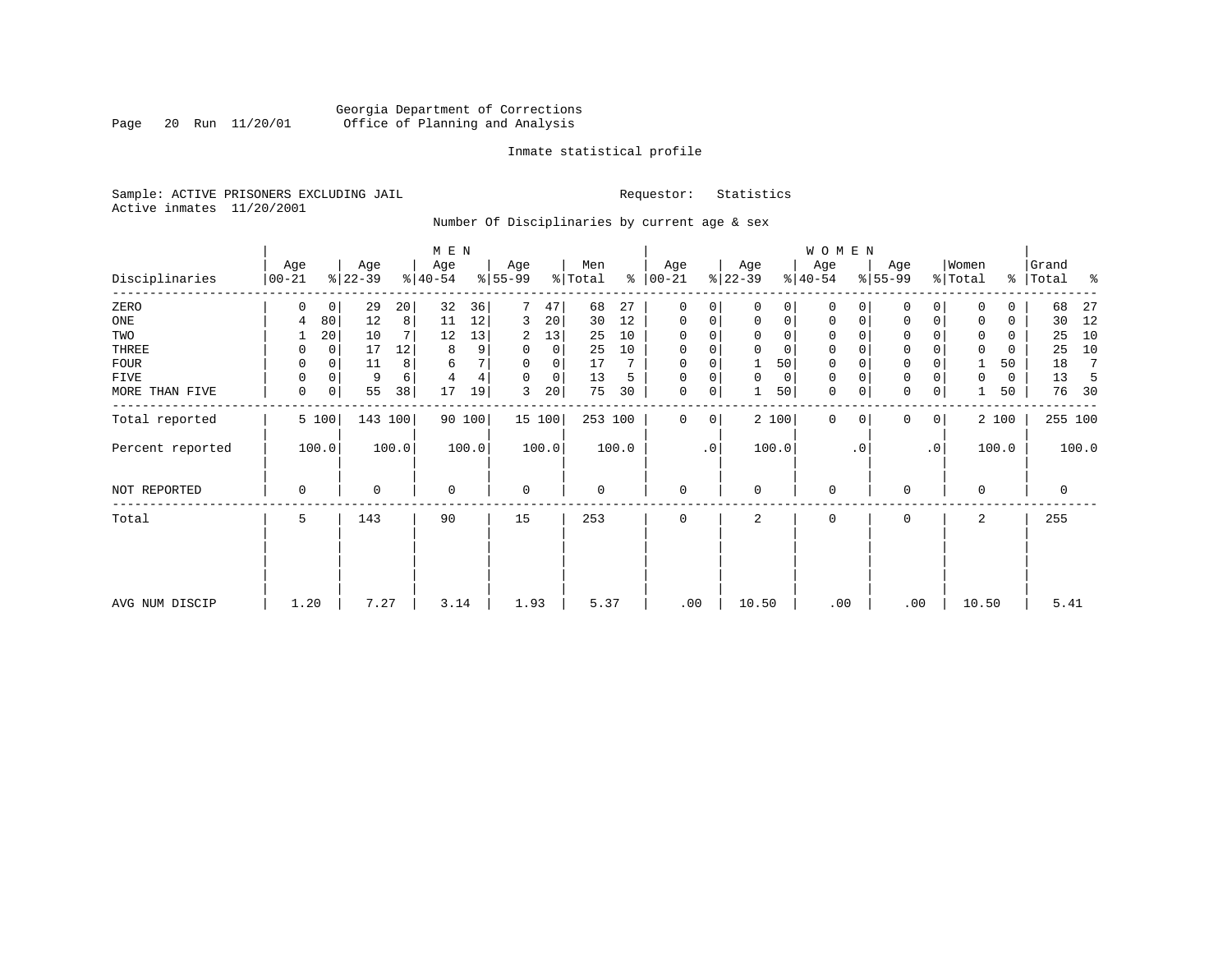Georgia Department of Corrections
Office of Planning and Analysis

Inmate statistical profile

Sample: ACTIVE PRISONERS EXCLUDING JAIL

Requestor: Statistics

Active inmates 11/20/2001

Number Of Disciplinaries by current age & sex

| Disciplinaries | MEN Age 00-21 | % | Age 22-39 | % | Age 40-54 | % | Age 55-99 | % | Men Total | % | WOMEN Age 00-21 | % | Age 22-39 | % | Age 40-54 | % | Age 55-99 | % | Women Total | % | Grand Total | % |
|---|---|---|---|---|---|---|---|---|---|---|---|---|---|---|---|---|---|---|---|---|---|---|
| ZERO | 0 | 0 | 29 | 20 | 32 | 36 | 7 | 47 | 68 | 27 | 0 | 0 | 0 | 0 | 0 | 0 | 0 | 0 | 0 | 0 | 68 | 27 |
| ONE | 4 | 80 | 12 | 8 | 11 | 12 | 3 | 20 | 30 | 12 | 0 | 0 | 0 | 0 | 0 | 0 | 0 | 0 | 0 | 0 | 30 | 12 |
| TWO | 1 | 20 | 10 | 7 | 12 | 13 | 2 | 13 | 25 | 10 | 0 | 0 | 0 | 0 | 0 | 0 | 0 | 0 | 0 | 0 | 25 | 10 |
| THREE | 0 | 0 | 17 | 12 | 8 | 9 | 0 | 0 | 25 | 10 | 0 | 0 | 0 | 0 | 0 | 0 | 0 | 0 | 0 | 0 | 25 | 10 |
| FOUR | 0 | 0 | 11 | 8 | 6 | 7 | 0 | 0 | 17 | 7 | 0 | 0 | 1 | 50 | 0 | 0 | 0 | 0 | 1 | 50 | 18 | 7 |
| FIVE | 0 | 0 | 9 | 6 | 4 | 4 | 0 | 0 | 13 | 5 | 0 | 0 | 0 | 0 | 0 | 0 | 0 | 0 | 0 | 0 | 13 | 5 |
| MORE THAN FIVE | 0 | 0 | 55 | 38 | 17 | 19 | 3 | 20 | 75 | 30 | 0 | 0 | 1 | 50 | 0 | 0 | 0 | 0 | 1 | 50 | 76 | 30 |
| Total reported | 5 | 100 | 143 | 100 | 90 | 100 | 15 | 100 | 253 | 100 | 0 | 0 | 2 | 100 | 0 | 0 | 0 | 0 | 2 | 100 | 255 | 100 |
| Percent reported | 100.0 | | 100.0 | | 100.0 | | 100.0 | | 100.0 | | .0 | | 100.0 | | .0 | | .0 | | 100.0 | | 100.0 | |
| NOT REPORTED | 0 | | 0 | | 0 | | 0 | | 0 | | 0 | | 0 | | 0 | | 0 | | 0 | | 0 | |
| Total | 5 | | 143 | | 90 | | 15 | | 253 | | 0 | | 2 | | 0 | | 0 | | 2 | | 255 | |
| AVG NUM DISCIP | 1.20 | | 7.27 | | 3.14 | | 1.93 | | 5.37 | | .00 | | 10.50 | | .00 | | .00 | | 10.50 | | 5.41 | |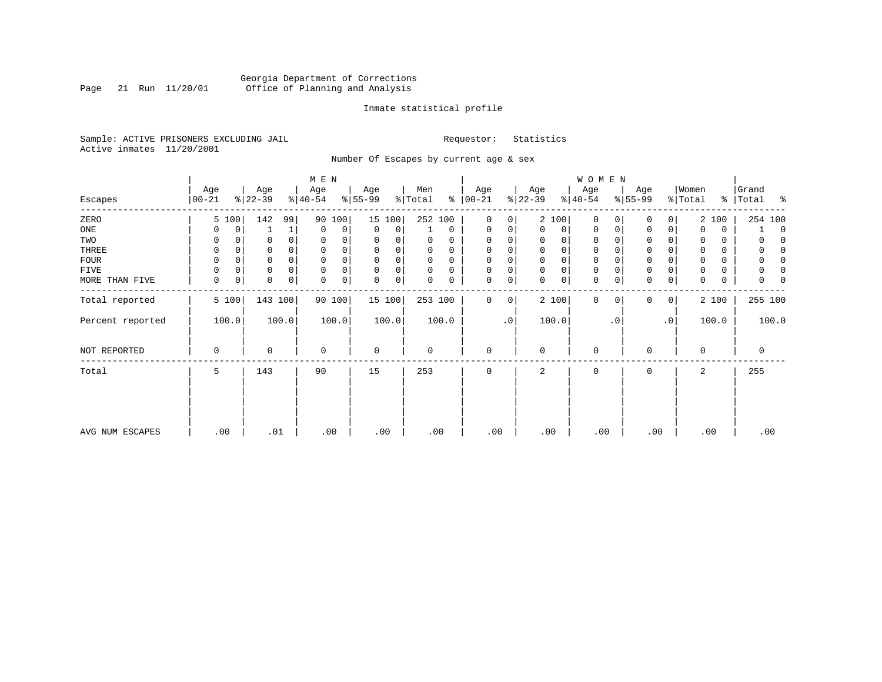Georgia Department of Corrections
Office of Planning and Analysis

Inmate statistical profile

Sample: ACTIVE PRISONERS EXCLUDING JAIL
Active inmates 11/20/2001

Requestor: Statistics

Number Of Escapes by current age & sex

| Escapes | MEN Age 00-21 | % | MEN Age 22-39 | % | MEN Age 40-54 | % | MEN Age 55-99 | % | Men Total | % | WOMEN Age 00-21 | % | WOMEN Age 22-39 | % | WOMEN Age 40-54 | % | WOMEN Age 55-99 | % | Women Total | % | Grand Total | % |
|---|---|---|---|---|---|---|---|---|---|---|---|---|---|---|---|---|---|---|---|---|---|---|
| ZERO | 5 | 100 | 142 | 99 | 90 | 100 | 15 | 100 | 252 | 100 | 0 | 0 | 2 | 100 | 0 | 0 | 0 | 0 | 2 | 100 | 254 | 100 |
| ONE | 0 | 0 | 1 | 1 | 0 | 0 | 0 | 0 | 1 | 0 | 0 | 0 | 0 | 0 | 0 | 0 | 0 | 0 | 0 | 0 | 1 | 0 |
| TWO | 0 | 0 | 0 | 0 | 0 | 0 | 0 | 0 | 0 | 0 | 0 | 0 | 0 | 0 | 0 | 0 | 0 | 0 | 0 | 0 | 0 | 0 |
| THREE | 0 | 0 | 0 | 0 | 0 | 0 | 0 | 0 | 0 | 0 | 0 | 0 | 0 | 0 | 0 | 0 | 0 | 0 | 0 | 0 | 0 | 0 |
| FOUR | 0 | 0 | 0 | 0 | 0 | 0 | 0 | 0 | 0 | 0 | 0 | 0 | 0 | 0 | 0 | 0 | 0 | 0 | 0 | 0 | 0 | 0 |
| FIVE | 0 | 0 | 0 | 0 | 0 | 0 | 0 | 0 | 0 | 0 | 0 | 0 | 0 | 0 | 0 | 0 | 0 | 0 | 0 | 0 | 0 | 0 |
| MORE THAN FIVE | 0 | 0 | 0 | 0 | 0 | 0 | 0 | 0 | 0 | 0 | 0 | 0 | 0 | 0 | 0 | 0 | 0 | 0 | 0 | 0 | 0 | 0 |
| Total reported | 5 | 100 | 143 | 100 | 90 | 100 | 15 | 100 | 253 | 100 | 0 | 0 | 2 | 100 | 0 | 0 | 0 | 0 | 2 | 100 | 255 | 100 |
| Percent reported | 100.0 | | 100.0 | | 100.0 | | 100.0 | | 100.0 | | .0 | | 100.0 | | .0 | | .0 | | 100.0 | | 100.0 | |
| NOT REPORTED | 0 | | 0 | | 0 | | 0 | | 0 | | 0 | | 0 | | 0 | | 0 | | 0 | | 0 | |
| Total | 5 | | 143 | | 90 | | 15 | | 253 | | 0 | | 2 | | 0 | | 0 | | 2 | | 255 | |
| AVG NUM ESCAPES | .00 | | .01 | | .00 | | .00 | | .00 | | .00 | | .00 | | .00 | | .00 | | .00 | | .00 | |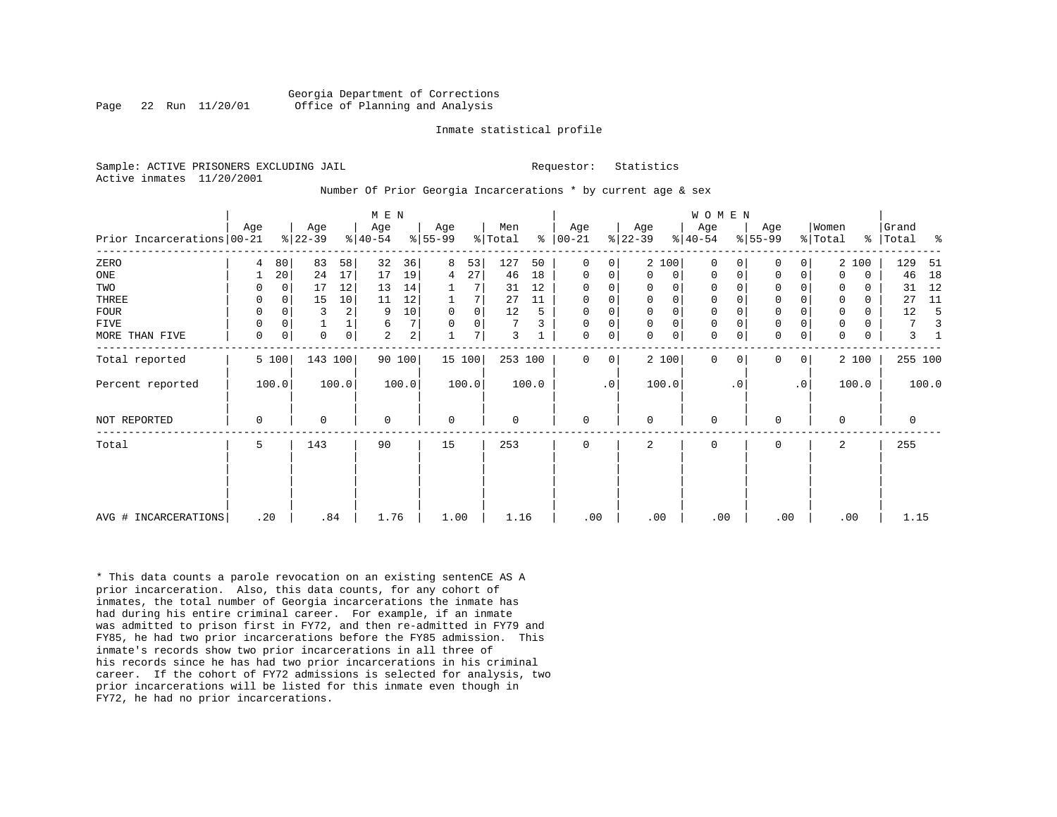Georgia Department of Corrections
Office of Planning and Analysis

Inmate statistical profile

Sample: ACTIVE PRISONERS EXCLUDING JAIL

Requestor: Statistics

Active inmates 11/20/2001

Number Of Prior Georgia Incarcerations * by current age & sex

| Prior Incarcerations | MEN Age 00-21 | % | Age 22-39 | % | Age 40-54 | % | Age 55-99 | % | Men Total | % | WOMEN Age 00-21 | % | Age 22-39 | % | Age 40-54 | % | Age 55-99 | % | Women Total | % | Grand Total | % |
|---|---|---|---|---|---|---|---|---|---|---|---|---|---|---|---|---|---|---|---|---|---|---|
| ZERO | 4 | 80 | 83 | 58 | 32 | 36 | 8 | 53 | 127 | 50 | 0 | 0 | 2 | 100 | 0 | 0 | 0 | 0 | 2 | 100 | 129 | 51 |
| ONE | 1 | 20 | 24 | 17 | 17 | 19 | 4 | 27 | 46 | 18 | 0 | 0 | 0 | 0 | 0 | 0 | 0 | 0 | 0 | 0 | 46 | 18 |
| TWO | 0 | 0 | 17 | 12 | 13 | 14 | 1 | 7 | 31 | 12 | 0 | 0 | 0 | 0 | 0 | 0 | 0 | 0 | 0 | 0 | 31 | 12 |
| THREE | 0 | 0 | 15 | 10 | 11 | 12 | 1 | 7 | 27 | 11 | 0 | 0 | 0 | 0 | 0 | 0 | 0 | 0 | 0 | 0 | 27 | 11 |
| FOUR | 0 | 0 | 3 | 2 | 9 | 10 | 0 | 0 | 12 | 5 | 0 | 0 | 0 | 0 | 0 | 0 | 0 | 0 | 0 | 0 | 12 | 5 |
| FIVE | 0 | 0 | 1 | 1 | 6 | 7 | 0 | 0 | 7 | 3 | 0 | 0 | 0 | 0 | 0 | 0 | 0 | 0 | 0 | 0 | 7 | 3 |
| MORE THAN FIVE | 0 | 0 | 0 | 0 | 2 | 2 | 1 | 7 | 3 | 1 | 0 | 0 | 0 | 0 | 0 | 0 | 0 | 0 | 0 | 0 | 3 | 1 |
| Total reported | 5 | 100 | 143 | 100 | 90 | 100 | 15 | 100 | 253 | 100 | 0 | 0 | 2 | 100 | 0 | 0 | 0 | 0 | 2 | 100 | 255 | 100 |
| Percent reported | 100.0 | | 100.0 | | 100.0 | | 100.0 | | 100.0 | | .0 | | 100.0 | | .0 | | .0 | | 100.0 | | 100.0 | |
| NOT REPORTED | 0 | | 0 | | 0 | | 0 | | 0 | | 0 | | 0 | | 0 | | 0 | | 0 | | 0 | |
| Total | 5 | | 143 | | 90 | | 15 | | 253 | | 0 | | 2 | | 0 | | 0 | | 2 | | 255 | |
| AVG # INCARCERATIONS | .20 | | .84 | | 1.76 | | 1.00 | | 1.16 | | .00 | | .00 | | .00 | | .00 | | .00 | | 1.15 | |

* This data counts a parole revocation on an existing sentenCE AS A prior incarceration. Also, this data counts, for any cohort of inmates, the total number of Georgia incarcerations the inmate has had during his entire criminal career. For example, if an inmate was admitted to prison first in FY72, and then re-admitted in FY79 and FY85, he had two prior incarcerations before the FY85 admission. This inmate's records show two prior incarcerations in all three of his records since he has had two prior incarcerations in his criminal career. If the cohort of FY72 admissions is selected for analysis, two prior incarcerations will be listed for this inmate even though in FY72, he had no prior incarcerations.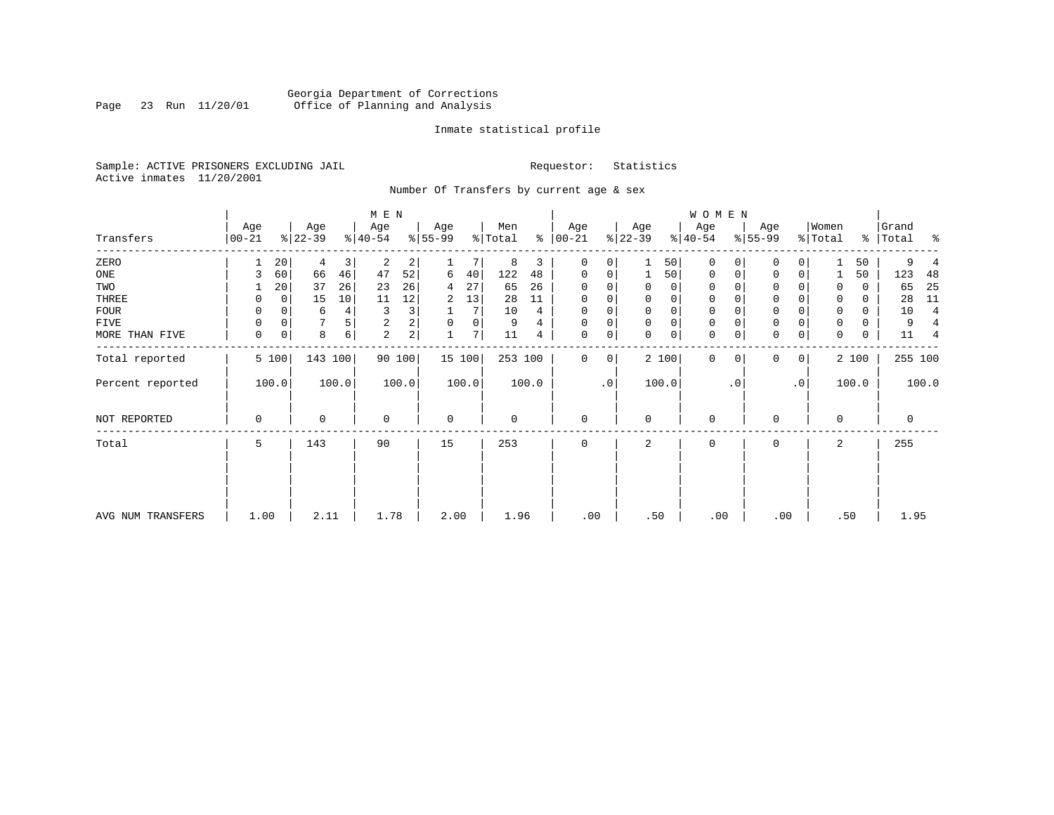Georgia Department of Corrections
Office of Planning and Analysis

Inmate statistical profile

Sample: ACTIVE PRISONERS EXCLUDING JAIL　　　　Requestor: Statistics
Active inmates 11/20/2001

Number Of Transfers by current age & sex

| Transfers | MEN Age 00-21 | % | Age 22-39 | % | Age 40-54 | % | Age 55-99 | % | Men Total | % | WOMEN Age 00-21 | % | Age 22-39 | % | Age 40-54 | % | Age 55-99 | % | Women Total | % | Grand Total | % |
|---|---|---|---|---|---|---|---|---|---|---|---|---|---|---|---|---|---|---|---|---|---|---|
| ZERO | 1 | 20 | 4 | 3 | 2 | 2 | 1 | 7 | 8 | 3 | 0 | 0 | 1 | 50 | 0 | 0 | 0 | 0 | 1 | 50 | 9 | 4 |
| ONE | 3 | 60 | 66 | 46 | 47 | 52 | 6 | 40 | 122 | 48 | 0 | 0 | 1 | 50 | 0 | 0 | 0 | 0 | 1 | 50 | 123 | 48 |
| TWO | 1 | 20 | 37 | 26 | 23 | 26 | 4 | 27 | 65 | 26 | 0 | 0 | 0 | 0 | 0 | 0 | 0 | 0 | 0 | 0 | 65 | 25 |
| THREE | 0 | 0 | 15 | 10 | 11 | 12 | 2 | 13 | 28 | 11 | 0 | 0 | 0 | 0 | 0 | 0 | 0 | 0 | 0 | 0 | 28 | 11 |
| FOUR | 0 | 0 | 6 | 4 | 3 | 3 | 1 | 7 | 10 | 4 | 0 | 0 | 0 | 0 | 0 | 0 | 0 | 0 | 0 | 0 | 10 | 4 |
| FIVE | 0 | 0 | 7 | 5 | 2 | 2 | 0 | 0 | 9 | 4 | 0 | 0 | 0 | 0 | 0 | 0 | 0 | 0 | 0 | 0 | 9 | 4 |
| MORE THAN FIVE | 0 | 0 | 8 | 6 | 2 | 2 | 1 | 7 | 11 | 4 | 0 | 0 | 0 | 0 | 0 | 0 | 0 | 0 | 0 | 0 | 11 | 4 |
| Total reported | 5 | 100 | 143 | 100 | 90 | 100 | 15 | 100 | 253 | 100 | 0 | 0 | 2 | 100 | 0 | 0 | 0 | 0 | 2 | 100 | 255 | 100 |
| Percent reported | 100.0 | | 100.0 | | 100.0 | | 100.0 | | 100.0 | | .0 | | 100.0 | | .0 | | .0 | | 100.0 | | 100.0 | |
| NOT REPORTED | 0 | | 0 | | 0 | | 0 | | 0 | | 0 | | 0 | | 0 | | 0 | | 0 | | 0 | |
| Total | 5 | | 143 | | 90 | | 15 | | 253 | | 0 | | 2 | | 0 | | 0 | | 2 | | 255 | |
| AVG NUM TRANSFERS | 1.00 | | 2.11 | | 1.78 | | 2.00 | | 1.96 | | .00 | | .50 | | .00 | | .00 | | .50 | | 1.95 | |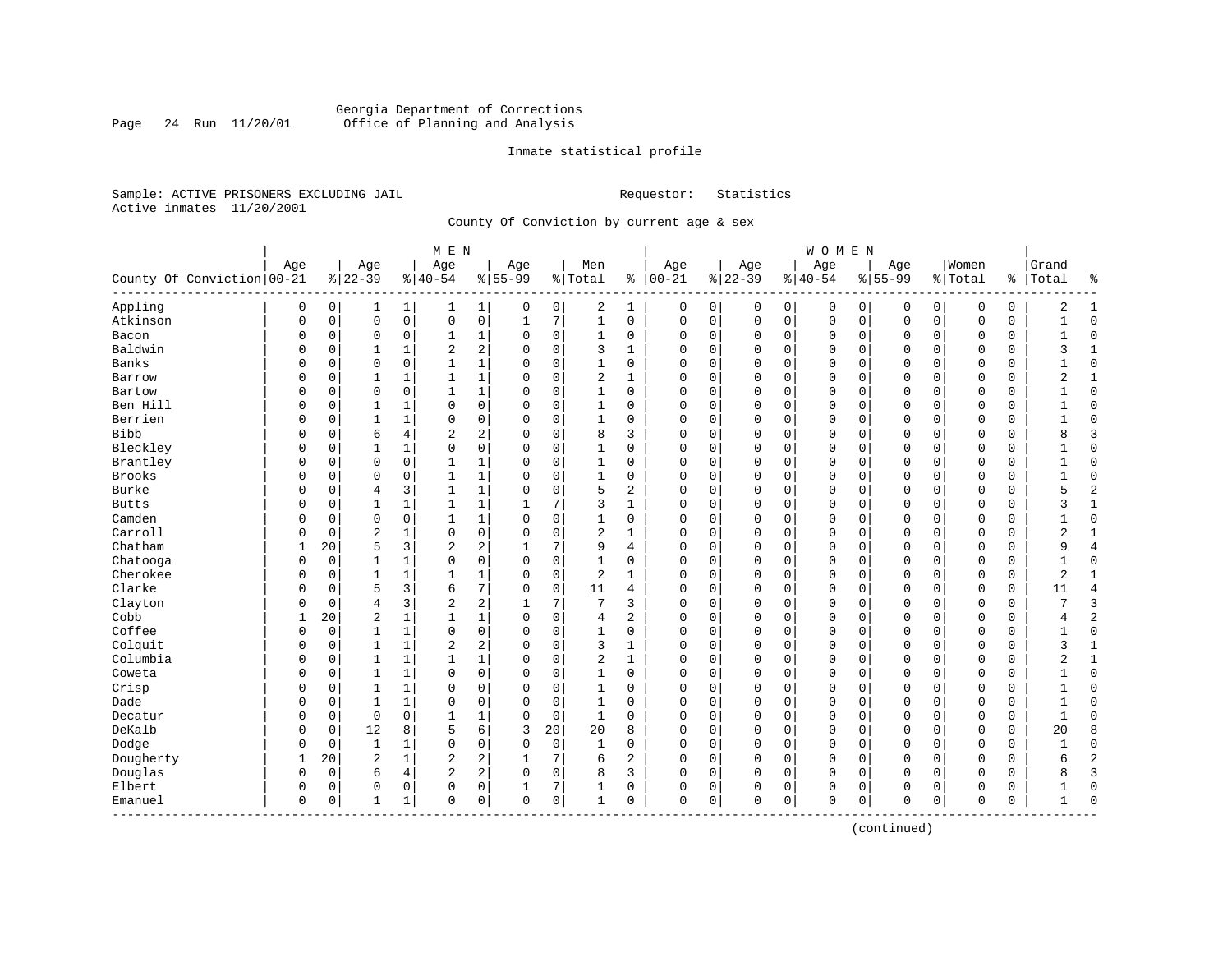Georgia Department of Corrections
Office of Planning and Analysis

Inmate statistical profile

Sample: ACTIVE PRISONERS EXCLUDING JAIL                Requestor: Statistics
Active inmates 11/20/2001

County Of Conviction by current age & sex

| County Of Conviction | MEN Age 00-21 | % | Age 22-39 | % | Age 40-54 | % | Age 55-99 | % | Men Total | % | WOMEN Age 00-21 | % | Age 22-39 | % | Age 40-54 | % | Age 55-99 | % | Women Total | % | Grand Total | % |
|---|---|---|---|---|---|---|---|---|---|---|---|---|---|---|---|---|---|---|---|---|---|---|
| Appling | 0 | 0 | 1 | 1 | 1 | 1 | 0 | 0 | 2 | 1 | 0 | 0 | 0 | 0 | 0 | 0 | 0 | 0 | 0 | 0 | 2 | 1 |
| Atkinson | 0 | 0 | 0 | 0 | 0 | 0 | 1 | 7 | 1 | 0 | 0 | 0 | 0 | 0 | 0 | 0 | 0 | 0 | 0 | 0 | 1 | 0 |
| Bacon | 0 | 0 | 0 | 0 | 1 | 1 | 0 | 0 | 1 | 0 | 0 | 0 | 0 | 0 | 0 | 0 | 0 | 0 | 0 | 0 | 1 | 0 |
| Baldwin | 0 | 0 | 1 | 1 | 2 | 2 | 0 | 0 | 3 | 1 | 0 | 0 | 0 | 0 | 0 | 0 | 0 | 0 | 0 | 0 | 3 | 1 |
| Banks | 0 | 0 | 0 | 0 | 1 | 1 | 0 | 0 | 1 | 0 | 0 | 0 | 0 | 0 | 0 | 0 | 0 | 0 | 0 | 0 | 1 | 0 |
| Barrow | 0 | 0 | 1 | 1 | 1 | 1 | 0 | 0 | 2 | 1 | 0 | 0 | 0 | 0 | 0 | 0 | 0 | 0 | 0 | 0 | 2 | 1 |
| Bartow | 0 | 0 | 0 | 0 | 1 | 1 | 0 | 0 | 1 | 0 | 0 | 0 | 0 | 0 | 0 | 0 | 0 | 0 | 0 | 0 | 1 | 0 |
| Ben Hill | 0 | 0 | 1 | 1 | 0 | 0 | 0 | 0 | 1 | 0 | 0 | 0 | 0 | 0 | 0 | 0 | 0 | 0 | 0 | 0 | 1 | 0 |
| Berrien | 0 | 0 | 1 | 1 | 0 | 0 | 0 | 0 | 1 | 0 | 0 | 0 | 0 | 0 | 0 | 0 | 0 | 0 | 0 | 0 | 1 | 0 |
| Bibb | 0 | 0 | 6 | 4 | 2 | 2 | 0 | 0 | 8 | 3 | 0 | 0 | 0 | 0 | 0 | 0 | 0 | 0 | 0 | 0 | 8 | 3 |
| Bleckley | 0 | 0 | 1 | 1 | 0 | 0 | 0 | 0 | 1 | 0 | 0 | 0 | 0 | 0 | 0 | 0 | 0 | 0 | 0 | 0 | 1 | 0 |
| Brantley | 0 | 0 | 0 | 0 | 1 | 1 | 0 | 0 | 1 | 0 | 0 | 0 | 0 | 0 | 0 | 0 | 0 | 0 | 0 | 0 | 1 | 0 |
| Brooks | 0 | 0 | 0 | 0 | 1 | 1 | 0 | 0 | 1 | 0 | 0 | 0 | 0 | 0 | 0 | 0 | 0 | 0 | 0 | 0 | 1 | 0 |
| Burke | 0 | 0 | 4 | 3 | 1 | 1 | 0 | 0 | 5 | 2 | 0 | 0 | 0 | 0 | 0 | 0 | 0 | 0 | 0 | 0 | 5 | 2 |
| Butts | 0 | 0 | 1 | 1 | 1 | 1 | 1 | 7 | 3 | 1 | 0 | 0 | 0 | 0 | 0 | 0 | 0 | 0 | 0 | 0 | 3 | 1 |
| Camden | 0 | 0 | 0 | 0 | 1 | 1 | 0 | 0 | 1 | 0 | 0 | 0 | 0 | 0 | 0 | 0 | 0 | 0 | 0 | 0 | 1 | 0 |
| Carroll | 0 | 0 | 2 | 1 | 0 | 0 | 0 | 0 | 2 | 1 | 0 | 0 | 0 | 0 | 0 | 0 | 0 | 0 | 0 | 0 | 2 | 1 |
| Chatham | 1 | 20 | 5 | 3 | 2 | 2 | 1 | 7 | 9 | 4 | 0 | 0 | 0 | 0 | 0 | 0 | 0 | 0 | 0 | 0 | 9 | 4 |
| Chatooga | 0 | 0 | 1 | 1 | 0 | 0 | 0 | 0 | 1 | 0 | 0 | 0 | 0 | 0 | 0 | 0 | 0 | 0 | 0 | 0 | 1 | 0 |
| Cherokee | 0 | 0 | 1 | 1 | 1 | 1 | 0 | 0 | 2 | 1 | 0 | 0 | 0 | 0 | 0 | 0 | 0 | 0 | 0 | 0 | 2 | 1 |
| Clarke | 0 | 0 | 5 | 3 | 6 | 7 | 0 | 0 | 11 | 4 | 0 | 0 | 0 | 0 | 0 | 0 | 0 | 0 | 0 | 0 | 11 | 4 |
| Clayton | 0 | 0 | 4 | 3 | 2 | 2 | 1 | 7 | 7 | 3 | 0 | 0 | 0 | 0 | 0 | 0 | 0 | 0 | 0 | 0 | 7 | 3 |
| Cobb | 1 | 20 | 2 | 1 | 1 | 1 | 0 | 0 | 4 | 2 | 0 | 0 | 0 | 0 | 0 | 0 | 0 | 0 | 0 | 0 | 4 | 2 |
| Coffee | 0 | 0 | 1 | 1 | 0 | 0 | 0 | 0 | 1 | 0 | 0 | 0 | 0 | 0 | 0 | 0 | 0 | 0 | 0 | 0 | 1 | 0 |
| Colquit | 0 | 0 | 1 | 1 | 2 | 2 | 0 | 0 | 3 | 1 | 0 | 0 | 0 | 0 | 0 | 0 | 0 | 0 | 0 | 0 | 3 | 1 |
| Columbia | 0 | 0 | 1 | 1 | 1 | 1 | 0 | 0 | 2 | 1 | 0 | 0 | 0 | 0 | 0 | 0 | 0 | 0 | 0 | 0 | 2 | 1 |
| Coweta | 0 | 0 | 1 | 1 | 0 | 0 | 0 | 0 | 1 | 0 | 0 | 0 | 0 | 0 | 0 | 0 | 0 | 0 | 0 | 0 | 1 | 0 |
| Crisp | 0 | 0 | 1 | 1 | 0 | 0 | 0 | 0 | 1 | 0 | 0 | 0 | 0 | 0 | 0 | 0 | 0 | 0 | 0 | 0 | 1 | 0 |
| Dade | 0 | 0 | 1 | 1 | 0 | 0 | 0 | 0 | 1 | 0 | 0 | 0 | 0 | 0 | 0 | 0 | 0 | 0 | 0 | 0 | 1 | 0 |
| Decatur | 0 | 0 | 0 | 0 | 1 | 1 | 0 | 0 | 1 | 0 | 0 | 0 | 0 | 0 | 0 | 0 | 0 | 0 | 0 | 0 | 1 | 0 |
| DeKalb | 0 | 0 | 12 | 8 | 5 | 6 | 3 | 20 | 20 | 8 | 0 | 0 | 0 | 0 | 0 | 0 | 0 | 0 | 0 | 0 | 20 | 8 |
| Dodge | 0 | 0 | 1 | 1 | 0 | 0 | 0 | 0 | 1 | 0 | 0 | 0 | 0 | 0 | 0 | 0 | 0 | 0 | 0 | 0 | 1 | 0 |
| Dougherty | 1 | 20 | 2 | 1 | 2 | 2 | 1 | 7 | 6 | 2 | 0 | 0 | 0 | 0 | 0 | 0 | 0 | 0 | 0 | 0 | 6 | 2 |
| Douglas | 0 | 0 | 6 | 4 | 2 | 2 | 0 | 0 | 8 | 3 | 0 | 0 | 0 | 0 | 0 | 0 | 0 | 0 | 0 | 0 | 8 | 3 |
| Elbert | 0 | 0 | 0 | 0 | 0 | 0 | 1 | 7 | 1 | 0 | 0 | 0 | 0 | 0 | 0 | 0 | 0 | 0 | 0 | 0 | 1 | 0 |
| Emanuel | 0 | 0 | 1 | 1 | 0 | 0 | 0 | 0 | 1 | 0 | 0 | 0 | 0 | 0 | 0 | 0 | 0 | 0 | 0 | 0 | 1 | 0 |

(continued)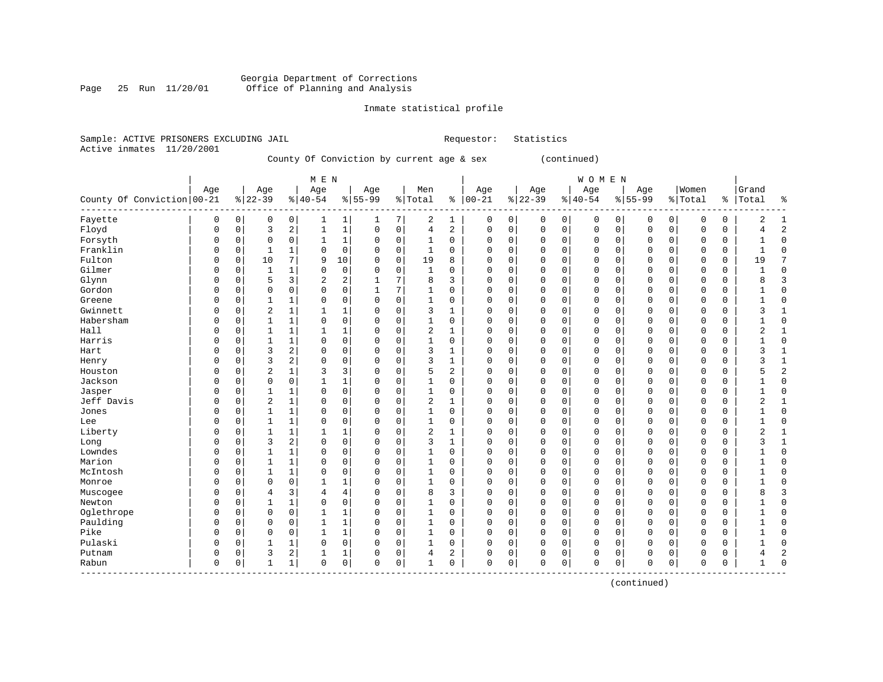Georgia Department of Corrections
Office of Planning and Analysis

Inmate statistical profile

Sample: ACTIVE PRISONERS EXCLUDING JAIL    Requestor: Statistics
Active inmates 11/20/2001

County Of Conviction by current age & sex (continued)

| County Of Conviction | MEN Age 00-21 | % | Age 22-39 | % | Age 40-54 | % | Age 55-99 | % | Men Total | % | WOMEN Age 00-21 | % | Age 22-39 | % | Age 40-54 | % | Age 55-99 | % | Women Total | % | Grand Total | % |
|---|---|---|---|---|---|---|---|---|---|---|---|---|---|---|---|---|---|---|---|---|---|---|
| Fayette | 0 | 0 | 0 | 0 | 1 | 1 | 1 | 7 | 2 | 1 | 0 | 0 | 0 | 0 | 0 | 0 | 0 | 0 | 0 | 0 | 2 | 1 |
| Floyd | 0 | 0 | 3 | 2 | 1 | 1 | 0 | 0 | 4 | 2 | 0 | 0 | 0 | 0 | 0 | 0 | 0 | 0 | 0 | 0 | 4 | 2 |
| Forsyth | 0 | 0 | 0 | 0 | 1 | 1 | 0 | 0 | 1 | 0 | 0 | 0 | 0 | 0 | 0 | 0 | 0 | 0 | 0 | 0 | 1 | 0 |
| Franklin | 0 | 0 | 1 | 1 | 0 | 0 | 0 | 0 | 1 | 0 | 0 | 0 | 0 | 0 | 0 | 0 | 0 | 0 | 0 | 0 | 1 | 0 |
| Fulton | 0 | 0 | 10 | 7 | 9 | 10 | 0 | 0 | 19 | 8 | 0 | 0 | 0 | 0 | 0 | 0 | 0 | 0 | 0 | 0 | 19 | 7 |
| Gilmer | 0 | 0 | 1 | 1 | 0 | 0 | 0 | 0 | 1 | 0 | 0 | 0 | 0 | 0 | 0 | 0 | 0 | 0 | 0 | 0 | 1 | 0 |
| Glynn | 0 | 0 | 5 | 3 | 2 | 2 | 1 | 7 | 8 | 3 | 0 | 0 | 0 | 0 | 0 | 0 | 0 | 0 | 0 | 0 | 8 | 3 |
| Gordon | 0 | 0 | 0 | 0 | 0 | 0 | 1 | 7 | 1 | 0 | 0 | 0 | 0 | 0 | 0 | 0 | 0 | 0 | 0 | 0 | 1 | 0 |
| Greene | 0 | 0 | 1 | 1 | 0 | 0 | 0 | 0 | 1 | 0 | 0 | 0 | 0 | 0 | 0 | 0 | 0 | 0 | 0 | 0 | 1 | 0 |
| Gwinnett | 0 | 0 | 2 | 1 | 1 | 1 | 0 | 0 | 3 | 1 | 0 | 0 | 0 | 0 | 0 | 0 | 0 | 0 | 0 | 0 | 3 | 1 |
| Habersham | 0 | 0 | 1 | 1 | 0 | 0 | 0 | 0 | 1 | 0 | 0 | 0 | 0 | 0 | 0 | 0 | 0 | 0 | 0 | 0 | 1 | 0 |
| Hall | 0 | 0 | 1 | 1 | 1 | 1 | 0 | 0 | 2 | 1 | 0 | 0 | 0 | 0 | 0 | 0 | 0 | 0 | 0 | 0 | 2 | 1 |
| Harris | 0 | 0 | 1 | 1 | 0 | 0 | 0 | 0 | 1 | 0 | 0 | 0 | 0 | 0 | 0 | 0 | 0 | 0 | 0 | 0 | 1 | 0 |
| Hart | 0 | 0 | 3 | 2 | 0 | 0 | 0 | 0 | 3 | 1 | 0 | 0 | 0 | 0 | 0 | 0 | 0 | 0 | 0 | 0 | 3 | 1 |
| Henry | 0 | 0 | 3 | 2 | 0 | 0 | 0 | 0 | 3 | 1 | 0 | 0 | 0 | 0 | 0 | 0 | 0 | 0 | 0 | 0 | 3 | 1 |
| Houston | 0 | 0 | 2 | 1 | 3 | 3 | 0 | 0 | 5 | 2 | 0 | 0 | 0 | 0 | 0 | 0 | 0 | 0 | 0 | 0 | 5 | 2 |
| Jackson | 0 | 0 | 0 | 0 | 1 | 1 | 0 | 0 | 1 | 0 | 0 | 0 | 0 | 0 | 0 | 0 | 0 | 0 | 0 | 0 | 1 | 0 |
| Jasper | 0 | 0 | 1 | 1 | 0 | 0 | 0 | 0 | 1 | 0 | 0 | 0 | 0 | 0 | 0 | 0 | 0 | 0 | 0 | 0 | 1 | 0 |
| Jeff Davis | 0 | 0 | 2 | 1 | 0 | 0 | 0 | 0 | 2 | 1 | 0 | 0 | 0 | 0 | 0 | 0 | 0 | 0 | 0 | 0 | 2 | 1 |
| Jones | 0 | 0 | 1 | 1 | 0 | 0 | 0 | 0 | 1 | 0 | 0 | 0 | 0 | 0 | 0 | 0 | 0 | 0 | 0 | 0 | 1 | 0 |
| Lee | 0 | 0 | 1 | 1 | 0 | 0 | 0 | 0 | 1 | 0 | 0 | 0 | 0 | 0 | 0 | 0 | 0 | 0 | 0 | 0 | 1 | 0 |
| Liberty | 0 | 0 | 1 | 1 | 1 | 1 | 0 | 0 | 2 | 1 | 0 | 0 | 0 | 0 | 0 | 0 | 0 | 0 | 0 | 0 | 2 | 1 |
| Long | 0 | 0 | 3 | 2 | 0 | 0 | 0 | 0 | 3 | 1 | 0 | 0 | 0 | 0 | 0 | 0 | 0 | 0 | 0 | 0 | 3 | 1 |
| Lowndes | 0 | 0 | 1 | 1 | 0 | 0 | 0 | 0 | 1 | 0 | 0 | 0 | 0 | 0 | 0 | 0 | 0 | 0 | 0 | 0 | 1 | 0 |
| Marion | 0 | 0 | 1 | 1 | 0 | 0 | 0 | 0 | 1 | 0 | 0 | 0 | 0 | 0 | 0 | 0 | 0 | 0 | 0 | 0 | 1 | 0 |
| McIntosh | 0 | 0 | 1 | 1 | 0 | 0 | 0 | 0 | 1 | 0 | 0 | 0 | 0 | 0 | 0 | 0 | 0 | 0 | 0 | 0 | 1 | 0 |
| Monroe | 0 | 0 | 0 | 0 | 1 | 1 | 0 | 0 | 1 | 0 | 0 | 0 | 0 | 0 | 0 | 0 | 0 | 0 | 0 | 0 | 1 | 0 |
| Muscogee | 0 | 0 | 4 | 3 | 4 | 4 | 0 | 0 | 8 | 3 | 0 | 0 | 0 | 0 | 0 | 0 | 0 | 0 | 0 | 0 | 8 | 3 |
| Newton | 0 | 0 | 1 | 1 | 0 | 0 | 0 | 0 | 1 | 0 | 0 | 0 | 0 | 0 | 0 | 0 | 0 | 0 | 0 | 0 | 1 | 0 |
| Oglethrope | 0 | 0 | 0 | 0 | 1 | 1 | 0 | 0 | 1 | 0 | 0 | 0 | 0 | 0 | 0 | 0 | 0 | 0 | 0 | 0 | 1 | 0 |
| Paulding | 0 | 0 | 0 | 0 | 1 | 1 | 0 | 0 | 1 | 0 | 0 | 0 | 0 | 0 | 0 | 0 | 0 | 0 | 0 | 0 | 1 | 0 |
| Pike | 0 | 0 | 0 | 0 | 1 | 1 | 0 | 0 | 1 | 0 | 0 | 0 | 0 | 0 | 0 | 0 | 0 | 0 | 0 | 0 | 1 | 0 |
| Pulaski | 0 | 0 | 1 | 1 | 0 | 0 | 0 | 0 | 1 | 0 | 0 | 0 | 0 | 0 | 0 | 0 | 0 | 0 | 0 | 0 | 1 | 0 |
| Putnam | 0 | 0 | 3 | 2 | 1 | 1 | 0 | 0 | 4 | 2 | 0 | 0 | 0 | 0 | 0 | 0 | 0 | 0 | 0 | 0 | 4 | 2 |
| Rabun | 0 | 0 | 1 | 1 | 0 | 0 | 0 | 0 | 1 | 0 | 0 | 0 | 0 | 0 | 0 | 0 | 0 | 0 | 0 | 0 | 1 | 0 |

(continued)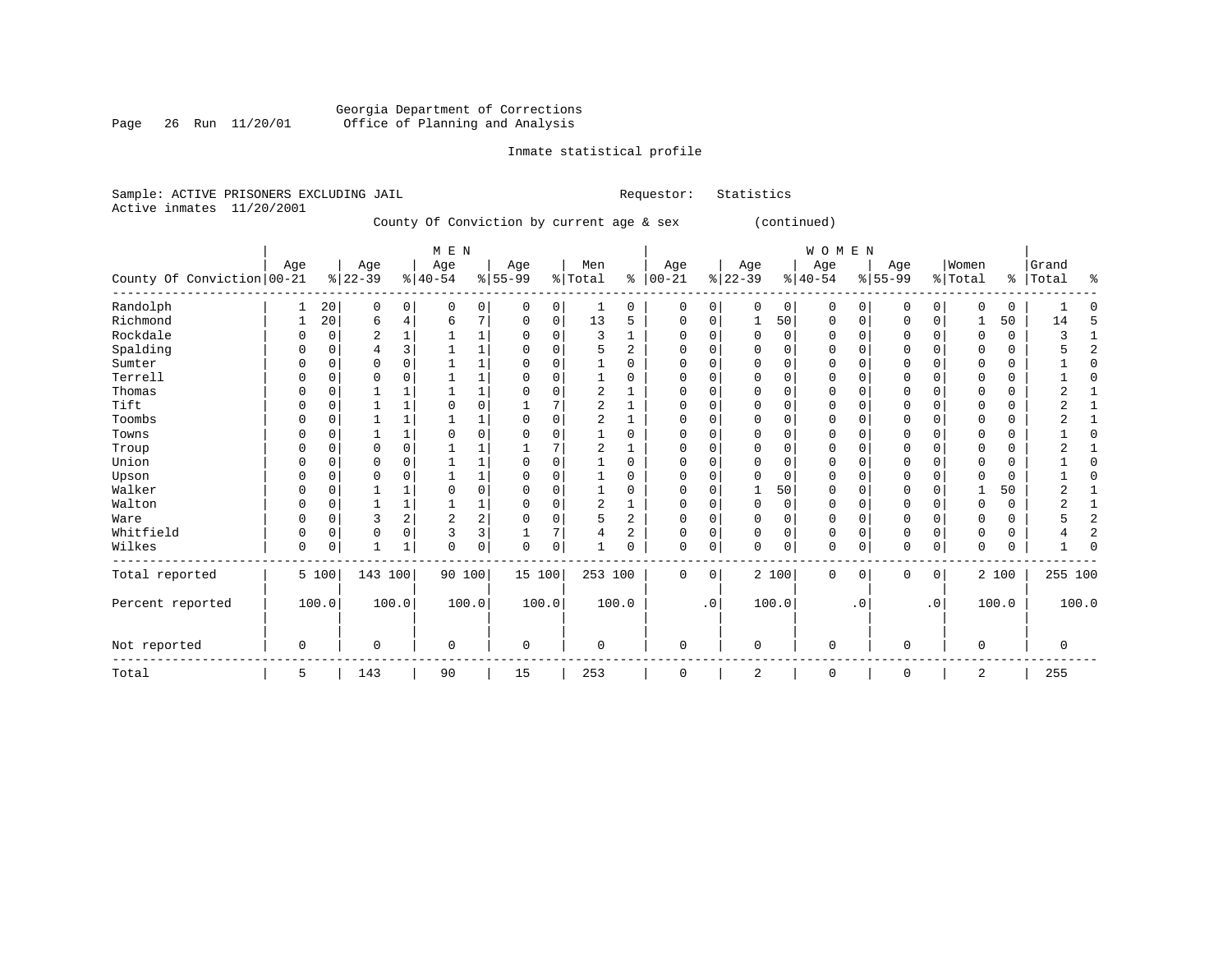Georgia Department of Corrections
Office of Planning and Analysis

Inmate statistical profile

Sample: ACTIVE PRISONERS EXCLUDING JAIL    Requestor: Statistics
Active inmates 11/20/2001

County Of Conviction by current age & sex (continued)

| County Of Conviction | MEN Age 00-21 | % | Age 22-39 | % | Age 40-54 | % | Age 55-99 | % | Men Total | % | WOMEN Age 00-21 | % | Age 22-39 | % | Age 40-54 | % | Age 55-99 | % | Women Total | % | Grand Total | % |
|---|---|---|---|---|---|---|---|---|---|---|---|---|---|---|---|---|---|---|---|---|---|---|
| Randolph | 1 | 20 | 0 | 0 | 0 | 0 | 0 | 0 | 1 | 0 | 0 | 0 | 0 | 0 | 0 | 0 | 0 | 0 | 0 | 0 | 1 | 0 |
| Richmond | 1 | 20 | 6 | 4 | 6 | 7 | 0 | 0 | 13 | 5 | 0 | 0 | 1 | 50 | 0 | 0 | 0 | 0 | 1 | 50 | 14 | 5 |
| Rockdale | 0 | 0 | 2 | 1 | 1 | 1 | 0 | 0 | 3 | 1 | 0 | 0 | 0 | 0 | 0 | 0 | 0 | 0 | 0 | 0 | 3 | 1 |
| Spalding | 0 | 0 | 4 | 3 | 1 | 1 | 0 | 0 | 5 | 2 | 0 | 0 | 0 | 0 | 0 | 0 | 0 | 0 | 0 | 0 | 5 | 2 |
| Sumter | 0 | 0 | 0 | 0 | 1 | 1 | 0 | 0 | 1 | 0 | 0 | 0 | 0 | 0 | 0 | 0 | 0 | 0 | 0 | 0 | 1 | 0 |
| Terrell | 0 | 0 | 0 | 0 | 1 | 1 | 0 | 0 | 1 | 0 | 0 | 0 | 0 | 0 | 0 | 0 | 0 | 0 | 0 | 0 | 1 | 0 |
| Thomas | 0 | 0 | 1 | 1 | 1 | 1 | 0 | 0 | 2 | 1 | 0 | 0 | 0 | 0 | 0 | 0 | 0 | 0 | 0 | 0 | 2 | 1 |
| Tift | 0 | 0 | 1 | 1 | 0 | 0 | 1 | 7 | 2 | 1 | 0 | 0 | 0 | 0 | 0 | 0 | 0 | 0 | 0 | 0 | 2 | 1 |
| Toombs | 0 | 0 | 1 | 1 | 1 | 1 | 0 | 0 | 2 | 1 | 0 | 0 | 0 | 0 | 0 | 0 | 0 | 0 | 0 | 0 | 2 | 1 |
| Towns | 0 | 0 | 1 | 1 | 0 | 0 | 0 | 0 | 1 | 0 | 0 | 0 | 0 | 0 | 0 | 0 | 0 | 0 | 0 | 0 | 1 | 0 |
| Troup | 0 | 0 | 0 | 0 | 1 | 1 | 1 | 7 | 2 | 1 | 0 | 0 | 0 | 0 | 0 | 0 | 0 | 0 | 0 | 0 | 2 | 1 |
| Union | 0 | 0 | 0 | 0 | 1 | 1 | 0 | 0 | 1 | 0 | 0 | 0 | 0 | 0 | 0 | 0 | 0 | 0 | 0 | 0 | 1 | 0 |
| Upson | 0 | 0 | 0 | 0 | 1 | 1 | 0 | 0 | 1 | 0 | 0 | 0 | 0 | 0 | 0 | 0 | 0 | 0 | 0 | 0 | 1 | 0 |
| Walker | 0 | 0 | 1 | 1 | 0 | 0 | 0 | 0 | 1 | 0 | 0 | 0 | 1 | 50 | 0 | 0 | 0 | 0 | 1 | 50 | 2 | 1 |
| Walton | 0 | 0 | 1 | 1 | 1 | 1 | 0 | 0 | 2 | 1 | 0 | 0 | 0 | 0 | 0 | 0 | 0 | 0 | 0 | 0 | 2 | 1 |
| Ware | 0 | 0 | 3 | 2 | 2 | 2 | 0 | 0 | 5 | 2 | 0 | 0 | 0 | 0 | 0 | 0 | 0 | 0 | 0 | 0 | 5 | 2 |
| Whitfield | 0 | 0 | 0 | 0 | 3 | 3 | 1 | 7 | 4 | 2 | 0 | 0 | 0 | 0 | 0 | 0 | 0 | 0 | 0 | 0 | 4 | 2 |
| Wilkes | 0 | 0 | 1 | 1 | 0 | 0 | 0 | 0 | 1 | 0 | 0 | 0 | 0 | 0 | 0 | 0 | 0 | 0 | 0 | 0 | 1 | 0 |
| Total reported | 5 | 100 | 143 | 100 | 90 | 100 | 15 | 100 | 253 | 100 | 0 | 0 | 2 | 100 | 0 | 0 | 0 | 0 | 2 | 100 | 255 | 100 |
| Percent reported | 100.0 | | 100.0 | | 100.0 | | 100.0 | | 100.0 | | .0 | | 100.0 | | .0 | | .0 | | 100.0 | | 100.0 | |
| Not reported | 0 | | 0 | | 0 | | 0 | | 0 | | 0 | | 0 | | 0 | | 0 | | 0 | | 0 | |
| Total | 5 | | 143 | | 90 | | 15 | | 253 | | 0 | | 2 | | 0 | | 0 | | 2 | | 255 | |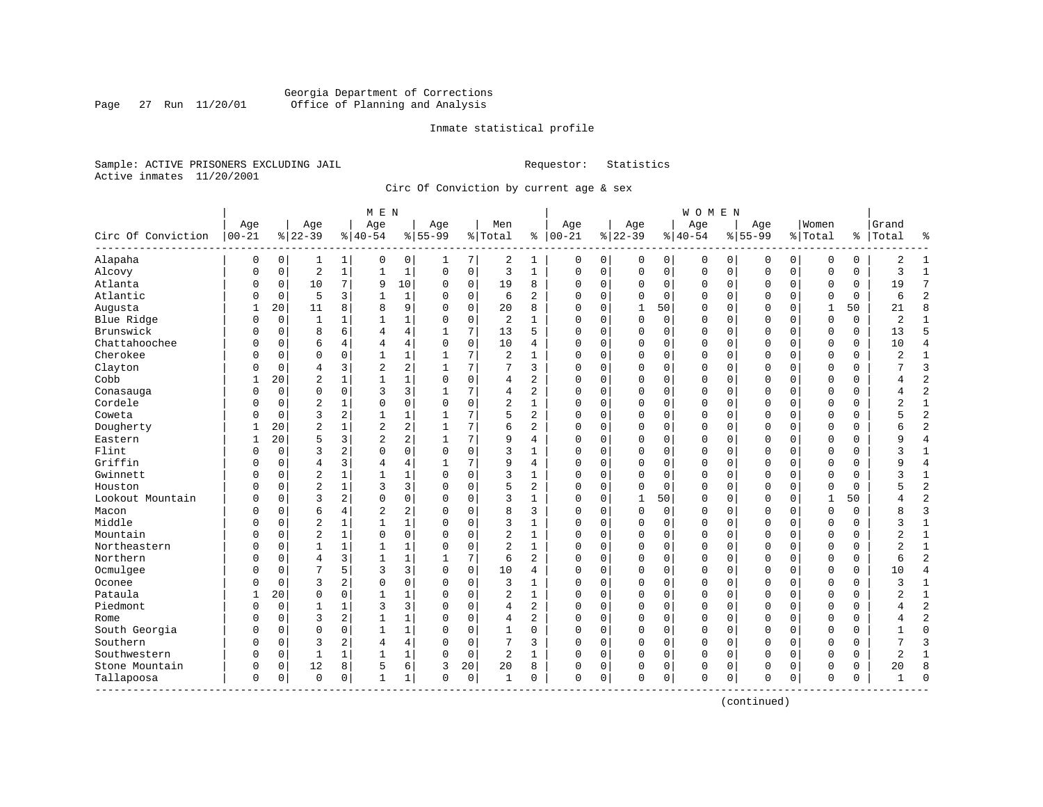Georgia Department of Corrections
Office of Planning and Analysis

Inmate statistical profile

Sample: ACTIVE PRISONERS EXCLUDING JAIL

Requestor: Statistics

Active inmates 11/20/2001

Circ Of Conviction by current age & sex

| Circ Of Conviction | MEN Age 00-21 | % | Age 22-39 | % | Age 40-54 | % | Age 55-99 | % | Men Total | % | WOMEN Age 00-21 | % | Age 22-39 | % | Age 40-54 | % | Age 55-99 | % | Women Total | % | Grand Total | % |
|---|---|---|---|---|---|---|---|---|---|---|---|---|---|---|---|---|---|---|---|---|---|---|
| Alapaha | 0 | 0 | 1 | 1 | 0 | 0 | 1 | 7 | 2 | 1 | 0 | 0 | 0 | 0 | 0 | 0 | 0 | 0 | 0 | 0 | 2 | 1 |
| Alcovy | 0 | 0 | 2 | 1 | 1 | 1 | 0 | 0 | 3 | 1 | 0 | 0 | 0 | 0 | 0 | 0 | 0 | 0 | 0 | 0 | 3 | 1 |
| Atlanta | 0 | 0 | 10 | 7 | 9 | 10 | 0 | 0 | 19 | 8 | 0 | 0 | 0 | 0 | 0 | 0 | 0 | 0 | 0 | 0 | 19 | 7 |
| Atlantic | 0 | 0 | 5 | 3 | 1 | 1 | 0 | 0 | 6 | 2 | 0 | 0 | 0 | 0 | 0 | 0 | 0 | 0 | 0 | 0 | 6 | 2 |
| Augusta | 1 | 20 | 11 | 8 | 8 | 9 | 0 | 0 | 20 | 8 | 0 | 0 | 1 | 50 | 0 | 0 | 0 | 0 | 1 | 50 | 21 | 8 |
| Blue Ridge | 0 | 0 | 1 | 1 | 1 | 1 | 0 | 0 | 2 | 1 | 0 | 0 | 0 | 0 | 0 | 0 | 0 | 0 | 0 | 0 | 2 | 1 |
| Brunswick | 0 | 0 | 8 | 6 | 4 | 4 | 1 | 7 | 13 | 5 | 0 | 0 | 0 | 0 | 0 | 0 | 0 | 0 | 0 | 0 | 13 | 5 |
| Chattahoochee | 0 | 0 | 6 | 4 | 4 | 4 | 0 | 0 | 10 | 4 | 0 | 0 | 0 | 0 | 0 | 0 | 0 | 0 | 0 | 0 | 10 | 4 |
| Cherokee | 0 | 0 | 0 | 0 | 1 | 1 | 1 | 7 | 2 | 1 | 0 | 0 | 0 | 0 | 0 | 0 | 0 | 0 | 0 | 0 | 2 | 1 |
| Clayton | 0 | 0 | 4 | 3 | 2 | 2 | 1 | 7 | 7 | 3 | 0 | 0 | 0 | 0 | 0 | 0 | 0 | 0 | 0 | 0 | 7 | 3 |
| Cobb | 1 | 20 | 2 | 1 | 1 | 1 | 0 | 0 | 4 | 2 | 0 | 0 | 0 | 0 | 0 | 0 | 0 | 0 | 0 | 0 | 4 | 2 |
| Conasauga | 0 | 0 | 0 | 0 | 3 | 3 | 1 | 7 | 4 | 2 | 0 | 0 | 0 | 0 | 0 | 0 | 0 | 0 | 0 | 0 | 4 | 2 |
| Cordele | 0 | 0 | 2 | 1 | 0 | 0 | 0 | 0 | 2 | 1 | 0 | 0 | 0 | 0 | 0 | 0 | 0 | 0 | 0 | 0 | 2 | 1 |
| Coweta | 0 | 0 | 3 | 2 | 1 | 1 | 1 | 7 | 5 | 2 | 0 | 0 | 0 | 0 | 0 | 0 | 0 | 0 | 0 | 0 | 5 | 2 |
| Dougherty | 1 | 20 | 2 | 1 | 2 | 2 | 1 | 7 | 6 | 2 | 0 | 0 | 0 | 0 | 0 | 0 | 0 | 0 | 0 | 0 | 6 | 2 |
| Eastern | 1 | 20 | 5 | 3 | 2 | 2 | 1 | 7 | 9 | 4 | 0 | 0 | 0 | 0 | 0 | 0 | 0 | 0 | 0 | 0 | 9 | 4 |
| Flint | 0 | 0 | 3 | 2 | 0 | 0 | 0 | 0 | 3 | 1 | 0 | 0 | 0 | 0 | 0 | 0 | 0 | 0 | 0 | 0 | 3 | 1 |
| Griffin | 0 | 0 | 4 | 3 | 4 | 4 | 1 | 7 | 9 | 4 | 0 | 0 | 0 | 0 | 0 | 0 | 0 | 0 | 0 | 0 | 9 | 4 |
| Gwinnett | 0 | 0 | 2 | 1 | 1 | 1 | 0 | 0 | 3 | 1 | 0 | 0 | 0 | 0 | 0 | 0 | 0 | 0 | 0 | 0 | 3 | 1 |
| Houston | 0 | 0 | 2 | 1 | 3 | 3 | 0 | 0 | 5 | 2 | 0 | 0 | 0 | 0 | 0 | 0 | 0 | 0 | 0 | 0 | 5 | 2 |
| Lookout Mountain | 0 | 0 | 3 | 2 | 0 | 0 | 0 | 0 | 3 | 1 | 0 | 0 | 1 | 50 | 0 | 0 | 0 | 0 | 1 | 50 | 4 | 2 |
| Macon | 0 | 0 | 6 | 4 | 2 | 2 | 0 | 0 | 8 | 3 | 0 | 0 | 0 | 0 | 0 | 0 | 0 | 0 | 0 | 0 | 8 | 3 |
| Middle | 0 | 0 | 2 | 1 | 1 | 1 | 0 | 0 | 3 | 1 | 0 | 0 | 0 | 0 | 0 | 0 | 0 | 0 | 0 | 0 | 3 | 1 |
| Mountain | 0 | 0 | 2 | 1 | 0 | 0 | 0 | 0 | 2 | 1 | 0 | 0 | 0 | 0 | 0 | 0 | 0 | 0 | 0 | 0 | 2 | 1 |
| Northeastern | 0 | 0 | 1 | 1 | 1 | 1 | 0 | 0 | 2 | 1 | 0 | 0 | 0 | 0 | 0 | 0 | 0 | 0 | 0 | 0 | 2 | 1 |
| Northern | 0 | 0 | 4 | 3 | 1 | 1 | 1 | 7 | 6 | 2 | 0 | 0 | 0 | 0 | 0 | 0 | 0 | 0 | 0 | 0 | 6 | 2 |
| Ocmulgee | 0 | 0 | 7 | 5 | 3 | 3 | 0 | 0 | 10 | 4 | 0 | 0 | 0 | 0 | 0 | 0 | 0 | 0 | 0 | 0 | 10 | 4 |
| Oconee | 0 | 0 | 3 | 2 | 0 | 0 | 0 | 0 | 3 | 1 | 0 | 0 | 0 | 0 | 0 | 0 | 0 | 0 | 0 | 0 | 3 | 1 |
| Pataula | 1 | 20 | 0 | 0 | 1 | 1 | 0 | 0 | 2 | 1 | 0 | 0 | 0 | 0 | 0 | 0 | 0 | 0 | 0 | 0 | 2 | 1 |
| Piedmont | 0 | 0 | 1 | 1 | 3 | 3 | 0 | 0 | 4 | 2 | 0 | 0 | 0 | 0 | 0 | 0 | 0 | 0 | 0 | 0 | 4 | 2 |
| Rome | 0 | 0 | 3 | 2 | 1 | 1 | 0 | 0 | 4 | 2 | 0 | 0 | 0 | 0 | 0 | 0 | 0 | 0 | 0 | 0 | 4 | 2 |
| South Georgia | 0 | 0 | 0 | 0 | 1 | 1 | 0 | 0 | 1 | 0 | 0 | 0 | 0 | 0 | 0 | 0 | 0 | 0 | 0 | 0 | 1 | 0 |
| Southern | 0 | 0 | 3 | 2 | 4 | 4 | 0 | 0 | 7 | 3 | 0 | 0 | 0 | 0 | 0 | 0 | 0 | 0 | 0 | 0 | 7 | 3 |
| Southwestern | 0 | 0 | 1 | 1 | 1 | 1 | 0 | 0 | 2 | 1 | 0 | 0 | 0 | 0 | 0 | 0 | 0 | 0 | 0 | 0 | 2 | 1 |
| Stone Mountain | 0 | 0 | 12 | 8 | 5 | 6 | 3 | 20 | 20 | 8 | 0 | 0 | 0 | 0 | 0 | 0 | 0 | 0 | 0 | 0 | 20 | 8 |
| Tallapoosa | 0 | 0 | 0 | 0 | 1 | 1 | 0 | 0 | 1 | 0 | 0 | 0 | 0 | 0 | 0 | 0 | 0 | 0 | 0 | 0 | 1 | 0 |

(continued)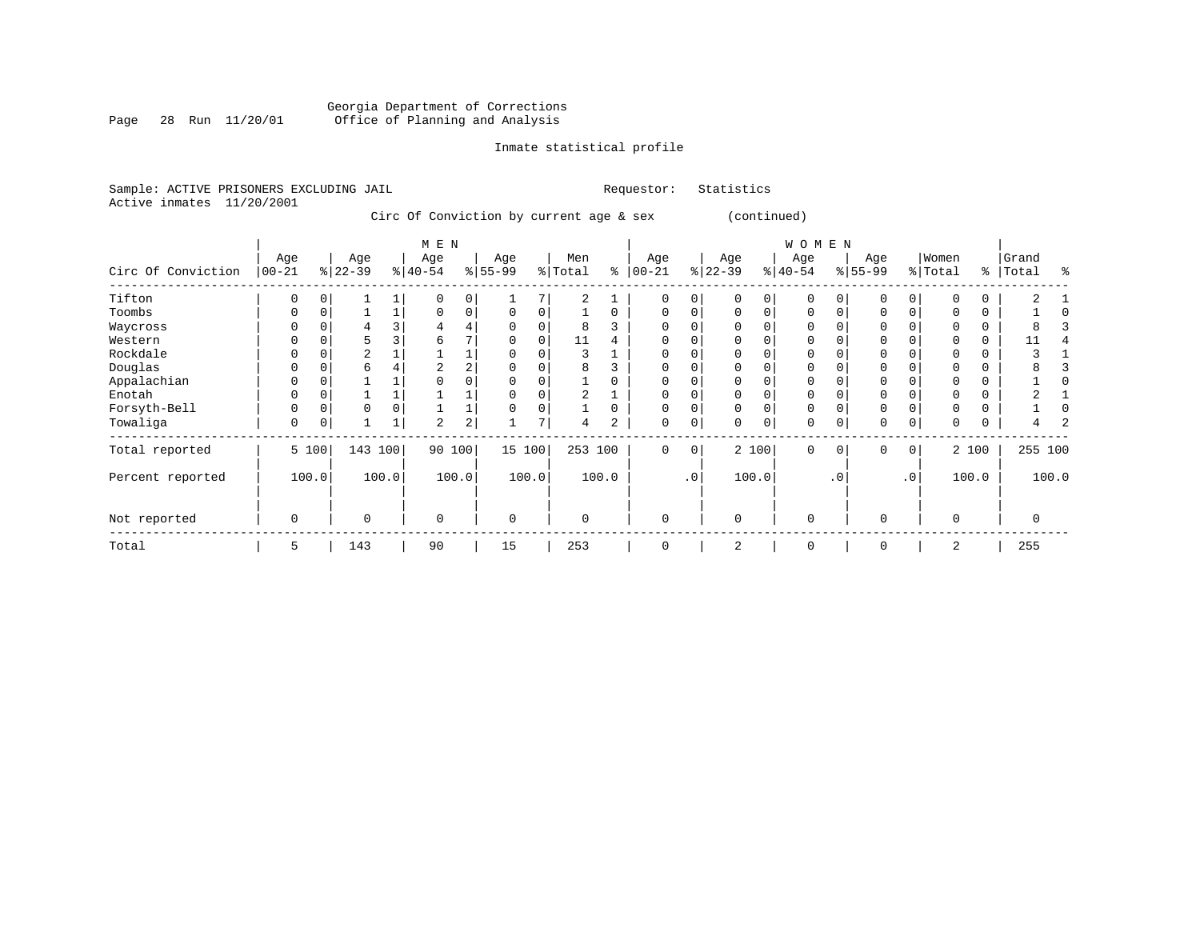Georgia Department of Corrections
Office of Planning and Analysis

Page 28 Run 11/20/01

Inmate statistical profile

Sample: ACTIVE PRISONERS EXCLUDING JAIL    Requestor: Statistics
Active inmates 11/20/2001

Circ Of Conviction by current age & sex (continued)

| Circ Of Conviction | MEN Age 00-21 | % | Age 22-39 | % | Age 40-54 | % | Age 55-99 | % | Men Total | % | WOMEN Age 00-21 | % | Age 22-39 | % | Age 40-54 | % | Age 55-99 | % | Women Total | % | Grand Total | % |
|---|---|---|---|---|---|---|---|---|---|---|---|---|---|---|---|---|---|---|---|---|---|---|
| Tifton | 0 | 0 | 1 | 1 | 0 | 0 | 1 | 7 | 2 | 1 | 0 | 0 | 0 | 0 | 0 | 0 | 0 | 0 | 0 | 0 | 2 | 1 |
| Toombs | 0 | 0 | 1 | 1 | 0 | 0 | 0 | 0 | 1 | 0 | 0 | 0 | 0 | 0 | 0 | 0 | 0 | 0 | 0 | 0 | 1 | 0 |
| Waycross | 0 | 0 | 4 | 3 | 4 | 4 | 0 | 0 | 8 | 3 | 0 | 0 | 0 | 0 | 0 | 0 | 0 | 0 | 0 | 0 | 8 | 3 |
| Western | 0 | 0 | 5 | 3 | 6 | 7 | 0 | 0 | 11 | 4 | 0 | 0 | 0 | 0 | 0 | 0 | 0 | 0 | 0 | 0 | 11 | 4 |
| Rockdale | 0 | 0 | 2 | 1 | 1 | 1 | 0 | 0 | 3 | 1 | 0 | 0 | 0 | 0 | 0 | 0 | 0 | 0 | 0 | 0 | 3 | 1 |
| Douglas | 0 | 0 | 6 | 4 | 2 | 2 | 0 | 0 | 8 | 3 | 0 | 0 | 0 | 0 | 0 | 0 | 0 | 0 | 0 | 0 | 8 | 3 |
| Appalachian | 0 | 0 | 1 | 1 | 0 | 0 | 0 | 0 | 1 | 0 | 0 | 0 | 0 | 0 | 0 | 0 | 0 | 0 | 0 | 0 | 1 | 0 |
| Enotah | 0 | 0 | 1 | 1 | 1 | 1 | 0 | 0 | 2 | 1 | 0 | 0 | 0 | 0 | 0 | 0 | 0 | 0 | 0 | 0 | 2 | 1 |
| Forsyth-Bell | 0 | 0 | 0 | 0 | 1 | 1 | 0 | 0 | 1 | 0 | 0 | 0 | 0 | 0 | 0 | 0 | 0 | 0 | 0 | 0 | 1 | 0 |
| Towaliga | 0 | 0 | 1 | 1 | 2 | 2 | 1 | 7 | 4 | 2 | 0 | 0 | 0 | 0 | 0 | 0 | 0 | 0 | 0 | 0 | 4 | 2 |
| Total reported | 5 | 100 | 143 | 100 | 90 | 100 | 15 | 100 | 253 | 100 | 0 | 0 | 2 | 100 | 0 | 0 | 0 | 0 | 2 | 100 | 255 | 100 |
| Percent reported | | 100.0 | | 100.0 | | 100.0 | | 100.0 | | 100.0 | | .0 | | 100.0 | | .0 | | .0 | | 100.0 | | 100.0 |
| Not reported | 0 | | 0 | | 0 | | 0 | | 0 | | 0 | | 0 | | 0 | | 0 | | 0 | | 0 | |
| Total | 5 | | 143 | | 90 | | 15 | | 253 | | 0 | | 2 | | 0 | | 0 | | 2 | | 255 | |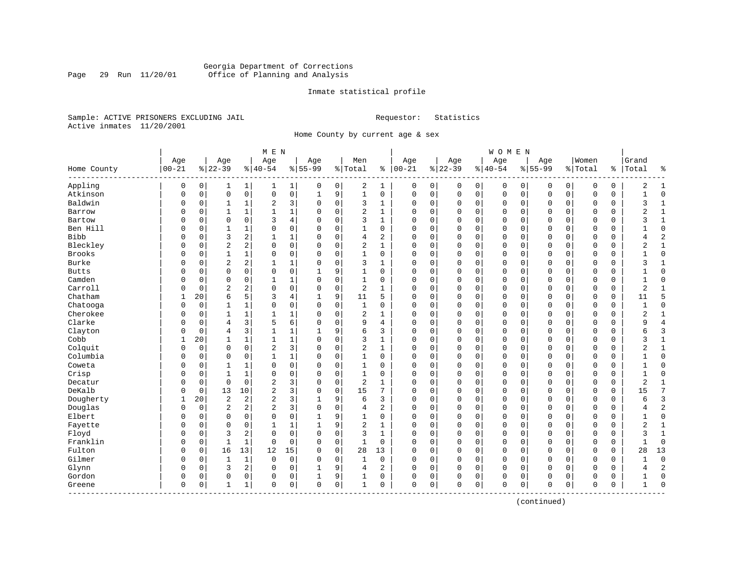Georgia Department of Corrections
Office of Planning and Analysis

Inmate statistical profile

Sample: ACTIVE PRISONERS EXCLUDING JAIL

Requestor: Statistics

Active inmates 11/20/2001

Home County by current age & sex

| Home County | MEN Age 00-21 | % | Age 22-39 | % | Age 40-54 | % | Age 55-99 | % | Men Total | % | WOMEN Age 00-21 | % | Age 22-39 | % | Age 40-54 | % | Age 55-99 | % | Women Total | % | Grand Total | % |
|---|---|---|---|---|---|---|---|---|---|---|---|---|---|---|---|---|---|---|---|---|---|---|
| Appling | 0 | 0 | 1 | 1 | 1 | 1 | 0 | 0 | 2 | 1 | 0 | 0 | 0 | 0 | 0 | 0 | 0 | 0 | 0 | 0 | 2 | 1 |
| Atkinson | 0 | 0 | 0 | 0 | 0 | 0 | 1 | 9 | 1 | 0 | 0 | 0 | 0 | 0 | 0 | 0 | 0 | 0 | 0 | 0 | 1 | 0 |
| Baldwin | 0 | 0 | 1 | 1 | 2 | 3 | 0 | 0 | 3 | 1 | 0 | 0 | 0 | 0 | 0 | 0 | 0 | 0 | 0 | 0 | 3 | 1 |
| Barrow | 0 | 0 | 1 | 1 | 1 | 1 | 0 | 0 | 2 | 1 | 0 | 0 | 0 | 0 | 0 | 0 | 0 | 0 | 0 | 0 | 2 | 1 |
| Bartow | 0 | 0 | 0 | 0 | 3 | 4 | 0 | 0 | 3 | 1 | 0 | 0 | 0 | 0 | 0 | 0 | 0 | 0 | 0 | 0 | 3 | 1 |
| Ben Hill | 0 | 0 | 1 | 1 | 0 | 0 | 0 | 0 | 1 | 0 | 0 | 0 | 0 | 0 | 0 | 0 | 0 | 0 | 0 | 0 | 1 | 0 |
| Bibb | 0 | 0 | 3 | 2 | 1 | 1 | 0 | 0 | 4 | 2 | 0 | 0 | 0 | 0 | 0 | 0 | 0 | 0 | 0 | 0 | 4 | 2 |
| Bleckley | 0 | 0 | 2 | 2 | 0 | 0 | 0 | 0 | 2 | 1 | 0 | 0 | 0 | 0 | 0 | 0 | 0 | 0 | 0 | 0 | 2 | 1 |
| Brooks | 0 | 0 | 1 | 1 | 0 | 0 | 0 | 0 | 1 | 0 | 0 | 0 | 0 | 0 | 0 | 0 | 0 | 0 | 0 | 0 | 1 | 0 |
| Burke | 0 | 0 | 2 | 2 | 1 | 1 | 0 | 0 | 3 | 1 | 0 | 0 | 0 | 0 | 0 | 0 | 0 | 0 | 0 | 0 | 3 | 1 |
| Butts | 0 | 0 | 0 | 0 | 0 | 0 | 1 | 9 | 1 | 0 | 0 | 0 | 0 | 0 | 0 | 0 | 0 | 0 | 0 | 0 | 1 | 0 |
| Camden | 0 | 0 | 0 | 0 | 1 | 1 | 0 | 0 | 1 | 0 | 0 | 0 | 0 | 0 | 0 | 0 | 0 | 0 | 0 | 0 | 1 | 0 |
| Carroll | 0 | 0 | 2 | 2 | 0 | 0 | 0 | 0 | 2 | 1 | 0 | 0 | 0 | 0 | 0 | 0 | 0 | 0 | 0 | 0 | 2 | 1 |
| Chatham | 1 | 20 | 6 | 5 | 3 | 4 | 1 | 9 | 11 | 5 | 0 | 0 | 0 | 0 | 0 | 0 | 0 | 0 | 0 | 0 | 11 | 5 |
| Chatooga | 0 | 0 | 1 | 1 | 0 | 0 | 0 | 0 | 1 | 0 | 0 | 0 | 0 | 0 | 0 | 0 | 0 | 0 | 0 | 0 | 1 | 0 |
| Cherokee | 0 | 0 | 1 | 1 | 1 | 1 | 0 | 0 | 2 | 1 | 0 | 0 | 0 | 0 | 0 | 0 | 0 | 0 | 0 | 0 | 2 | 1 |
| Clarke | 0 | 0 | 4 | 3 | 5 | 6 | 0 | 0 | 9 | 4 | 0 | 0 | 0 | 0 | 0 | 0 | 0 | 0 | 0 | 0 | 9 | 4 |
| Clayton | 0 | 0 | 4 | 3 | 1 | 1 | 1 | 9 | 6 | 3 | 0 | 0 | 0 | 0 | 0 | 0 | 0 | 0 | 0 | 0 | 6 | 3 |
| Cobb | 1 | 20 | 1 | 1 | 1 | 1 | 0 | 0 | 3 | 1 | 0 | 0 | 0 | 0 | 0 | 0 | 0 | 0 | 0 | 0 | 3 | 1 |
| Colquit | 0 | 0 | 0 | 0 | 2 | 3 | 0 | 0 | 2 | 1 | 0 | 0 | 0 | 0 | 0 | 0 | 0 | 0 | 0 | 0 | 2 | 1 |
| Columbia | 0 | 0 | 0 | 0 | 1 | 1 | 0 | 0 | 1 | 0 | 0 | 0 | 0 | 0 | 0 | 0 | 0 | 0 | 0 | 0 | 1 | 0 |
| Coweta | 0 | 0 | 1 | 1 | 0 | 0 | 0 | 0 | 1 | 0 | 0 | 0 | 0 | 0 | 0 | 0 | 0 | 0 | 0 | 0 | 1 | 0 |
| Crisp | 0 | 0 | 1 | 1 | 0 | 0 | 0 | 0 | 1 | 0 | 0 | 0 | 0 | 0 | 0 | 0 | 0 | 0 | 0 | 0 | 1 | 0 |
| Decatur | 0 | 0 | 0 | 0 | 2 | 3 | 0 | 0 | 2 | 1 | 0 | 0 | 0 | 0 | 0 | 0 | 0 | 0 | 0 | 0 | 2 | 1 |
| DeKalb | 0 | 0 | 13 | 10 | 2 | 3 | 0 | 0 | 15 | 7 | 0 | 0 | 0 | 0 | 0 | 0 | 0 | 0 | 0 | 0 | 15 | 7 |
| Dougherty | 1 | 20 | 2 | 2 | 2 | 3 | 1 | 9 | 6 | 3 | 0 | 0 | 0 | 0 | 0 | 0 | 0 | 0 | 0 | 0 | 6 | 3 |
| Douglas | 0 | 0 | 2 | 2 | 2 | 3 | 0 | 0 | 4 | 2 | 0 | 0 | 0 | 0 | 0 | 0 | 0 | 0 | 0 | 0 | 4 | 2 |
| Elbert | 0 | 0 | 0 | 0 | 0 | 0 | 1 | 9 | 1 | 0 | 0 | 0 | 0 | 0 | 0 | 0 | 0 | 0 | 0 | 0 | 1 | 0 |
| Fayette | 0 | 0 | 0 | 0 | 1 | 1 | 1 | 9 | 2 | 1 | 0 | 0 | 0 | 0 | 0 | 0 | 0 | 0 | 0 | 0 | 2 | 1 |
| Floyd | 0 | 0 | 3 | 2 | 0 | 0 | 0 | 0 | 3 | 1 | 0 | 0 | 0 | 0 | 0 | 0 | 0 | 0 | 0 | 0 | 3 | 1 |
| Franklin | 0 | 0 | 1 | 1 | 0 | 0 | 0 | 0 | 1 | 0 | 0 | 0 | 0 | 0 | 0 | 0 | 0 | 0 | 0 | 0 | 1 | 0 |
| Fulton | 0 | 0 | 16 | 13 | 12 | 15 | 0 | 0 | 28 | 13 | 0 | 0 | 0 | 0 | 0 | 0 | 0 | 0 | 0 | 0 | 28 | 13 |
| Gilmer | 0 | 0 | 1 | 1 | 0 | 0 | 0 | 0 | 1 | 0 | 0 | 0 | 0 | 0 | 0 | 0 | 0 | 0 | 0 | 0 | 1 | 0 |
| Glynn | 0 | 0 | 3 | 2 | 0 | 0 | 1 | 9 | 4 | 2 | 0 | 0 | 0 | 0 | 0 | 0 | 0 | 0 | 0 | 0 | 4 | 2 |
| Gordon | 0 | 0 | 0 | 0 | 0 | 0 | 1 | 9 | 1 | 0 | 0 | 0 | 0 | 0 | 0 | 0 | 0 | 0 | 0 | 0 | 1 | 0 |
| Greene | 0 | 0 | 1 | 1 | 0 | 0 | 0 | 0 | 1 | 0 | 0 | 0 | 0 | 0 | 0 | 0 | 0 | 0 | 0 | 0 | 1 | 0 |

(continued)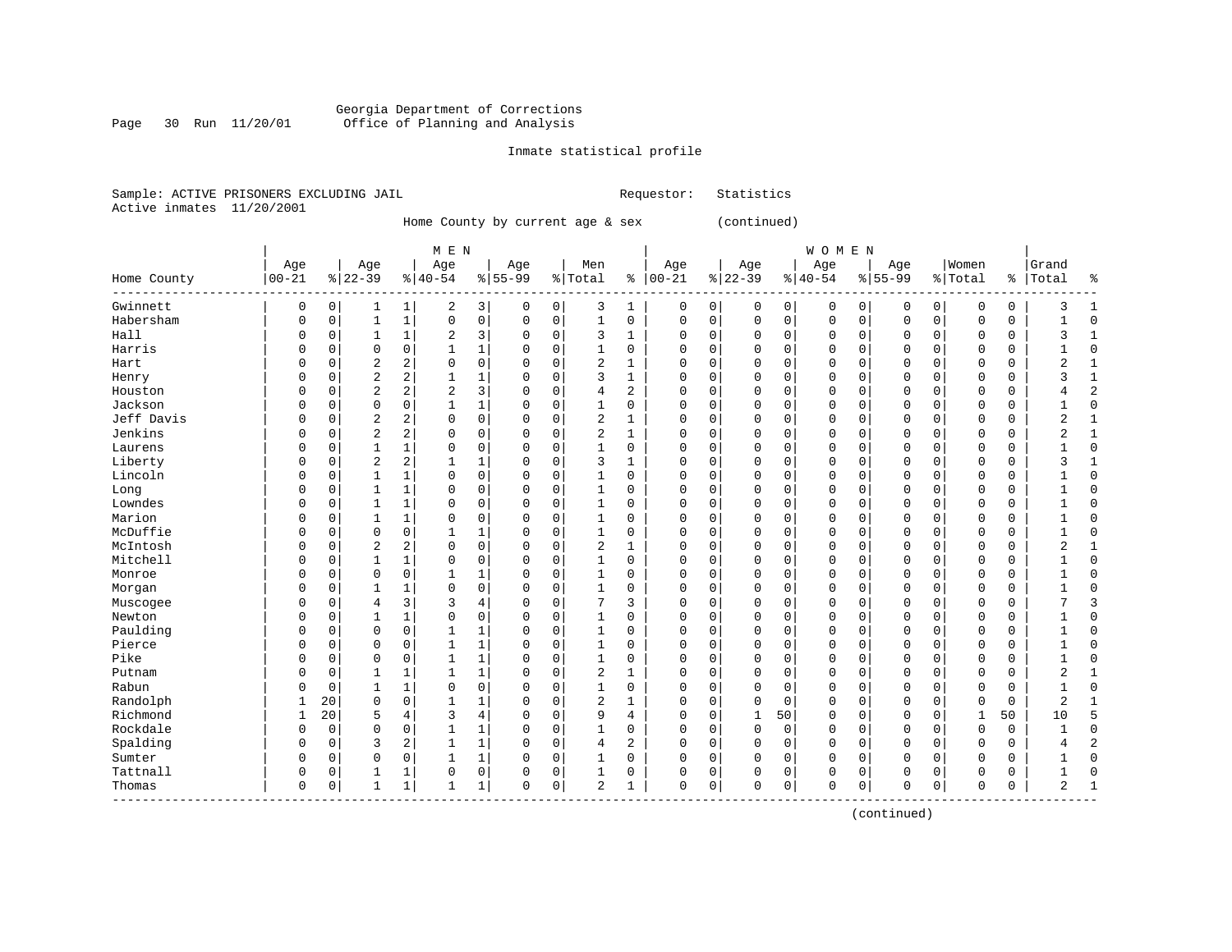Georgia Department of Corrections
Office of Planning and Analysis

Inmate statistical profile

Sample: ACTIVE PRISONERS EXCLUDING JAIL    Requestor: Statistics
Active inmates 11/20/2001

Home County by current age & sex (continued)

| Home County | MEN Age 00-21 | % | Age 22-39 | % | Age 40-54 | % | Age 55-99 | % | Men Total | % | WOMEN Age 00-21 | % | Age 22-39 | % | Age 40-54 | % | Age 55-99 | % | Women Total | % | Grand Total | % |
|---|---|---|---|---|---|---|---|---|---|---|---|---|---|---|---|---|---|---|---|---|---|---|
| Gwinnett | 0 | 0 | 1 | 1 | 2 | 3 | 0 | 0 | 3 | 1 | 0 | 0 | 0 | 0 | 0 | 0 | 0 | 0 | 0 | 0 | 3 | 1 |
| Habersham | 0 | 0 | 1 | 1 | 0 | 0 | 0 | 0 | 1 | 0 | 0 | 0 | 0 | 0 | 0 | 0 | 0 | 0 | 0 | 0 | 1 | 0 |
| Hall | 0 | 0 | 1 | 1 | 2 | 3 | 0 | 0 | 3 | 1 | 0 | 0 | 0 | 0 | 0 | 0 | 0 | 0 | 0 | 0 | 3 | 1 |
| Harris | 0 | 0 | 0 | 0 | 1 | 1 | 0 | 0 | 1 | 0 | 0 | 0 | 0 | 0 | 0 | 0 | 0 | 0 | 0 | 0 | 1 | 0 |
| Hart | 0 | 0 | 2 | 2 | 0 | 0 | 0 | 0 | 2 | 1 | 0 | 0 | 0 | 0 | 0 | 0 | 0 | 0 | 0 | 0 | 2 | 1 |
| Henry | 0 | 0 | 2 | 2 | 1 | 1 | 0 | 0 | 3 | 1 | 0 | 0 | 0 | 0 | 0 | 0 | 0 | 0 | 0 | 0 | 3 | 1 |
| Houston | 0 | 0 | 2 | 2 | 2 | 3 | 0 | 0 | 4 | 2 | 0 | 0 | 0 | 0 | 0 | 0 | 0 | 0 | 0 | 0 | 4 | 2 |
| Jackson | 0 | 0 | 0 | 0 | 1 | 1 | 0 | 0 | 1 | 0 | 0 | 0 | 0 | 0 | 0 | 0 | 0 | 0 | 0 | 0 | 1 | 0 |
| Jeff Davis | 0 | 0 | 2 | 2 | 0 | 0 | 0 | 0 | 2 | 1 | 0 | 0 | 0 | 0 | 0 | 0 | 0 | 0 | 0 | 0 | 2 | 1 |
| Jenkins | 0 | 0 | 2 | 2 | 0 | 0 | 0 | 0 | 2 | 1 | 0 | 0 | 0 | 0 | 0 | 0 | 0 | 0 | 0 | 0 | 2 | 1 |
| Laurens | 0 | 0 | 1 | 1 | 0 | 0 | 0 | 0 | 1 | 0 | 0 | 0 | 0 | 0 | 0 | 0 | 0 | 0 | 0 | 0 | 1 | 0 |
| Liberty | 0 | 0 | 2 | 2 | 1 | 1 | 0 | 0 | 3 | 1 | 0 | 0 | 0 | 0 | 0 | 0 | 0 | 0 | 0 | 0 | 3 | 1 |
| Lincoln | 0 | 0 | 1 | 1 | 0 | 0 | 0 | 0 | 1 | 0 | 0 | 0 | 0 | 0 | 0 | 0 | 0 | 0 | 0 | 0 | 1 | 0 |
| Long | 0 | 0 | 1 | 1 | 0 | 0 | 0 | 0 | 1 | 0 | 0 | 0 | 0 | 0 | 0 | 0 | 0 | 0 | 0 | 0 | 1 | 0 |
| Lowndes | 0 | 0 | 1 | 1 | 0 | 0 | 0 | 0 | 1 | 0 | 0 | 0 | 0 | 0 | 0 | 0 | 0 | 0 | 0 | 0 | 1 | 0 |
| Marion | 0 | 0 | 1 | 1 | 0 | 0 | 0 | 0 | 1 | 0 | 0 | 0 | 0 | 0 | 0 | 0 | 0 | 0 | 0 | 0 | 1 | 0 |
| McDuffie | 0 | 0 | 0 | 0 | 1 | 1 | 0 | 0 | 1 | 0 | 0 | 0 | 0 | 0 | 0 | 0 | 0 | 0 | 0 | 0 | 1 | 0 |
| McIntosh | 0 | 0 | 2 | 2 | 0 | 0 | 0 | 0 | 2 | 1 | 0 | 0 | 0 | 0 | 0 | 0 | 0 | 0 | 0 | 0 | 2 | 1 |
| Mitchell | 0 | 0 | 1 | 1 | 0 | 0 | 0 | 0 | 1 | 0 | 0 | 0 | 0 | 0 | 0 | 0 | 0 | 0 | 0 | 0 | 1 | 0 |
| Monroe | 0 | 0 | 0 | 0 | 1 | 1 | 0 | 0 | 1 | 0 | 0 | 0 | 0 | 0 | 0 | 0 | 0 | 0 | 0 | 0 | 1 | 0 |
| Morgan | 0 | 0 | 1 | 1 | 0 | 0 | 0 | 0 | 1 | 0 | 0 | 0 | 0 | 0 | 0 | 0 | 0 | 0 | 0 | 0 | 1 | 0 |
| Muscogee | 0 | 0 | 4 | 3 | 3 | 4 | 0 | 0 | 7 | 3 | 0 | 0 | 0 | 0 | 0 | 0 | 0 | 0 | 0 | 0 | 7 | 3 |
| Newton | 0 | 0 | 1 | 1 | 0 | 0 | 0 | 0 | 1 | 0 | 0 | 0 | 0 | 0 | 0 | 0 | 0 | 0 | 0 | 0 | 1 | 0 |
| Paulding | 0 | 0 | 0 | 0 | 1 | 1 | 0 | 0 | 1 | 0 | 0 | 0 | 0 | 0 | 0 | 0 | 0 | 0 | 0 | 0 | 1 | 0 |
| Pierce | 0 | 0 | 0 | 0 | 1 | 1 | 0 | 0 | 1 | 0 | 0 | 0 | 0 | 0 | 0 | 0 | 0 | 0 | 0 | 0 | 1 | 0 |
| Pike | 0 | 0 | 0 | 0 | 1 | 1 | 0 | 0 | 1 | 0 | 0 | 0 | 0 | 0 | 0 | 0 | 0 | 0 | 0 | 0 | 1 | 0 |
| Putnam | 0 | 0 | 1 | 1 | 1 | 1 | 0 | 0 | 2 | 1 | 0 | 0 | 0 | 0 | 0 | 0 | 0 | 0 | 0 | 0 | 2 | 1 |
| Rabun | 0 | 0 | 1 | 1 | 0 | 0 | 0 | 0 | 1 | 0 | 0 | 0 | 0 | 0 | 0 | 0 | 0 | 0 | 0 | 0 | 1 | 0 |
| Randolph | 1 | 20 | 0 | 0 | 1 | 1 | 0 | 0 | 2 | 1 | 0 | 0 | 0 | 0 | 0 | 0 | 0 | 0 | 0 | 0 | 2 | 1 |
| Richmond | 1 | 20 | 5 | 4 | 3 | 4 | 0 | 0 | 9 | 4 | 0 | 0 | 1 | 50 | 0 | 0 | 0 | 0 | 1 | 50 | 10 | 5 |
| Rockdale | 0 | 0 | 0 | 0 | 1 | 1 | 0 | 0 | 1 | 0 | 0 | 0 | 0 | 0 | 0 | 0 | 0 | 0 | 0 | 0 | 1 | 0 |
| Spalding | 0 | 0 | 3 | 2 | 1 | 1 | 0 | 0 | 4 | 2 | 0 | 0 | 0 | 0 | 0 | 0 | 0 | 0 | 0 | 0 | 4 | 2 |
| Sumter | 0 | 0 | 0 | 0 | 1 | 1 | 0 | 0 | 1 | 0 | 0 | 0 | 0 | 0 | 0 | 0 | 0 | 0 | 0 | 0 | 1 | 0 |
| Tattnall | 0 | 0 | 1 | 1 | 0 | 0 | 0 | 0 | 1 | 0 | 0 | 0 | 0 | 0 | 0 | 0 | 0 | 0 | 0 | 0 | 1 | 0 |
| Thomas | 0 | 0 | 1 | 1 | 1 | 1 | 0 | 0 | 2 | 1 | 0 | 0 | 0 | 0 | 0 | 0 | 0 | 0 | 0 | 0 | 2 | 1 |

(continued)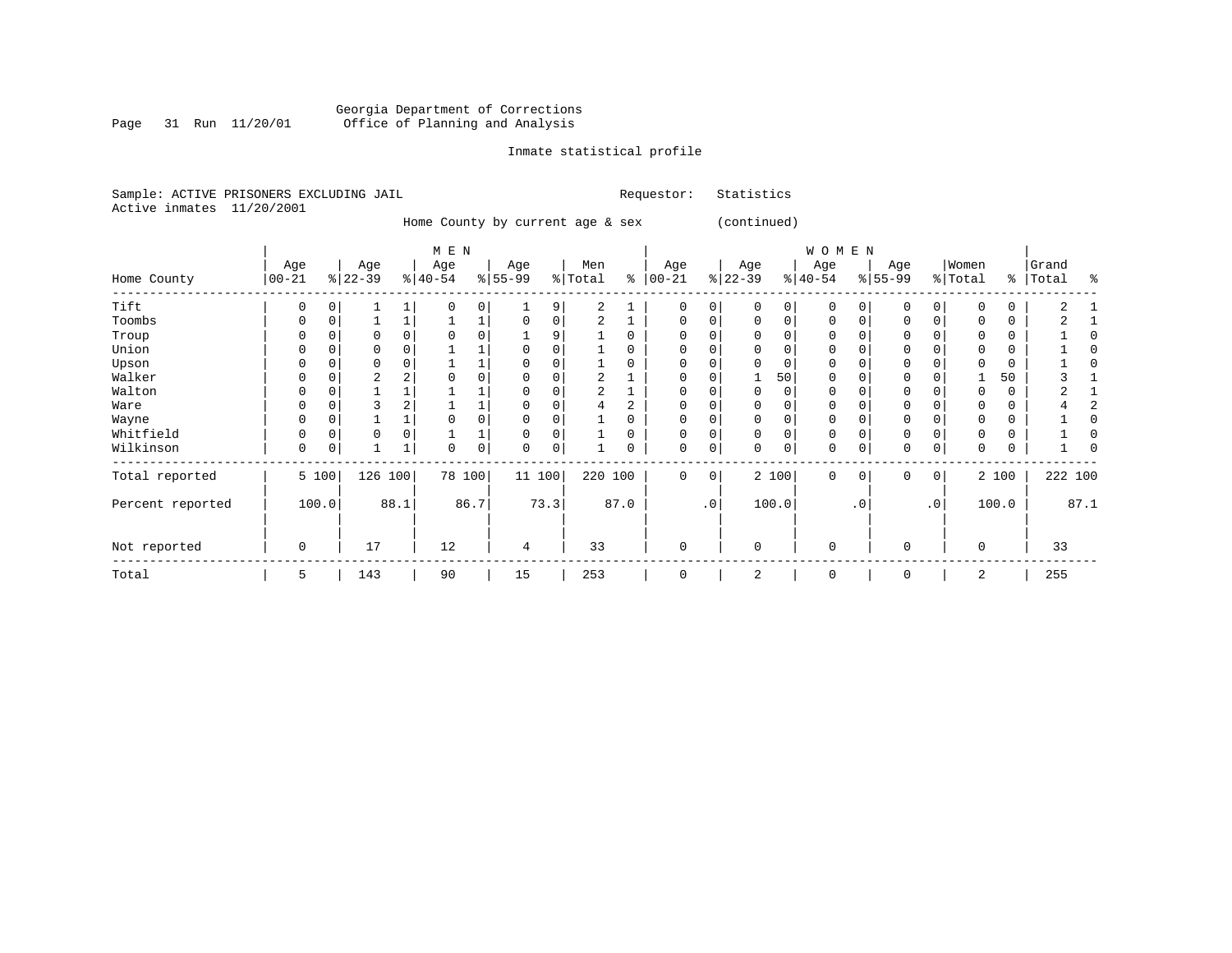Georgia Department of Corrections
Office of Planning and Analysis

Inmate statistical profile

Sample: ACTIVE PRISONERS EXCLUDING JAIL    Requestor: Statistics
Active inmates 11/20/2001

Home County by current age & sex (continued)

| Home County | MEN Age 00-21 | % | Age 22-39 | % | Age 40-54 | % | Age 55-99 | % | Men Total | % | WOMEN Age 00-21 | % | Age 22-39 | % | Age 40-54 | % | Age 55-99 | % | Women Total | % | Grand Total | % |
|---|---|---|---|---|---|---|---|---|---|---|---|---|---|---|---|---|---|---|---|---|---|---|
| Tift | 0 | 0 | 1 | 1 | 0 | 0 | 1 | 9 | 2 | 1 | 0 | 0 | 0 | 0 | 0 | 0 | 0 | 0 | 0 | 0 | 2 | 1 |
| Toombs | 0 | 0 | 1 | 1 | 1 | 1 | 0 | 0 | 2 | 1 | 0 | 0 | 0 | 0 | 0 | 0 | 0 | 0 | 0 | 0 | 2 | 1 |
| Troup | 0 | 0 | 0 | 0 | 0 | 0 | 1 | 9 | 1 | 0 | 0 | 0 | 0 | 0 | 0 | 0 | 0 | 0 | 0 | 0 | 1 | 0 |
| Union | 0 | 0 | 0 | 0 | 1 | 1 | 0 | 0 | 1 | 0 | 0 | 0 | 0 | 0 | 0 | 0 | 0 | 0 | 0 | 0 | 1 | 0 |
| Upson | 0 | 0 | 0 | 0 | 1 | 1 | 0 | 0 | 1 | 0 | 0 | 0 | 0 | 0 | 0 | 0 | 0 | 0 | 0 | 0 | 1 | 0 |
| Walker | 0 | 0 | 2 | 2 | 0 | 0 | 0 | 0 | 2 | 1 | 0 | 0 | 1 | 50 | 0 | 0 | 0 | 0 | 1 | 50 | 3 | 1 |
| Walton | 0 | 0 | 1 | 1 | 1 | 1 | 0 | 0 | 2 | 1 | 0 | 0 | 0 | 0 | 0 | 0 | 0 | 0 | 0 | 0 | 2 | 1 |
| Ware | 0 | 0 | 3 | 2 | 1 | 1 | 0 | 0 | 4 | 2 | 0 | 0 | 0 | 0 | 0 | 0 | 0 | 0 | 0 | 0 | 4 | 2 |
| Wayne | 0 | 0 | 1 | 1 | 0 | 0 | 0 | 0 | 1 | 0 | 0 | 0 | 0 | 0 | 0 | 0 | 0 | 0 | 0 | 0 | 1 | 0 |
| Whitfield | 0 | 0 | 0 | 0 | 1 | 1 | 0 | 0 | 1 | 0 | 0 | 0 | 0 | 0 | 0 | 0 | 0 | 0 | 0 | 0 | 1 | 0 |
| Wilkinson | 0 | 0 | 1 | 1 | 0 | 0 | 0 | 0 | 1 | 0 | 0 | 0 | 0 | 0 | 0 | 0 | 0 | 0 | 0 | 0 | 1 | 0 |
| Total reported | 5 | 100 | 126 | 100 | 78 | 100 | 11 | 100 | 220 | 100 | 0 | 0 | 2 | 100 | 0 | 0 | 0 | 0 | 2 | 100 | 222 | 100 |
| Percent reported | | 100.0 | | 88.1 | | 86.7 | | 73.3 | | 87.0 | | .0 | | 100.0 | | .0 | | .0 | | 100.0 | | 87.1 |
| Not reported | 0 | | 17 | | 12 | | 4 | | 33 | | 0 | | 0 | | 0 | | 0 | | 0 | | 33 | |
| Total | 5 | | 143 | | 90 | | 15 | | 253 | | 0 | | 2 | | 0 | | 0 | | 2 | | 255 | |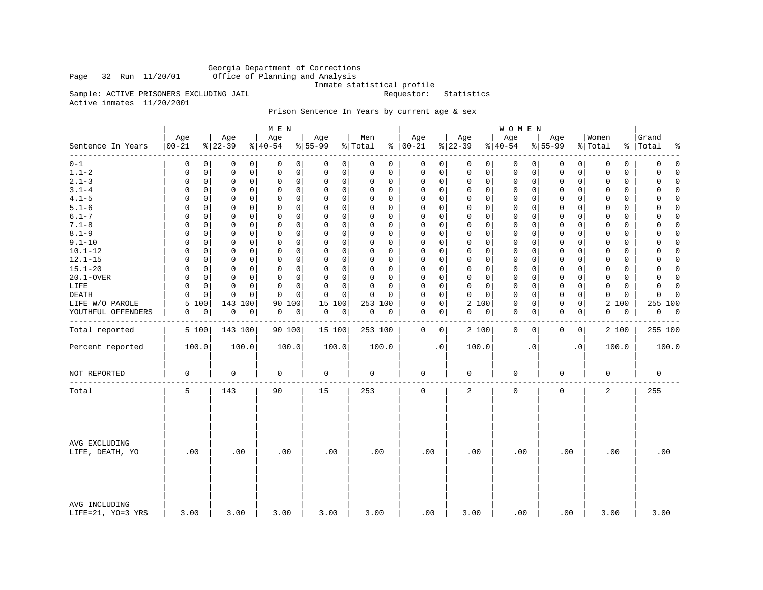Georgia Department of Corrections
Office of Planning and Analysis
Inmate statistical profile

Page 32 Run 11/20/01

Sample: ACTIVE PRISONERS EXCLUDING JAIL — Requestor: Statistics

Active inmates 11/20/2001

Prison Sentence In Years by current age & sex

| Sentence In Years | MEN Age 00-21 | % | Age 22-39 | % | Age 40-54 | % | Age 55-99 | % | Men Total | % | WOMEN Age 00-21 | % | Age 22-39 | % | Age 40-54 | % | Age 55-99 | % | Women Total | % | Grand Total | % |
|---|---|---|---|---|---|---|---|---|---|---|---|---|---|---|---|---|---|---|---|---|---|---|
| 0-1 | 0 | 0 | 0 | 0 | 0 | 0 | 0 | 0 | 0 | 0 | 0 | 0 | 0 | 0 | 0 | 0 | 0 | 0 | 0 | 0 | 0 | 0 |
| 1.1-2 | 0 | 0 | 0 | 0 | 0 | 0 | 0 | 0 | 0 | 0 | 0 | 0 | 0 | 0 | 0 | 0 | 0 | 0 | 0 | 0 | 0 | 0 |
| 2.1-3 | 0 | 0 | 0 | 0 | 0 | 0 | 0 | 0 | 0 | 0 | 0 | 0 | 0 | 0 | 0 | 0 | 0 | 0 | 0 | 0 | 0 | 0 |
| 3.1-4 | 0 | 0 | 0 | 0 | 0 | 0 | 0 | 0 | 0 | 0 | 0 | 0 | 0 | 0 | 0 | 0 | 0 | 0 | 0 | 0 | 0 | 0 |
| 4.1-5 | 0 | 0 | 0 | 0 | 0 | 0 | 0 | 0 | 0 | 0 | 0 | 0 | 0 | 0 | 0 | 0 | 0 | 0 | 0 | 0 | 0 | 0 |
| 5.1-6 | 0 | 0 | 0 | 0 | 0 | 0 | 0 | 0 | 0 | 0 | 0 | 0 | 0 | 0 | 0 | 0 | 0 | 0 | 0 | 0 | 0 | 0 |
| 6.1-7 | 0 | 0 | 0 | 0 | 0 | 0 | 0 | 0 | 0 | 0 | 0 | 0 | 0 | 0 | 0 | 0 | 0 | 0 | 0 | 0 | 0 | 0 |
| 7.1-8 | 0 | 0 | 0 | 0 | 0 | 0 | 0 | 0 | 0 | 0 | 0 | 0 | 0 | 0 | 0 | 0 | 0 | 0 | 0 | 0 | 0 | 0 |
| 8.1-9 | 0 | 0 | 0 | 0 | 0 | 0 | 0 | 0 | 0 | 0 | 0 | 0 | 0 | 0 | 0 | 0 | 0 | 0 | 0 | 0 | 0 | 0 |
| 9.1-10 | 0 | 0 | 0 | 0 | 0 | 0 | 0 | 0 | 0 | 0 | 0 | 0 | 0 | 0 | 0 | 0 | 0 | 0 | 0 | 0 | 0 | 0 |
| 10.1-12 | 0 | 0 | 0 | 0 | 0 | 0 | 0 | 0 | 0 | 0 | 0 | 0 | 0 | 0 | 0 | 0 | 0 | 0 | 0 | 0 | 0 | 0 |
| 12.1-15 | 0 | 0 | 0 | 0 | 0 | 0 | 0 | 0 | 0 | 0 | 0 | 0 | 0 | 0 | 0 | 0 | 0 | 0 | 0 | 0 | 0 | 0 |
| 15.1-20 | 0 | 0 | 0 | 0 | 0 | 0 | 0 | 0 | 0 | 0 | 0 | 0 | 0 | 0 | 0 | 0 | 0 | 0 | 0 | 0 | 0 | 0 |
| 20.1-OVER | 0 | 0 | 0 | 0 | 0 | 0 | 0 | 0 | 0 | 0 | 0 | 0 | 0 | 0 | 0 | 0 | 0 | 0 | 0 | 0 | 0 | 0 |
| LIFE | 0 | 0 | 0 | 0 | 0 | 0 | 0 | 0 | 0 | 0 | 0 | 0 | 0 | 0 | 0 | 0 | 0 | 0 | 0 | 0 | 0 | 0 |
| DEATH | 0 | 0 | 0 | 0 | 0 | 0 | 0 | 0 | 0 | 0 | 0 | 0 | 0 | 0 | 0 | 0 | 0 | 0 | 0 | 0 | 0 | 0 |
| LIFE W/O PAROLE | 5 | 100 | 143 | 100 | 90 | 100 | 15 | 100 | 253 | 100 | 0 | 0 | 2 | 100 | 0 | 0 | 0 | 0 | 2 | 100 | 255 | 100 |
| YOUTHFUL OFFENDERS | 0 | 0 | 0 | 0 | 0 | 0 | 0 | 0 | 0 | 0 | 0 | 0 | 0 | 0 | 0 | 0 | 0 | 0 | 0 | 0 | 0 | 0 |
| Total reported | 5 | 100 | 143 | 100 | 90 | 100 | 15 | 100 | 253 | 100 | 0 | 0 | 2 | 100 | 0 | 0 | 0 | 0 | 2 | 100 | 255 | 100 |
| Percent reported | 100.0 | | 100.0 | | 100.0 | | 100.0 | | 100.0 | | .0 | | 100.0 | | .0 | | .0 | | 100.0 | | 100.0 | |
| NOT REPORTED | 0 | | 0 | | 0 | | 0 | | 0 | | 0 | | 0 | | 0 | | 0 | | 0 | | 0 | |
| Total | 5 | | 143 | | 90 | | 15 | | 253 | | 0 | | 2 | | 0 | | 0 | | 2 | | 255 | |
| AVG EXCLUDING LIFE, DEATH, YO | .00 | | .00 | | .00 | | .00 | | .00 | | .00 | | .00 | | .00 | | .00 | | .00 | | .00 | |
| AVG INCLUDING LIFE=21, YO=3 YRS | 3.00 | | 3.00 | | 3.00 | | 3.00 | | 3.00 | | .00 | | 3.00 | | .00 | | .00 | | 3.00 | | 3.00 | |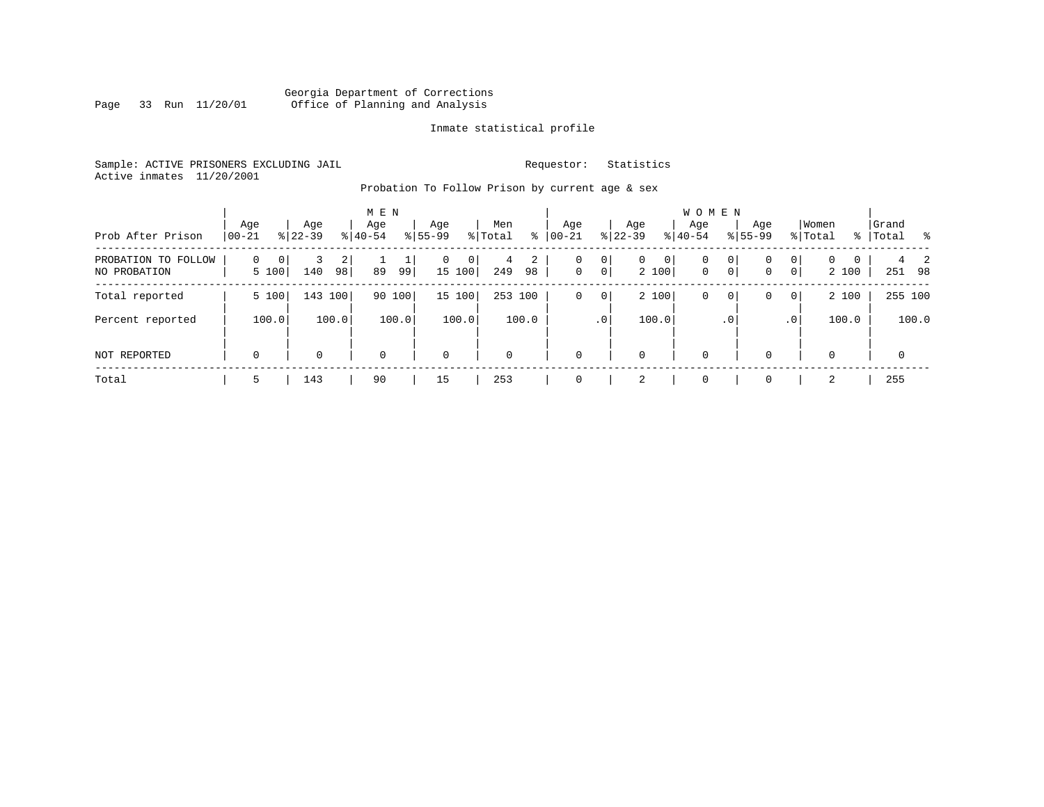Georgia Department of Corrections
Office of Planning and Analysis

Inmate statistical profile

Sample: ACTIVE PRISONERS EXCLUDING JAIL                    Requestor: Statistics
Active inmates 11/20/2001

Probation To Follow Prison by current age & sex

| Prob After Prison | MEN Age 00-21 | % | Age 22-39 | % | Age 40-54 | % | Age 55-99 | % | Men Total | % | WOMEN Age 00-21 | % | Age 22-39 | % | Age 40-54 | % | Age 55-99 | % | Women Total | % | Grand Total | % |
|---|---|---|---|---|---|---|---|---|---|---|---|---|---|---|---|---|---|---|---|---|---|---|
| PROBATION TO FOLLOW | 0 | 0 | 3 | 2 | 1 | 1 | 0 | 0 | 4 | 2 | 0 | 0 | 0 | 0 | 0 | 0 | 0 | 0 | 0 | 0 | 4 | 2 |
| NO PROBATION | 5 | 100 | 140 | 98 | 89 | 99 | 15 | 100 | 249 | 98 | 0 | 0 | 2 | 100 | 0 | 0 | 0 | 0 | 2 | 100 | 251 | 98 |
| Total reported | 5 | 100 | 143 | 100 | 90 | 100 | 15 | 100 | 253 | 100 | 0 | 0 | 2 | 100 | 0 | 0 | 0 | 0 | 2 | 100 | 255 | 100 |
| Percent reported | | 100.0 | | 100.0 | | 100.0 | | 100.0 | | 100.0 | | .0 | | 100.0 | | .0 | | .0 | | 100.0 | | 100.0 |
| NOT REPORTED | 0 | | 0 | | 0 | | 0 | | 0 | | 0 | | 0 | | 0 | | 0 | | 0 | | 0 | |
| Total | 5 | | 143 | | 90 | | 15 | | 253 | | 0 | | 2 | | 0 | | 0 | | 2 | | 255 | |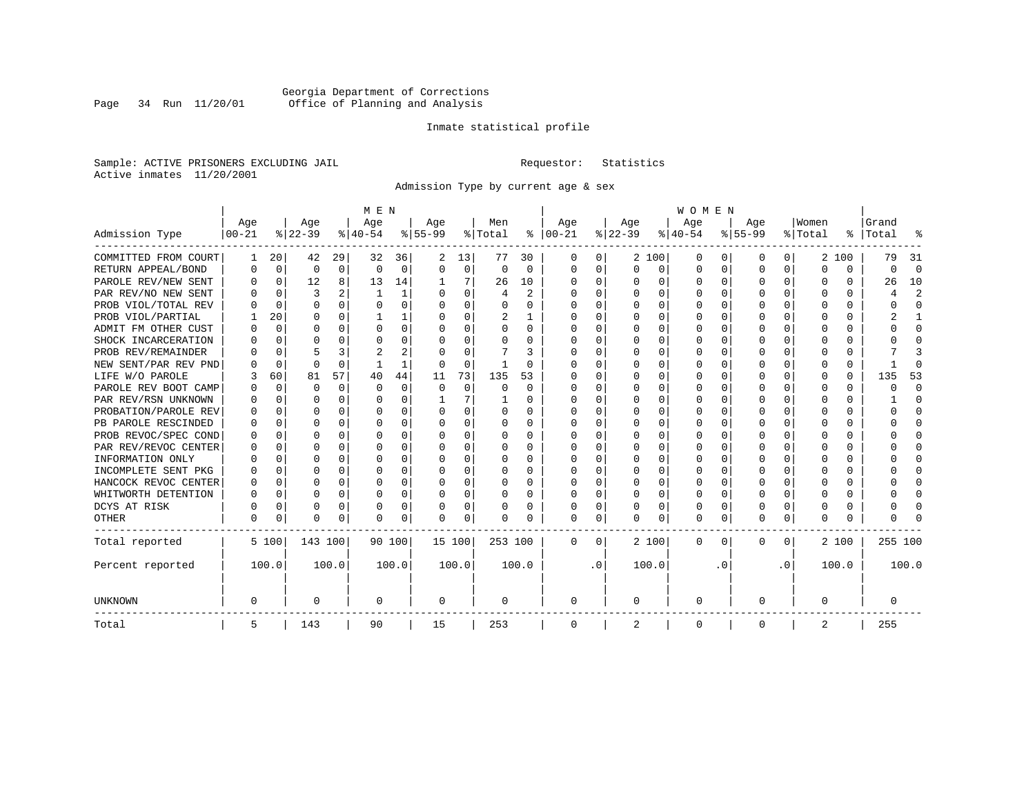Georgia Department of Corrections
Office of Planning and Analysis

Inmate statistical profile

Sample: ACTIVE PRISONERS EXCLUDING JAIL

Requestor: Statistics

Active inmates 11/20/2001

Admission Type by current age & sex

| Admission Type | MEN Age 00-21 | % | Age 22-39 | % | Age 40-54 | % | Age 55-99 | % | Men Total | % | WOMEN Age 00-21 | % | Age 22-39 | % | Age 40-54 | % | Age 55-99 | % | Women Total | % | Grand Total | % |
|---|---|---|---|---|---|---|---|---|---|---|---|---|---|---|---|---|---|---|---|---|---|---|
| COMMITTED FROM COURT | 1 | 20 | 42 | 29 | 32 | 36 | 2 | 13 | 77 | 30 | 0 | 0 | 2 | 100 | 0 | 0 | 0 | 0 | 2 | 100 | 79 | 31 |
| RETURN APPEAL/BOND | 0 | 0 | 0 | 0 | 0 | 0 | 0 | 0 | 0 | 0 | 0 | 0 | 0 | 0 | 0 | 0 | 0 | 0 | 0 | 0 | 0 | 0 |
| PAROLE REV/NEW SENT | 0 | 0 | 12 | 8 | 13 | 14 | 1 | 7 | 26 | 10 | 0 | 0 | 0 | 0 | 0 | 0 | 0 | 0 | 0 | 0 | 26 | 10 |
| PAR REV/NO NEW SENT | 0 | 0 | 3 | 2 | 1 | 1 | 0 | 0 | 4 | 2 | 0 | 0 | 0 | 0 | 0 | 0 | 0 | 0 | 0 | 0 | 4 | 2 |
| PROB VIOL/TOTAL REV | 0 | 0 | 0 | 0 | 0 | 0 | 0 | 0 | 0 | 0 | 0 | 0 | 0 | 0 | 0 | 0 | 0 | 0 | 0 | 0 | 0 | 0 |
| PROB VIOL/PARTIAL | 1 | 20 | 0 | 0 | 1 | 1 | 0 | 0 | 2 | 1 | 0 | 0 | 0 | 0 | 0 | 0 | 0 | 0 | 0 | 0 | 2 | 1 |
| ADMIT FM OTHER CUST | 0 | 0 | 0 | 0 | 0 | 0 | 0 | 0 | 0 | 0 | 0 | 0 | 0 | 0 | 0 | 0 | 0 | 0 | 0 | 0 | 0 | 0 |
| SHOCK INCARCERATION | 0 | 0 | 0 | 0 | 0 | 0 | 0 | 0 | 0 | 0 | 0 | 0 | 0 | 0 | 0 | 0 | 0 | 0 | 0 | 0 | 0 | 0 |
| PROB REV/REMAINDER | 0 | 0 | 5 | 3 | 2 | 2 | 0 | 0 | 7 | 3 | 0 | 0 | 0 | 0 | 0 | 0 | 0 | 0 | 0 | 0 | 7 | 3 |
| NEW SENT/PAR REV PND | 0 | 0 | 0 | 0 | 1 | 1 | 0 | 0 | 1 | 0 | 0 | 0 | 0 | 0 | 0 | 0 | 0 | 0 | 0 | 0 | 1 | 0 |
| LIFE W/O PAROLE | 3 | 60 | 81 | 57 | 40 | 44 | 11 | 73 | 135 | 53 | 0 | 0 | 0 | 0 | 0 | 0 | 0 | 0 | 0 | 0 | 135 | 53 |
| PAROLE REV BOOT CAMP | 0 | 0 | 0 | 0 | 0 | 0 | 0 | 0 | 0 | 0 | 0 | 0 | 0 | 0 | 0 | 0 | 0 | 0 | 0 | 0 | 0 | 0 |
| PAR REV/RSN UNKNOWN | 0 | 0 | 0 | 0 | 0 | 0 | 1 | 7 | 1 | 0 | 0 | 0 | 0 | 0 | 0 | 0 | 0 | 0 | 0 | 0 | 1 | 0 |
| PROBATION/PAROLE REV | 0 | 0 | 0 | 0 | 0 | 0 | 0 | 0 | 0 | 0 | 0 | 0 | 0 | 0 | 0 | 0 | 0 | 0 | 0 | 0 | 0 | 0 |
| PB PAROLE RESCINDED | 0 | 0 | 0 | 0 | 0 | 0 | 0 | 0 | 0 | 0 | 0 | 0 | 0 | 0 | 0 | 0 | 0 | 0 | 0 | 0 | 0 | 0 |
| PROB REVOC/SPEC COND | 0 | 0 | 0 | 0 | 0 | 0 | 0 | 0 | 0 | 0 | 0 | 0 | 0 | 0 | 0 | 0 | 0 | 0 | 0 | 0 | 0 | 0 |
| PAR REV/REVOC CENTER | 0 | 0 | 0 | 0 | 0 | 0 | 0 | 0 | 0 | 0 | 0 | 0 | 0 | 0 | 0 | 0 | 0 | 0 | 0 | 0 | 0 | 0 |
| INFORMATION ONLY | 0 | 0 | 0 | 0 | 0 | 0 | 0 | 0 | 0 | 0 | 0 | 0 | 0 | 0 | 0 | 0 | 0 | 0 | 0 | 0 | 0 | 0 |
| INCOMPLETE SENT PKG | 0 | 0 | 0 | 0 | 0 | 0 | 0 | 0 | 0 | 0 | 0 | 0 | 0 | 0 | 0 | 0 | 0 | 0 | 0 | 0 | 0 | 0 |
| HANCOCK REVOC CENTER | 0 | 0 | 0 | 0 | 0 | 0 | 0 | 0 | 0 | 0 | 0 | 0 | 0 | 0 | 0 | 0 | 0 | 0 | 0 | 0 | 0 | 0 |
| WHITWORTH DETENTION | 0 | 0 | 0 | 0 | 0 | 0 | 0 | 0 | 0 | 0 | 0 | 0 | 0 | 0 | 0 | 0 | 0 | 0 | 0 | 0 | 0 | 0 |
| DCYS AT RISK | 0 | 0 | 0 | 0 | 0 | 0 | 0 | 0 | 0 | 0 | 0 | 0 | 0 | 0 | 0 | 0 | 0 | 0 | 0 | 0 | 0 | 0 |
| OTHER | 0 | 0 | 0 | 0 | 0 | 0 | 0 | 0 | 0 | 0 | 0 | 0 | 0 | 0 | 0 | 0 | 0 | 0 | 0 | 0 | 0 | 0 |
| Total reported | 5 | 100 | 143 | 100 | 90 | 100 | 15 | 100 | 253 | 100 | 0 | 0 | 2 | 100 | 0 | 0 | 0 | 0 | 2 | 100 | 255 | 100 |
| Percent reported | | 100.0 | | 100.0 | | 100.0 | | 100.0 | | 100.0 | | .0 | | 100.0 | | .0 | | .0 | | 100.0 | | 100.0 |
| UNKNOWN | 0 | | 0 | | 0 | | 0 | | 0 | | 0 | | 0 | | 0 | | 0 | | 0 | | 0 | |
| Total | 5 | | 143 | | 90 | | 15 | | 253 | | 0 | | 2 | | 0 | | 0 | | 2 | | 255 | |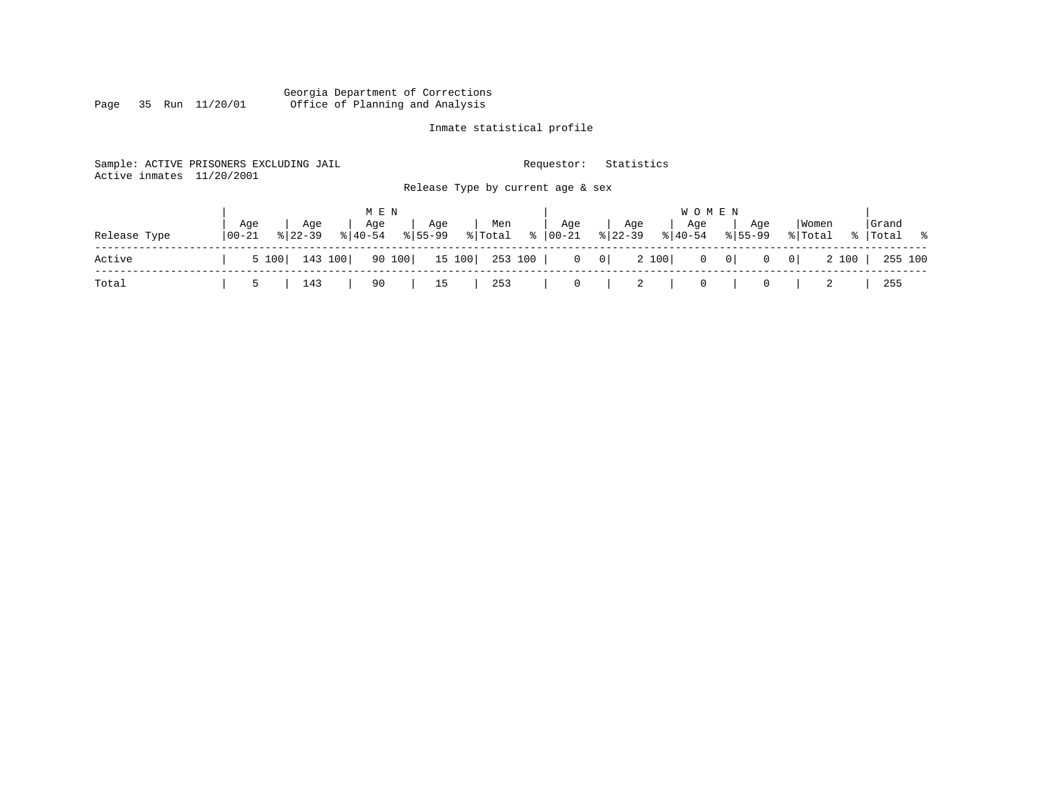Georgia Department of Corrections
Office of Planning and Analysis

Inmate statistical profile

Sample: ACTIVE PRISONERS EXCLUDING JAIL    Requestor: Statistics
Active inmates 11/20/2001

Release Type by current age & sex

| Release Type | MEN Age 00-21 | % | MEN Age 22-39 | % | MEN Age 40-54 | % | MEN Age 55-99 | % | Men Total | % | WOMEN Age 00-21 | % | WOMEN Age 22-39 | % | WOMEN Age 40-54 | % | WOMEN Age 55-99 | % | Women Total | % | Grand Total | % |
|---|---|---|---|---|---|---|---|---|---|---|---|---|---|---|---|---|---|---|---|---|---|---|
| Active | 5 | 100 | 143 | 100 | 90 | 100 | 15 | 100 | 253 | 100 | 0 | 0 | 2 | 100 | 0 | 0 | 0 | 0 | 2 | 100 | 255 | 100 |
| Total | 5 | | 143 | | 90 | | 15 | | 253 | | 0 | | 2 | | 0 | | 0 | | 2 | | 255 | |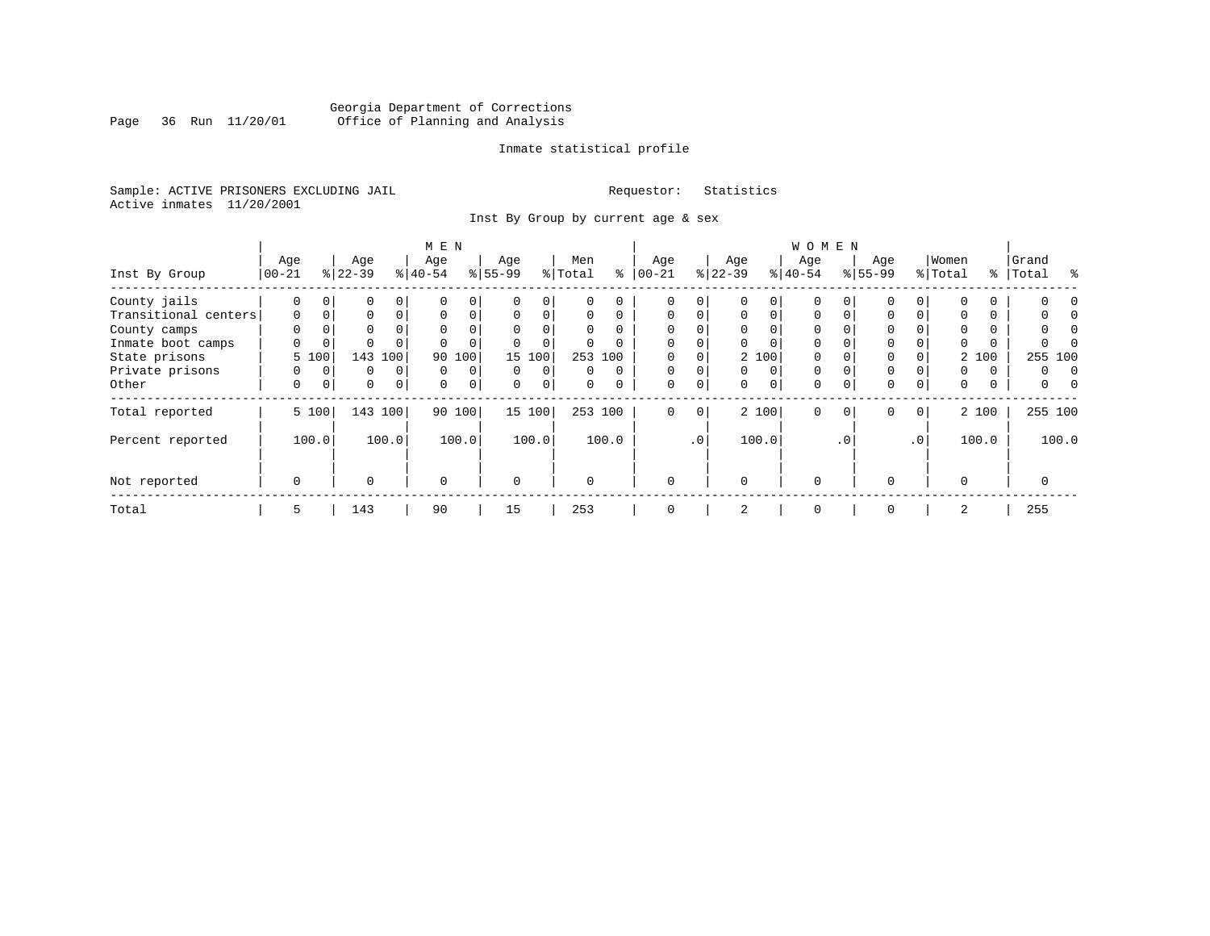Georgia Department of Corrections
Office of Planning and Analysis

Inmate statistical profile

Sample: ACTIVE PRISONERS EXCLUDING JAIL
Active inmates 11/20/2001

Requestor: Statistics

Inst By Group by current age & sex

| Inst By Group | MEN Age 00-21 | % | Age 22-39 | % | Age 40-54 | % | Age 55-99 | % | Men Total | % | WOMEN Age 00-21 | % | Age 22-39 | % | Age 40-54 | % | Age 55-99 | % | Women Total | % | Grand Total | % |
|---|---|---|---|---|---|---|---|---|---|---|---|---|---|---|---|---|---|---|---|---|---|---|
| County jails | 0 | 0 | 0 | 0 | 0 | 0 | 0 | 0 | 0 | 0 | 0 | 0 | 0 | 0 | 0 | 0 | 0 | 0 | 0 | 0 | 0 | 0 |
| Transitional centers | 0 | 0 | 0 | 0 | 0 | 0 | 0 | 0 | 0 | 0 | 0 | 0 | 0 | 0 | 0 | 0 | 0 | 0 | 0 | 0 | 0 | 0 |
| County camps | 0 | 0 | 0 | 0 | 0 | 0 | 0 | 0 | 0 | 0 | 0 | 0 | 0 | 0 | 0 | 0 | 0 | 0 | 0 | 0 | 0 | 0 |
| Inmate boot camps | 0 | 0 | 0 | 0 | 0 | 0 | 0 | 0 | 0 | 0 | 0 | 0 | 0 | 0 | 0 | 0 | 0 | 0 | 0 | 0 | 0 | 0 |
| State prisons | 5 | 100 | 143 | 100 | 90 | 100 | 15 | 100 | 253 | 100 | 0 | 0 | 2 | 100 | 0 | 0 | 0 | 0 | 2 | 100 | 255 | 100 |
| Private prisons | 0 | 0 | 0 | 0 | 0 | 0 | 0 | 0 | 0 | 0 | 0 | 0 | 0 | 0 | 0 | 0 | 0 | 0 | 0 | 0 | 0 | 0 |
| Other | 0 | 0 | 0 | 0 | 0 | 0 | 0 | 0 | 0 | 0 | 0 | 0 | 0 | 0 | 0 | 0 | 0 | 0 | 0 | 0 | 0 | 0 |
| Total reported | 5 | 100 | 143 | 100 | 90 | 100 | 15 | 100 | 253 | 100 | 0 | 0 | 2 | 100 | 0 | 0 | 0 | 0 | 2 | 100 | 255 | 100 |
| Percent reported | 100.0 | | 100.0 | | 100.0 | | 100.0 | | 100.0 | | .0 | | 100.0 | | .0 | | .0 | | 100.0 | | 100.0 | |
| Not reported | 0 | | 0 | | 0 | | 0 | | 0 | | 0 | | 0 | | 0 | | 0 | | 0 | | 0 | |
| Total | 5 | | 143 | | 90 | | 15 | | 253 | | 0 | | 2 | | 0 | | 0 | | 2 | | 255 | |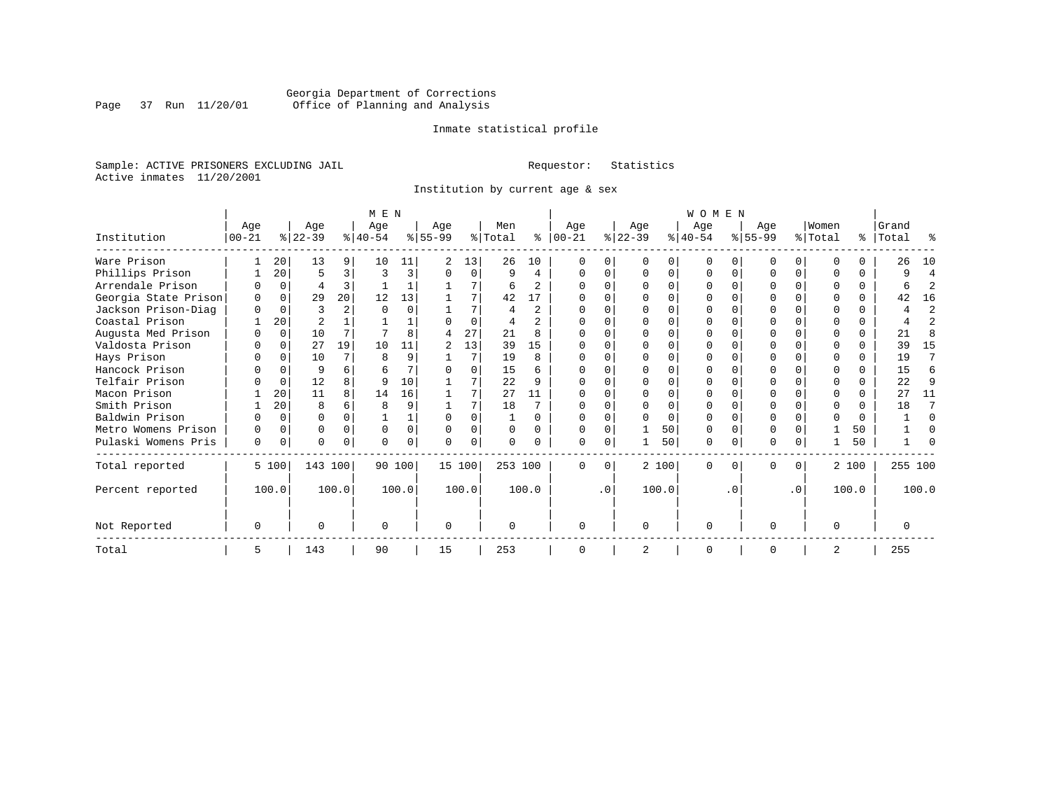Georgia Department of Corrections
Office of Planning and Analysis

Inmate statistical profile

Sample: ACTIVE PRISONERS EXCLUDING JAIL
Active inmates 11/20/2001

Requestor: Statistics

Institution by current age & sex

| Institution | MEN Age 00-21 | % | Age 22-39 | % | Age 40-54 | % | Age 55-99 | % | Men Total | % | WOMEN Age 00-21 | % | Age 22-39 | % | Age 40-54 | % | Age 55-99 | % | Women Total | % | Grand Total | % |
|---|---|---|---|---|---|---|---|---|---|---|---|---|---|---|---|---|---|---|---|---|---|---|
| Ware Prison | 1 | 20 | 13 | 9 | 10 | 11 | 2 | 13 | 26 | 10 | 0 | 0 | 0 | 0 | 0 | 0 | 0 | 0 | 0 | 0 | 26 | 10 |
| Phillips Prison | 1 | 20 | 5 | 3 | 3 | 3 | 0 | 0 | 9 | 4 | 0 | 0 | 0 | 0 | 0 | 0 | 0 | 0 | 0 | 0 | 9 | 4 |
| Arrendale Prison | 0 | 0 | 4 | 3 | 1 | 1 | 1 | 7 | 6 | 2 | 0 | 0 | 0 | 0 | 0 | 0 | 0 | 0 | 0 | 0 | 6 | 2 |
| Georgia State Prison | 0 | 0 | 29 | 20 | 12 | 13 | 1 | 7 | 42 | 17 | 0 | 0 | 0 | 0 | 0 | 0 | 0 | 0 | 0 | 0 | 42 | 16 |
| Jackson Prison-Diag | 0 | 0 | 3 | 2 | 0 | 0 | 1 | 7 | 4 | 2 | 0 | 0 | 0 | 0 | 0 | 0 | 0 | 0 | 0 | 0 | 4 | 2 |
| Coastal Prison | 1 | 20 | 2 | 1 | 1 | 1 | 0 | 0 | 4 | 2 | 0 | 0 | 0 | 0 | 0 | 0 | 0 | 0 | 0 | 0 | 4 | 2 |
| Augusta Med Prison | 0 | 0 | 10 | 7 | 7 | 8 | 4 | 27 | 21 | 8 | 0 | 0 | 0 | 0 | 0 | 0 | 0 | 0 | 0 | 0 | 21 | 8 |
| Valdosta Prison | 0 | 0 | 27 | 19 | 10 | 11 | 2 | 13 | 39 | 15 | 0 | 0 | 0 | 0 | 0 | 0 | 0 | 0 | 0 | 0 | 39 | 15 |
| Hays Prison | 0 | 0 | 10 | 7 | 8 | 9 | 1 | 7 | 19 | 8 | 0 | 0 | 0 | 0 | 0 | 0 | 0 | 0 | 0 | 0 | 19 | 7 |
| Hancock Prison | 0 | 0 | 9 | 6 | 6 | 7 | 0 | 0 | 15 | 6 | 0 | 0 | 0 | 0 | 0 | 0 | 0 | 0 | 0 | 0 | 15 | 6 |
| Telfair Prison | 0 | 0 | 12 | 8 | 9 | 10 | 1 | 7 | 22 | 9 | 0 | 0 | 0 | 0 | 0 | 0 | 0 | 0 | 0 | 0 | 22 | 9 |
| Macon Prison | 1 | 20 | 11 | 8 | 14 | 16 | 1 | 7 | 27 | 11 | 0 | 0 | 0 | 0 | 0 | 0 | 0 | 0 | 0 | 0 | 27 | 11 |
| Smith Prison | 1 | 20 | 8 | 6 | 8 | 9 | 1 | 7 | 18 | 7 | 0 | 0 | 0 | 0 | 0 | 0 | 0 | 0 | 0 | 0 | 18 | 7 |
| Baldwin Prison | 0 | 0 | 0 | 0 | 1 | 1 | 0 | 0 | 1 | 0 | 0 | 0 | 0 | 0 | 0 | 0 | 0 | 0 | 0 | 0 | 1 | 0 |
| Metro Womens Prison | 0 | 0 | 0 | 0 | 0 | 0 | 0 | 0 | 0 | 0 | 0 | 0 | 1 | 50 | 0 | 0 | 0 | 0 | 1 | 50 | 1 | 0 |
| Pulaski Womens Pris | 0 | 0 | 0 | 0 | 0 | 0 | 0 | 0 | 0 | 0 | 0 | 0 | 1 | 50 | 0 | 0 | 0 | 0 | 1 | 50 | 1 | 0 |
| Total reported | 5 | 100 | 143 | 100 | 90 | 100 | 15 | 100 | 253 | 100 | 0 | 0 | 2 | 100 | 0 | 0 | 0 | 0 | 2 | 100 | 255 | 100 |
| Percent reported | | 100.0 | | 100.0 | | 100.0 | | 100.0 | | 100.0 | | .0 | | 100.0 | | .0 | | .0 | | 100.0 | | 100.0 |
| Not Reported | 0 | | 0 | | 0 | | 0 | | 0 | | 0 | | 0 | | 0 | | 0 | | 0 | | 0 | |
| Total | 5 | | 143 | | 90 | | 15 | | 253 | | 0 | | 2 | | 0 | | 0 | | 2 | | 255 | |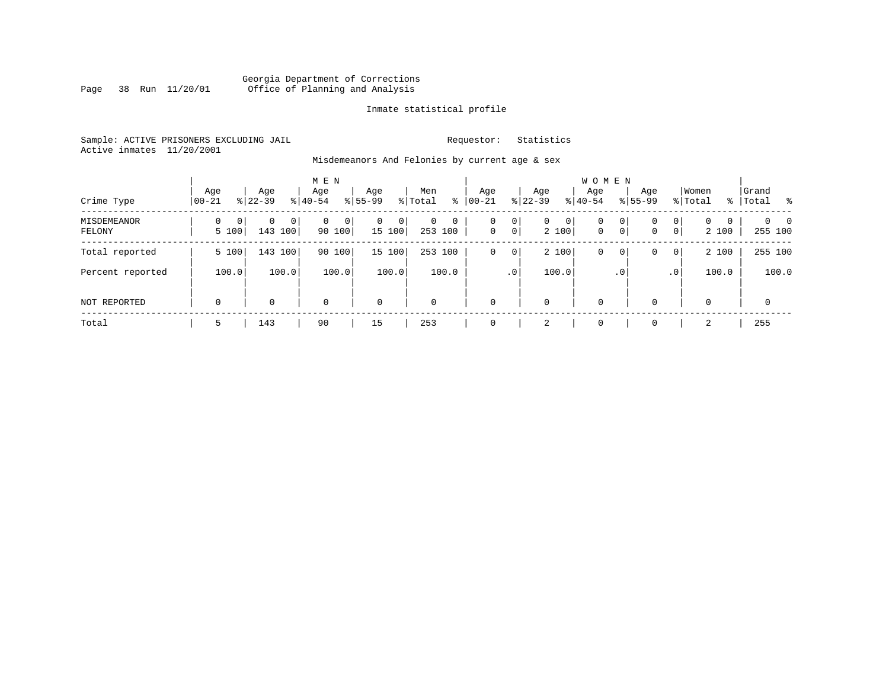Georgia Department of Corrections
Office of Planning and Analysis

Inmate statistical profile

Sample: ACTIVE PRISONERS EXCLUDING JAIL                                   Requestor: Statistics
Active inmates 11/20/2001

Misdemeanors And Felonies by current age & sex

| Crime Type | MEN Age 00-21 | % | Age 22-39 | % | Age 40-54 | % | Age 55-99 | % | Men Total | % | WOMEN Age 00-21 | % | Age 22-39 | % | Age 40-54 | % | Age 55-99 | % | Women Total | % | Grand Total | % |
|---|---|---|---|---|---|---|---|---|---|---|---|---|---|---|---|---|---|---|---|---|---|---|
| MISDEMEANOR | 0 | 0 | 0 | 0 | 0 | 0 | 0 | 0 | 0 | 0 | 0 | 0 | 0 | 0 | 0 | 0 | 0 | 0 | 0 | 0 | 0 | 0 |
| FELONY | 5 | 100 | 143 | 100 | 90 | 100 | 15 | 100 | 253 | 100 | 0 | 0 | 2 | 100 | 0 | 0 | 0 | 0 | 2 | 100 | 255 | 100 |
| Total reported | 5 | 100 | 143 | 100 | 90 | 100 | 15 | 100 | 253 | 100 | 0 | 0 | 2 | 100 | 0 | 0 | 0 | 0 | 2 | 100 | 255 | 100 |
| Percent reported | | 100.0 | | 100.0 | | 100.0 | | 100.0 | | 100.0 | | .0 | | 100.0 | | .0 | | .0 | | 100.0 | | 100.0 |
| NOT REPORTED | 0 | | 0 | | 0 | | 0 | | 0 | | 0 | | 0 | | 0 | | 0 | | 0 | | 0 | |
| Total | 5 | | 143 | | 90 | | 15 | | 253 | | 0 | | 2 | | 0 | | 0 | | 2 | | 255 | |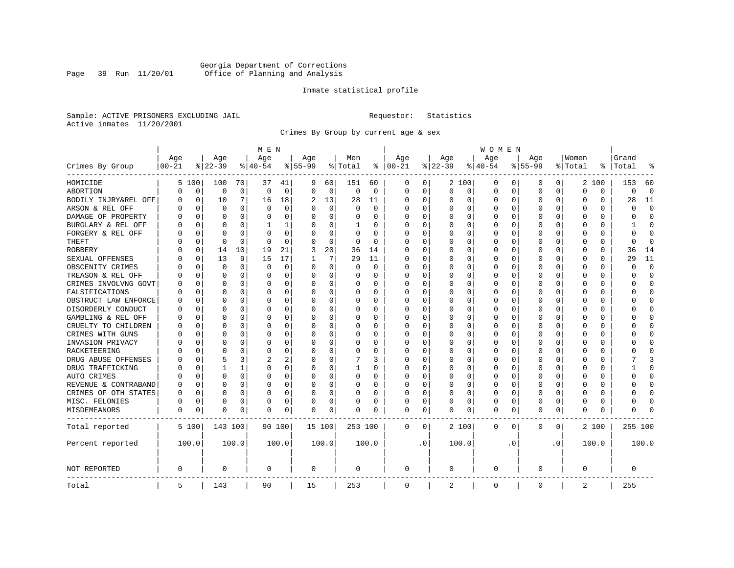Georgia Department of Corrections
Office of Planning and Analysis

Inmate statistical profile

Sample: ACTIVE PRISONERS EXCLUDING JAIL

Requestor: Statistics

Active inmates 11/20/2001

Crimes By Group by current age & sex

| Crimes By Group | MEN Age 00-21 | % | Age 22-39 | % | Age 40-54 | % | Age 55-99 | % | Men Total | % | WOMEN Age 00-21 | % | Age 22-39 | % | Age 40-54 | % | Age 55-99 | % | Women Total | % | Grand Total | % |
|---|---|---|---|---|---|---|---|---|---|---|---|---|---|---|---|---|---|---|---|---|---|---|
| HOMICIDE | 5 | 100 | 100 | 70 | 37 | 41 | 9 | 60 | 151 | 60 | 0 | 0 | 2 | 100 | 0 | 0 | 0 | 0 | 2 | 100 | 153 | 60 |
| ABORTION | 0 | 0 | 0 | 0 | 0 | 0 | 0 | 0 | 0 | 0 | 0 | 0 | 0 | 0 | 0 | 0 | 0 | 0 | 0 | 0 | 0 | 0 |
| BODILY INJRY&REL OFF | 0 | 0 | 10 | 7 | 16 | 18 | 2 | 13 | 28 | 11 | 0 | 0 | 0 | 0 | 0 | 0 | 0 | 0 | 0 | 0 | 28 | 11 |
| ARSON & REL OFF | 0 | 0 | 0 | 0 | 0 | 0 | 0 | 0 | 0 | 0 | 0 | 0 | 0 | 0 | 0 | 0 | 0 | 0 | 0 | 0 | 0 | 0 |
| DAMAGE OF PROPERTY | 0 | 0 | 0 | 0 | 0 | 0 | 0 | 0 | 0 | 0 | 0 | 0 | 0 | 0 | 0 | 0 | 0 | 0 | 0 | 0 | 0 | 0 |
| BURGLARY & REL OFF | 0 | 0 | 0 | 0 | 1 | 1 | 0 | 0 | 1 | 0 | 0 | 0 | 0 | 0 | 0 | 0 | 0 | 0 | 0 | 0 | 1 | 0 |
| FORGERY & REL OFF | 0 | 0 | 0 | 0 | 0 | 0 | 0 | 0 | 0 | 0 | 0 | 0 | 0 | 0 | 0 | 0 | 0 | 0 | 0 | 0 | 0 | 0 |
| THEFT | 0 | 0 | 0 | 0 | 0 | 0 | 0 | 0 | 0 | 0 | 0 | 0 | 0 | 0 | 0 | 0 | 0 | 0 | 0 | 0 | 0 | 0 |
| ROBBERY | 0 | 0 | 14 | 10 | 19 | 21 | 3 | 20 | 36 | 14 | 0 | 0 | 0 | 0 | 0 | 0 | 0 | 0 | 0 | 0 | 36 | 14 |
| SEXUAL OFFENSES | 0 | 0 | 13 | 9 | 15 | 17 | 1 | 7 | 29 | 11 | 0 | 0 | 0 | 0 | 0 | 0 | 0 | 0 | 0 | 0 | 29 | 11 |
| OBSCENITY CRIMES | 0 | 0 | 0 | 0 | 0 | 0 | 0 | 0 | 0 | 0 | 0 | 0 | 0 | 0 | 0 | 0 | 0 | 0 | 0 | 0 | 0 | 0 |
| TREASON & REL OFF | 0 | 0 | 0 | 0 | 0 | 0 | 0 | 0 | 0 | 0 | 0 | 0 | 0 | 0 | 0 | 0 | 0 | 0 | 0 | 0 | 0 | 0 |
| CRIMES INVOLVNG GOVT | 0 | 0 | 0 | 0 | 0 | 0 | 0 | 0 | 0 | 0 | 0 | 0 | 0 | 0 | 0 | 0 | 0 | 0 | 0 | 0 | 0 | 0 |
| FALSIFICATIONS | 0 | 0 | 0 | 0 | 0 | 0 | 0 | 0 | 0 | 0 | 0 | 0 | 0 | 0 | 0 | 0 | 0 | 0 | 0 | 0 | 0 | 0 |
| OBSTRUCT LAW ENFORCE | 0 | 0 | 0 | 0 | 0 | 0 | 0 | 0 | 0 | 0 | 0 | 0 | 0 | 0 | 0 | 0 | 0 | 0 | 0 | 0 | 0 | 0 |
| DISORDERLY CONDUCT | 0 | 0 | 0 | 0 | 0 | 0 | 0 | 0 | 0 | 0 | 0 | 0 | 0 | 0 | 0 | 0 | 0 | 0 | 0 | 0 | 0 | 0 |
| GAMBLING & REL OFF | 0 | 0 | 0 | 0 | 0 | 0 | 0 | 0 | 0 | 0 | 0 | 0 | 0 | 0 | 0 | 0 | 0 | 0 | 0 | 0 | 0 | 0 |
| CRUELTY TO CHILDREN | 0 | 0 | 0 | 0 | 0 | 0 | 0 | 0 | 0 | 0 | 0 | 0 | 0 | 0 | 0 | 0 | 0 | 0 | 0 | 0 | 0 | 0 |
| CRIMES WITH GUNS | 0 | 0 | 0 | 0 | 0 | 0 | 0 | 0 | 0 | 0 | 0 | 0 | 0 | 0 | 0 | 0 | 0 | 0 | 0 | 0 | 0 | 0 |
| INVASION PRIVACY | 0 | 0 | 0 | 0 | 0 | 0 | 0 | 0 | 0 | 0 | 0 | 0 | 0 | 0 | 0 | 0 | 0 | 0 | 0 | 0 | 0 | 0 |
| RACKETEERING | 0 | 0 | 0 | 0 | 0 | 0 | 0 | 0 | 0 | 0 | 0 | 0 | 0 | 0 | 0 | 0 | 0 | 0 | 0 | 0 | 0 | 0 |
| DRUG ABUSE OFFENSES | 0 | 0 | 5 | 3 | 2 | 2 | 0 | 0 | 7 | 3 | 0 | 0 | 0 | 0 | 0 | 0 | 0 | 0 | 0 | 0 | 7 | 3 |
| DRUG TRAFFICKING | 0 | 0 | 1 | 1 | 0 | 0 | 0 | 0 | 1 | 0 | 0 | 0 | 0 | 0 | 0 | 0 | 0 | 0 | 0 | 0 | 1 | 0 |
| AUTO CRIMES | 0 | 0 | 0 | 0 | 0 | 0 | 0 | 0 | 0 | 0 | 0 | 0 | 0 | 0 | 0 | 0 | 0 | 0 | 0 | 0 | 0 | 0 |
| REVENUE & CONTRABAND | 0 | 0 | 0 | 0 | 0 | 0 | 0 | 0 | 0 | 0 | 0 | 0 | 0 | 0 | 0 | 0 | 0 | 0 | 0 | 0 | 0 | 0 |
| CRIMES OF OTH STATES | 0 | 0 | 0 | 0 | 0 | 0 | 0 | 0 | 0 | 0 | 0 | 0 | 0 | 0 | 0 | 0 | 0 | 0 | 0 | 0 | 0 | 0 |
| MISC. FELONIES | 0 | 0 | 0 | 0 | 0 | 0 | 0 | 0 | 0 | 0 | 0 | 0 | 0 | 0 | 0 | 0 | 0 | 0 | 0 | 0 | 0 | 0 |
| MISDEMEANORS | 0 | 0 | 0 | 0 | 0 | 0 | 0 | 0 | 0 | 0 | 0 | 0 | 0 | 0 | 0 | 0 | 0 | 0 | 0 | 0 | 0 | 0 |
| Total reported | 5 | 100 | 143 | 100 | 90 | 100 | 15 | 100 | 253 | 100 | 0 | 0 | 2 | 100 | 0 | 0 | 0 | 0 | 2 | 100 | 255 | 100 |
| Percent reported | 100.0 | | 100.0 | | 100.0 | | 100.0 | | 100.0 | | .0 | | 100.0 | | .0 | | .0 | | 100.0 | | 100.0 | |
| NOT REPORTED | 0 | | 0 | | 0 | | 0 | | 0 | | 0 | | 0 | | 0 | | 0 | | 0 | | 0 | |
| Total | 5 | | 143 | | 90 | | 15 | | 253 | | 0 | | 2 | | 0 | | 0 | | 2 | | 255 | |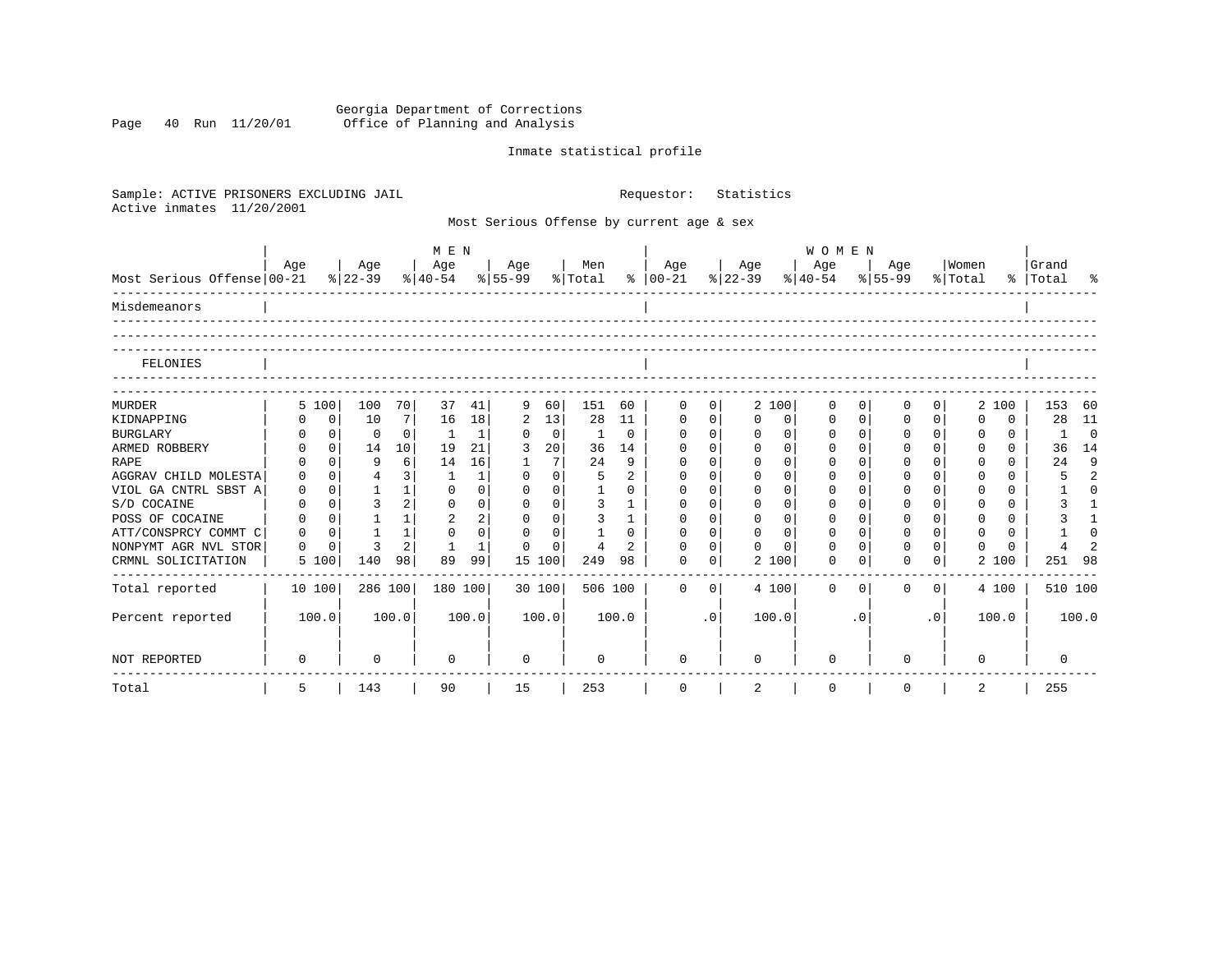Georgia Department of Corrections
Office of Planning and Analysis

Inmate statistical profile

Sample: ACTIVE PRISONERS EXCLUDING JAIL
Active inmates 11/20/2001

Requestor: Statistics

Most Serious Offense by current age & sex

| Most Serious Offense | MEN Age 00-21 | % | Age 22-39 | % | Age 40-54 | % | Age 55-99 | % | Men Total | % | WOMEN Age 00-21 | % | Age 22-39 | % | Age 40-54 | % | Age 55-99 | % | Women Total | % | Grand Total | % |
|---|---|---|---|---|---|---|---|---|---|---|---|---|---|---|---|---|---|---|---|---|---|---|
| Misdemeanors | | | | | | | | | | | | | | | | | | | | | | |
| FELONIES | | | | | | | | | | | | | | | | | | | | | | |
| MURDER | 5 | 100 | 100 | 70 | 37 | 41 | 9 | 60 | 151 | 60 | 0 | 0 | 2 | 100 | 0 | 0 | 0 | 0 | 2 | 100 | 153 | 60 |
| KIDNAPPING | 0 | 0 | 10 | 7 | 16 | 18 | 2 | 13 | 28 | 11 | 0 | 0 | 0 | 0 | 0 | 0 | 0 | 0 | 0 | 0 | 28 | 11 |
| BURGLARY | 0 | 0 | 0 | 0 | 1 | 1 | 0 | 0 | 1 | 0 | 0 | 0 | 0 | 0 | 0 | 0 | 0 | 0 | 0 | 0 | 1 | 0 |
| ARMED ROBBERY | 0 | 0 | 14 | 10 | 19 | 21 | 3 | 20 | 36 | 14 | 0 | 0 | 0 | 0 | 0 | 0 | 0 | 0 | 0 | 0 | 36 | 14 |
| RAPE | 0 | 0 | 9 | 6 | 14 | 16 | 1 | 7 | 24 | 9 | 0 | 0 | 0 | 0 | 0 | 0 | 0 | 0 | 0 | 0 | 24 | 9 |
| AGGRAV CHILD MOLESTA | 0 | 0 | 4 | 3 | 1 | 1 | 0 | 0 | 5 | 2 | 0 | 0 | 0 | 0 | 0 | 0 | 0 | 0 | 0 | 0 | 5 | 2 |
| VIOL GA CNTRL SBST A | 0 | 0 | 1 | 1 | 0 | 0 | 0 | 0 | 1 | 0 | 0 | 0 | 0 | 0 | 0 | 0 | 0 | 0 | 0 | 0 | 1 | 0 |
| S/D COCAINE | 0 | 0 | 3 | 2 | 0 | 0 | 0 | 0 | 3 | 1 | 0 | 0 | 0 | 0 | 0 | 0 | 0 | 0 | 0 | 0 | 3 | 1 |
| POSS OF COCAINE | 0 | 0 | 1 | 1 | 2 | 2 | 0 | 0 | 3 | 1 | 0 | 0 | 0 | 0 | 0 | 0 | 0 | 0 | 0 | 0 | 3 | 1 |
| ATT/CONSPRCY COMMT C | 0 | 0 | 1 | 1 | 0 | 0 | 0 | 0 | 1 | 0 | 0 | 0 | 0 | 0 | 0 | 0 | 0 | 0 | 0 | 0 | 1 | 0 |
| NONPYMT AGR NVL STOR | 0 | 0 | 3 | 2 | 1 | 1 | 0 | 0 | 4 | 2 | 0 | 0 | 0 | 0 | 0 | 0 | 0 | 0 | 0 | 0 | 4 | 2 |
| CRMNL SOLICITATION | 5 | 100 | 140 | 98 | 89 | 99 | 15 | 100 | 249 | 98 | 0 | 0 | 2 | 100 | 0 | 0 | 0 | 0 | 2 | 100 | 251 | 98 |
| Total reported | 10 | 100 | 286 | 100 | 180 | 100 | 30 | 100 | 506 | 100 | 0 | 0 | 4 | 100 | 0 | 0 | 0 | 0 | 4 | 100 | 510 | 100 |
| Percent reported | | 100.0 | | 100.0 | | 100.0 | | 100.0 | | 100.0 | | .0 | | 100.0 | | .0 | | .0 | | 100.0 | | 100.0 |
| NOT REPORTED | 0 | | 0 | | 0 | | 0 | | 0 | | 0 | | 0 | | 0 | | 0 | | 0 | | 0 | |
| Total | 5 | | 143 | | 90 | | 15 | | 253 | | 0 | | 2 | | 0 | | 0 | | 2 | | 255 | |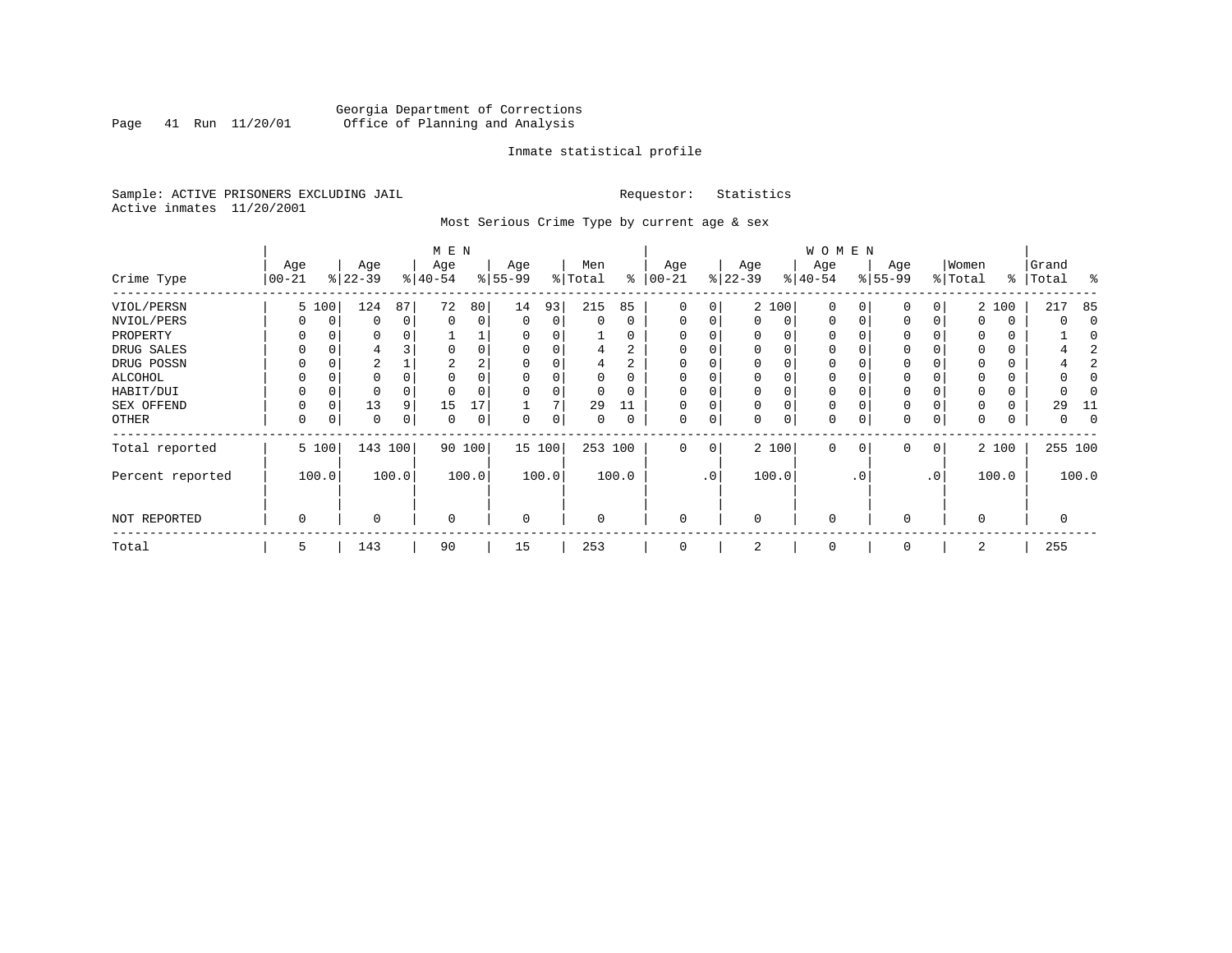Georgia Department of Corrections
Office of Planning and Analysis

Inmate statistical profile

Sample: ACTIVE PRISONERS EXCLUDING JAIL

Active inmates 11/20/2001

Requestor: Statistics

Most Serious Crime Type by current age & sex

| | MEN | | | | | | | | | | WOMEN | | | | | | | | | | | |
|---|---|---|---|---|---|---|---|---|---|---|---|---|---|---|---|---|---|---|---|---|---|---|
| Crime Type | Age 00-21 | % | Age 22-39 | % | Age 40-54 | % | Age 55-99 | % | Men Total | % | Age 00-21 | % | Age 22-39 | % | Age 40-54 | % | Age 55-99 | % | Women Total | % | Grand Total | % |
| VIOL/PERSN | 5 | 100 | 124 | 87 | 72 | 80 | 14 | 93 | 215 | 85 | 0 | 0 | 2 | 100 | 0 | 0 | 0 | 0 | 2 | 100 | 217 | 85 |
| NVIOL/PERS | 0 | 0 | 0 | 0 | 0 | 0 | 0 | 0 | 0 | 0 | 0 | 0 | 0 | 0 | 0 | 0 | 0 | 0 | 0 | 0 | 0 | 0 |
| PROPERTY | 0 | 0 | 0 | 0 | 1 | 1 | 0 | 0 | 1 | 0 | 0 | 0 | 0 | 0 | 0 | 0 | 0 | 0 | 0 | 0 | 1 | 0 |
| DRUG SALES | 0 | 0 | 4 | 3 | 0 | 0 | 0 | 0 | 4 | 2 | 0 | 0 | 0 | 0 | 0 | 0 | 0 | 0 | 0 | 0 | 4 | 2 |
| DRUG POSSN | 0 | 0 | 2 | 1 | 2 | 2 | 0 | 0 | 4 | 2 | 0 | 0 | 0 | 0 | 0 | 0 | 0 | 0 | 0 | 0 | 4 | 2 |
| ALCOHOL | 0 | 0 | 0 | 0 | 0 | 0 | 0 | 0 | 0 | 0 | 0 | 0 | 0 | 0 | 0 | 0 | 0 | 0 | 0 | 0 | 0 | 0 |
| HABIT/DUI | 0 | 0 | 0 | 0 | 0 | 0 | 0 | 0 | 0 | 0 | 0 | 0 | 0 | 0 | 0 | 0 | 0 | 0 | 0 | 0 | 0 | 0 |
| SEX OFFEND | 0 | 0 | 13 | 9 | 15 | 17 | 1 | 7 | 29 | 11 | 0 | 0 | 0 | 0 | 0 | 0 | 0 | 0 | 0 | 0 | 29 | 11 |
| OTHER | 0 | 0 | 0 | 0 | 0 | 0 | 0 | 0 | 0 | 0 | 0 | 0 | 0 | 0 | 0 | 0 | 0 | 0 | 0 | 0 | 0 | 0 |
| Total reported | 5 | 100 | 143 | 100 | 90 | 100 | 15 | 100 | 253 | 100 | 0 | 0 | 2 | 100 | 0 | 0 | 0 | 0 | 2 | 100 | 255 | 100 |
| Percent reported | | 100.0 | | 100.0 | | 100.0 | | 100.0 | | 100.0 | | .0 | | 100.0 | | .0 | | .0 | | 100.0 | | 100.0 |
| NOT REPORTED | 0 | | 0 | | 0 | | 0 | | 0 | | 0 | | 0 | | 0 | | 0 | | 0 | | 0 | |
| Total | 5 | | 143 | | 90 | | 15 | | 253 | | 0 | | 2 | | 0 | | 0 | | 2 | | 255 | |